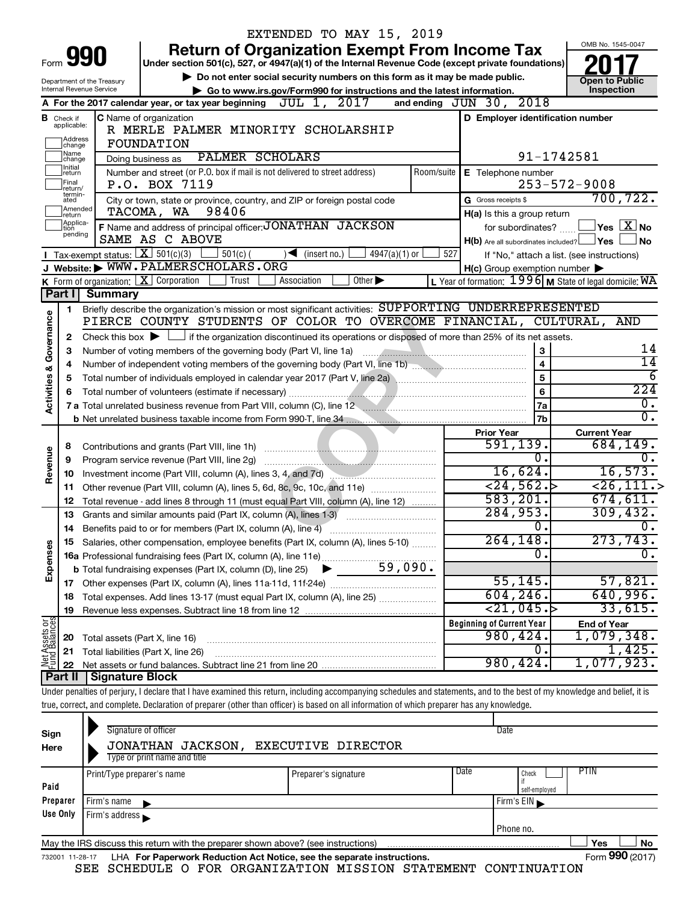EXTENDED TO MAY 15, 2019

Form **990**

# Return of Organization Exempt From Income Tax

Under section 501(c), 527, or 4947(a)(1) of the Internal Revenue Code (except private foundations)

▶ Do not enter social security numbers on this form as it may be made public.

▶ Go to www.irs.gov/Form990 for instructions and the latest information.

Department of the Treasury
Internal Revenue Service

OMB No. 1545-0047

**2017**

**Open to Public Inspection**

**A** For the 2017 calendar year, or tax year beginning JUL 1, 2017 and ending JUN 30, 2018

**B** Check if applicable: Address change / Name change / Initial return / Final return/terminated / Amended return / Application pending

**C** Name of organization: R MERLE PALMER MINORITY SCHOLARSHIP FOUNDATION

Doing business as: PALMER SCHOLARS

Number and street (or P.O. box if mail is not delivered to street address): P.O. BOX 7119 — Room/suite

City or town, state or province, country, and ZIP or foreign postal code: TACOMA, WA 98406

**D** Employer identification number: 91-1742581

**E** Telephone number: 253-572-9008

**G** Gross receipts $ 700,722.

**F** Name and address of principal officer: JONATHAN JACKSON, SAME AS C ABOVE

**H(a)** Is this a group return for subordinates? ☐ Yes ☒ No

**H(b)** Are all subordinates included? ☐ Yes ☐ No — If "No," attach a list. (see instructions)

**H(c)** Group exemption number ▶

**I** Tax-exempt status: ☒ 501(c)(3) ☐ 501(c) ( ) ◀ (insert no.) ☐ 4947(a)(1) or ☐ 527

**J** Website: ▶ WWW.PALMERSCHOLARS.ORG

**K** Form of organization: ☒ Corporation ☐ Trust ☐ Association ☐ Other ▶

**L** Year of formation: 1996 **M** State of legal domicile: WA

## Part I Summary

**Activities & Governance**

1. Briefly describe the organization's mission or most significant activities: SUPPORTING UNDERREPRESENTED PIERCE COUNTY STUDENTS OF COLOR TO OVERCOME FINANCIAL, CULTURAL, AND
2. Check this box ▶ ☐ if the organization discontinued its operations or disposed of more than 25% of its net assets.

| Line | Description | No. | Value |
|---|---|---|---|
| 3 | Number of voting members of the governing body (Part VI, line 1a) | 3 | 14 |
| 4 | Number of independent voting members of the governing body (Part VI, line 1b) | 4 | 14 |
| 5 | Total number of individuals employed in calendar year 2017 (Part V, line 2a) | 5 | 6 |
| 6 | Total number of volunteers (estimate if necessary) | 6 | 224 |
| 7a | Total unrelated business revenue from Part VIII, column (C), line 12 | 7a | 0. |
| 7b | Net unrelated business taxable income from Form 990-T, line 34 | 7b | 0. |

| | Line | Description | Prior Year | Current Year |
|---|---|---|---|---|
| Revenue | 8 | Contributions and grants (Part VIII, line 1h) | 591,139. | 684,149. |
| | 9 | Program service revenue (Part VIII, line 2g) | 0. | 0. |
| | 10 | Investment income (Part VIII, column (A), lines 3, 4, and 7d) | 16,624. | 16,573. |
| | 11 | Other revenue (Part VIII, column (A), lines 5, 6d, 8c, 9c, 10c, and 11e) | <24,562.> | <26,111.> |
| | 12 | Total revenue - add lines 8 through 11 (must equal Part VIII, column (A), line 12) | 583,201. | 674,611. |
| Expenses | 13 | Grants and similar amounts paid (Part IX, column (A), lines 1-3) | 284,953. | 309,432. |
| | 14 | Benefits paid to or for members (Part IX, column (A), line 4) | 0. | 0. |
| | 15 | Salaries, other compensation, employee benefits (Part IX, column (A), lines 5-10) | 264,148. | 273,743. |
| | 16a | Professional fundraising fees (Part IX, column (A), line 11e) | 0. | 0. |
| | b | Total fundraising expenses (Part IX, column (D), line 25) ▶ 59,090. | | |
| | 17 | Other expenses (Part IX, column (A), lines 11a-11d, 11f-24e) | 55,145. | 57,821. |
| | 18 | Total expenses. Add lines 13-17 (must equal Part IX, column (A), line 25) | 604,246. | 640,996. |
| | 19 | Revenue less expenses. Subtract line 18 from line 12 | <21,045.> | 33,615. |
| | | | **Beginning of Current Year** | **End of Year** |
| Net Assets or Fund Balances | 20 | Total assets (Part X, line 16) | 980,424. | 1,079,348. |
| | 21 | Total liabilities (Part X, line 26) | 0. | 1,425. |
| | 22 | Net assets or fund balances. Subtract line 21 from line 20 | 980,424. | 1,077,923. |

## Part II Signature Block

Under penalties of perjury, I declare that I have examined this return, including accompanying schedules and statements, and to the best of my knowledge and belief, it is true, correct, and complete. Declaration of preparer (other than officer) is based on all information of which preparer has any knowledge.

**Sign Here**

Signature of officer — Date

JONATHAN JACKSON, EXECUTIVE DIRECTOR
Type or print name and title

**Paid Preparer Use Only**

| Print/Type preparer's name | Preparer's signature | Date | Check ☐ if self-employed | PTIN |
|---|---|---|---|---|
| | | | | |

Firm's name ▶ — Firm's EIN ▶

Firm's address ▶ — Phone no.

May the IRS discuss this return with the preparer shown above? (see instructions) ☐ Yes ☐ No

732001 11-28-17 LHA For Paperwork Reduction Act Notice, see the separate instructions. Form **990** (2017)

SEE SCHEDULE O FOR ORGANIZATION MISSION STATEMENT CONTINUATION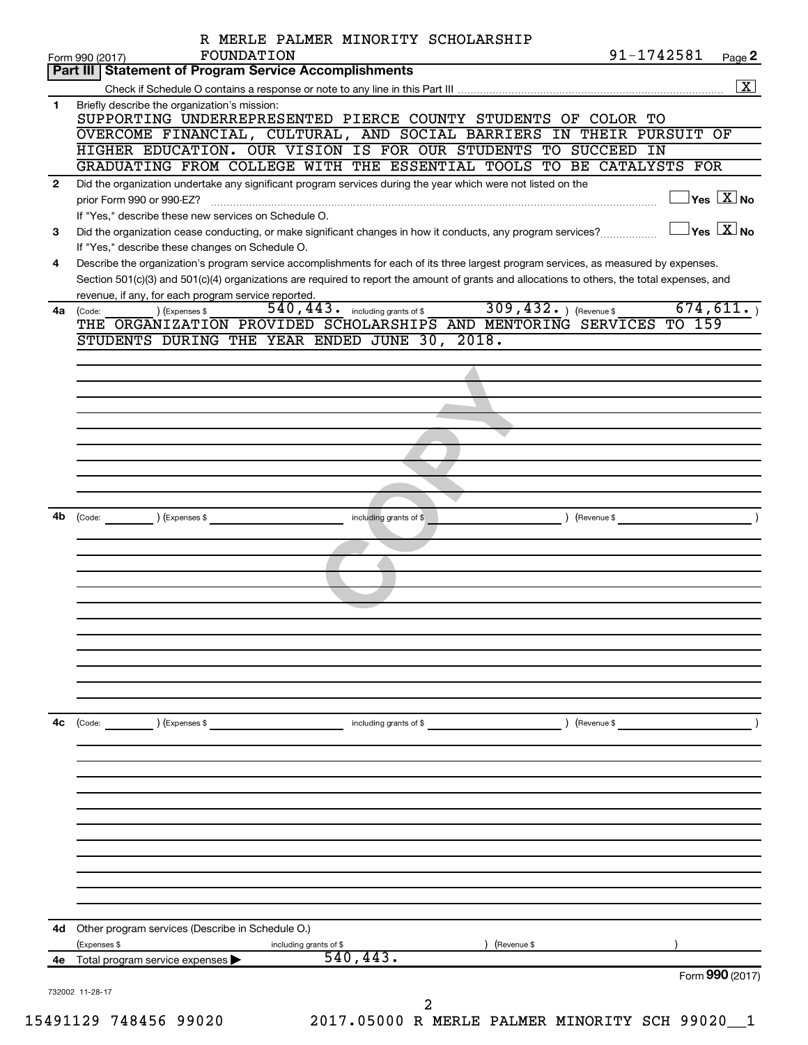R MERLE PALMER MINORITY SCHOLARSHIP FOUNDATION 91-1742581

Form 990 (2017)

## Part III Statement of Program Service Accomplishments

Check if Schedule O contains a response or note to any line in this Part III .......... [X]

**1** Briefly describe the organization's mission:

SUPPORTING UNDERREPRESENTED PIERCE COUNTY STUDENTS OF COLOR TO OVERCOME FINANCIAL, CULTURAL, AND SOCIAL BARRIERS IN THEIR PURSUIT OF HIGHER EDUCATION. OUR VISION IS FOR OUR STUDENTS TO SUCCEED IN GRADUATING FROM COLLEGE WITH THE ESSENTIAL TOOLS TO BE CATALYSTS FOR

**2** Did the organization undertake any significant program services during the year which were not listed on the prior Form 990 or 990-EZ? [ ] Yes [X] No

If "Yes," describe these new services on Schedule O.

**3** Did the organization cease conducting, or make significant changes in how it conducts, any program services? [ ] Yes [X] No

If "Yes," describe these changes on Schedule O.

**4** Describe the organization's program service accomplishments for each of its three largest program services, as measured by expenses. Section 501(c)(3) and 501(c)(4) organizations are required to report the amount of grants and allocations to others, the total expenses, and revenue, if any, for each program service reported.

**4a** (Code: ) (Expenses $ 540,443. including grants of $ 309,432. ) (Revenue $ 674,611. )

THE ORGANIZATION PROVIDED SCHOLARSHIPS AND MENTORING SERVICES TO 159 STUDENTS DURING THE YEAR ENDED JUNE 30, 2018.

**4b** (Code: ) (Expenses $ including grants of $ ) (Revenue $ )

**4c** (Code: ) (Expenses $ including grants of $ ) (Revenue $ )

**4d** Other program services (Describe in Schedule O.)

(Expenses $ including grants of $ ) (Revenue $ )

**4e** Total program service expenses ▶ 540,443.

Form **990** (2017)

732002 11-28-17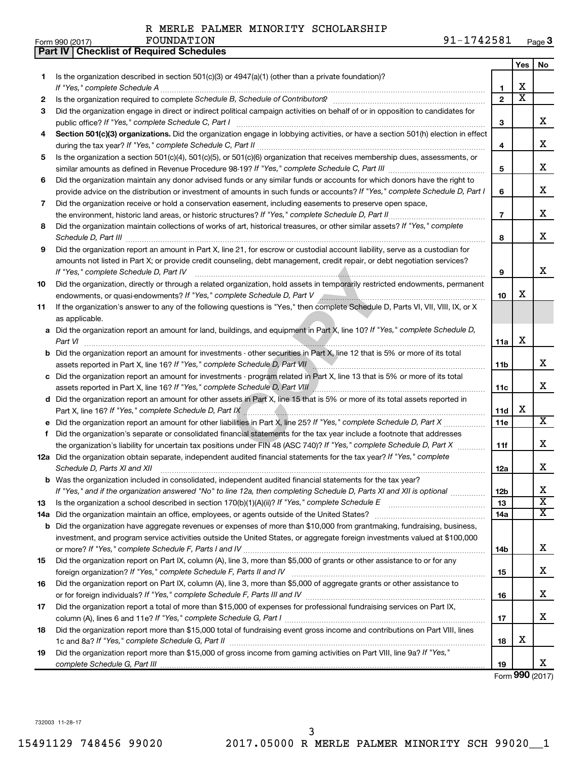R MERLE PALMER MINORITY SCHOLARSHIP FOUNDATION 91-1742581

Form 990 (2017) Page 3

**Part IV | Checklist of Required Schedules**

| | | | Yes | No |
|---|---|---|---|---|
| 1 | Is the organization described in section 501(c)(3) or 4947(a)(1) (other than a private foundation)? *If "Yes," complete Schedule A* | 1 | X | |
| 2 | Is the organization required to complete *Schedule B, Schedule of Contributors*? | 2 | X | |
| 3 | Did the organization engage in direct or indirect political campaign activities on behalf of or in opposition to candidates for public office? *If "Yes," complete Schedule C, Part I* | 3 | | X |
| 4 | **Section 501(c)(3) organizations.** Did the organization engage in lobbying activities, or have a section 501(h) election in effect during the tax year? *If "Yes," complete Schedule C, Part II* | 4 | | X |
| 5 | Is the organization a section 501(c)(4), 501(c)(5), or 501(c)(6) organization that receives membership dues, assessments, or similar amounts as defined in Revenue Procedure 98-19? *If "Yes," complete Schedule C, Part III* | 5 | | X |
| 6 | Did the organization maintain any donor advised funds or any similar funds or accounts for which donors have the right to provide advice on the distribution or investment of amounts in such funds or accounts? *If "Yes," complete Schedule D, Part I* | 6 | | X |
| 7 | Did the organization receive or hold a conservation easement, including easements to preserve open space, the environment, historic land areas, or historic structures? *If "Yes," complete Schedule D, Part II* | 7 | | X |
| 8 | Did the organization maintain collections of works of art, historical treasures, or other similar assets? *If "Yes," complete Schedule D, Part III* | 8 | | X |
| 9 | Did the organization report an amount in Part X, line 21, for escrow or custodial account liability, serve as a custodian for amounts not listed in Part X; or provide credit counseling, debt management, credit repair, or debt negotiation services? *If "Yes," complete Schedule D, Part IV* | 9 | | X |
| 10 | Did the organization, directly or through a related organization, hold assets in temporarily restricted endowments, permanent endowments, or quasi-endowments? *If "Yes," complete Schedule D, Part V* | 10 | X | |
| 11 | If the organization's answer to any of the following questions is "Yes," then complete Schedule D, Parts VI, VII, VIII, IX, or X as applicable. | | | |
| a | Did the organization report an amount for land, buildings, and equipment in Part X, line 10? *If "Yes," complete Schedule D, Part VI* | 11a | X | |
| b | Did the organization report an amount for investments - other securities in Part X, line 12 that is 5% or more of its total assets reported in Part X, line 16? *If "Yes," complete Schedule D, Part VII* | 11b | | X |
| c | Did the organization report an amount for investments - program related in Part X, line 13 that is 5% or more of its total assets reported in Part X, line 16? *If "Yes," complete Schedule D, Part VIII* | 11c | | X |
| d | Did the organization report an amount for other assets in Part X, line 15 that is 5% or more of its total assets reported in Part X, line 16? *If "Yes," complete Schedule D, Part IX* | 11d | X | |
| e | Did the organization report an amount for other liabilities in Part X, line 25? *If "Yes," complete Schedule D, Part X* | 11e | | X |
| f | Did the organization's separate or consolidated financial statements for the tax year include a footnote that addresses the organization's liability for uncertain tax positions under FIN 48 (ASC 740)? *If "Yes," complete Schedule D, Part X* | 11f | | X |
| 12a | Did the organization obtain separate, independent audited financial statements for the tax year? *If "Yes," complete Schedule D, Parts XI and XII* | 12a | | X |
| b | Was the organization included in consolidated, independent audited financial statements for the tax year? *If "Yes," and if the organization answered "No" to line 12a, then completing Schedule D, Parts XI and XII is optional* | 12b | | X |
| 13 | Is the organization a school described in section 170(b)(1)(A)(ii)? *If "Yes," complete Schedule E* | 13 | | X |
| 14a | Did the organization maintain an office, employees, or agents outside of the United States? | 14a | | X |
| b | Did the organization have aggregate revenues or expenses of more than $10,000 from grantmaking, fundraising, business, investment, and program service activities outside the United States, or aggregate foreign investments valued at $100,000 or more? *If "Yes," complete Schedule F, Parts I and IV* | 14b | | X |
| 15 | Did the organization report on Part IX, column (A), line 3, more than $5,000 of grants or other assistance to or for any foreign organization? *If "Yes," complete Schedule F, Parts II and IV* | 15 | | X |
| 16 | Did the organization report on Part IX, column (A), line 3, more than $5,000 of aggregate grants or other assistance to or for foreign individuals? *If "Yes," complete Schedule F, Parts III and IV* | 16 | | X |
| 17 | Did the organization report a total of more than $15,000 of expenses for professional fundraising services on Part IX, column (A), lines 6 and 11e? *If "Yes," complete Schedule G, Part I* | 17 | | X |
| 18 | Did the organization report more than $15,000 total of fundraising event gross income and contributions on Part VIII, lines 1c and 8a? *If "Yes," complete Schedule G, Part II* | 18 | X | |
| 19 | Did the organization report more than $15,000 of gross income from gaming activities on Part VIII, line 9a? *If "Yes," complete Schedule G, Part III* | 19 | | X |

Form **990** (2017)

732003 11-28-17

15491129 748456 99020 2017.05000 R MERLE PALMER MINORITY SCH 99020__1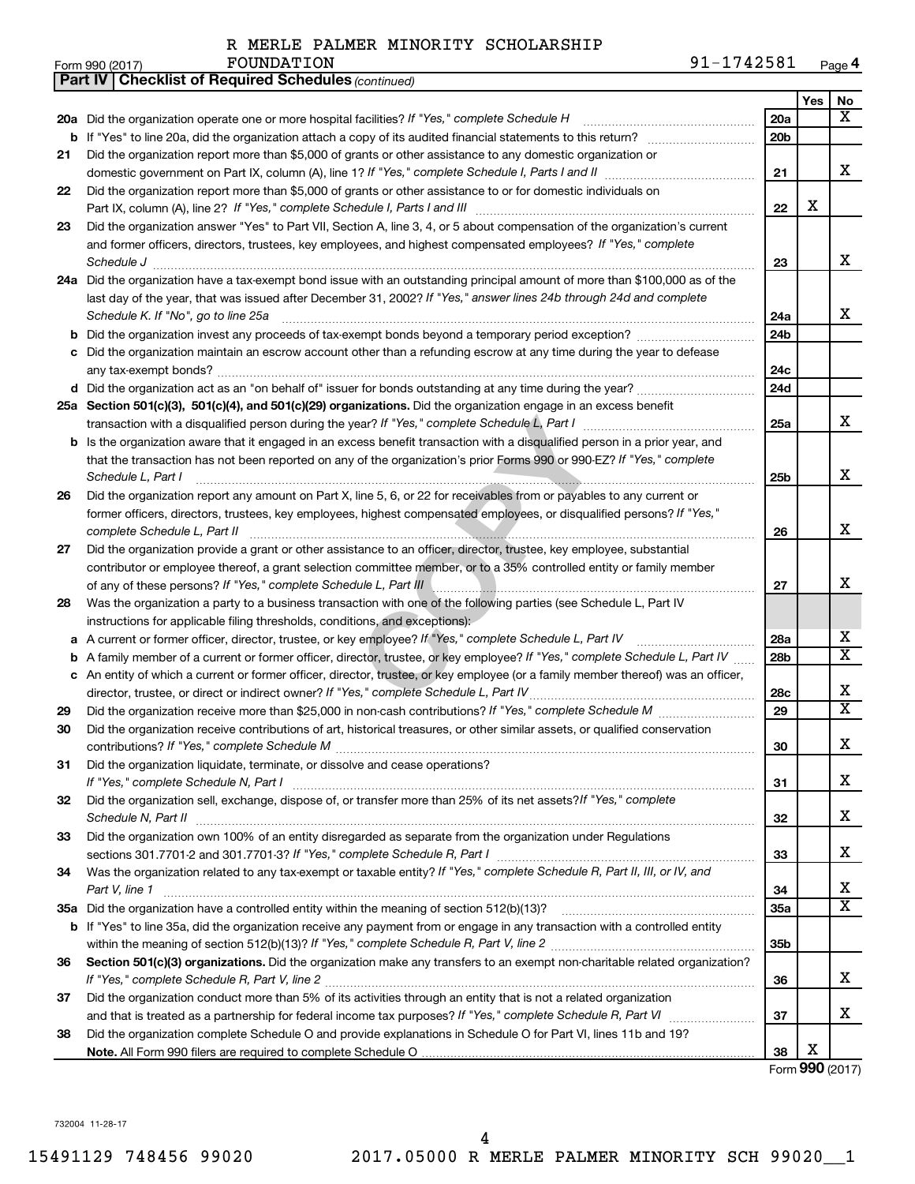R MERLE PALMER MINORITY SCHOLARSHIP FOUNDATION

Form 990 (2017) 91-1742581 Page **4**

**Part IV | Checklist of Required Schedules** *(continued)*

| | | | Yes | No |
|---|---|---|---|---|
| **20a** | Did the organization operate one or more hospital facilities? *If "Yes," complete Schedule H* | **20a** | | X |
| **b** | If "Yes" to line 20a, did the organization attach a copy of its audited financial statements to this return? | **20b** | | |
| **21** | Did the organization report more than $5,000 of grants or other assistance to any domestic organization or domestic government on Part IX, column (A), line 1? *If "Yes," complete Schedule I, Parts I and II* | **21** | | X |
| **22** | Did the organization report more than $5,000 of grants or other assistance to or for domestic individuals on Part IX, column (A), line 2? *If "Yes," complete Schedule I, Parts I and III* | **22** | X | |
| **23** | Did the organization answer "Yes" to Part VII, Section A, line 3, 4, or 5 about compensation of the organization's current and former officers, directors, trustees, key employees, and highest compensated employees? *If "Yes," complete Schedule J* | **23** | | X |
| **24a** | Did the organization have a tax-exempt bond issue with an outstanding principal amount of more than $100,000 as of the last day of the year, that was issued after December 31, 2002? *If "Yes," answer lines 24b through 24d and complete Schedule K. If "No", go to line 25a* | **24a** | | X |
| **b** | Did the organization invest any proceeds of tax-exempt bonds beyond a temporary period exception? | **24b** | | |
| **c** | Did the organization maintain an escrow account other than a refunding escrow at any time during the year to defease any tax-exempt bonds? | **24c** | | |
| **d** | Did the organization act as an "on behalf of" issuer for bonds outstanding at any time during the year? | **24d** | | |
| **25a** | **Section 501(c)(3), 501(c)(4), and 501(c)(29) organizations.** Did the organization engage in an excess benefit transaction with a disqualified person during the year? *If "Yes," complete Schedule L, Part I* | **25a** | | X |
| **b** | Is the organization aware that it engaged in an excess benefit transaction with a disqualified person in a prior year, and that the transaction has not been reported on any of the organization's prior Forms 990 or 990-EZ? *If "Yes," complete Schedule L, Part I* | **25b** | | X |
| **26** | Did the organization report any amount on Part X, line 5, 6, or 22 for receivables from or payables to any current or former officers, directors, trustees, key employees, highest compensated employees, or disqualified persons? *If "Yes," complete Schedule L, Part II* | **26** | | X |
| **27** | Did the organization provide a grant or other assistance to an officer, director, trustee, key employee, substantial contributor or employee thereof, a grant selection committee member, or to a 35% controlled entity or family member of any of these persons? *If "Yes," complete Schedule L, Part III* | **27** | | X |
| **28** | Was the organization a party to a business transaction with one of the following parties (see Schedule L, Part IV instructions for applicable filing thresholds, conditions, and exceptions): | | | |
| **a** | A current or former officer, director, trustee, or key employee? *If "Yes," complete Schedule L, Part IV* | **28a** | | X |
| **b** | A family member of a current or former officer, director, trustee, or key employee? *If "Yes," complete Schedule L, Part IV* | **28b** | | X |
| **c** | An entity of which a current or former officer, director, trustee, or key employee (or a family member thereof) was an officer, director, trustee, or direct or indirect owner? *If "Yes," complete Schedule L, Part IV* | **28c** | | X |
| **29** | Did the organization receive more than $25,000 in non-cash contributions? *If "Yes," complete Schedule M* | **29** | | X |
| **30** | Did the organization receive contributions of art, historical treasures, or other similar assets, or qualified conservation contributions? *If "Yes," complete Schedule M* | **30** | | X |
| **31** | Did the organization liquidate, terminate, or dissolve and cease operations? *If "Yes," complete Schedule N, Part I* | **31** | | X |
| **32** | Did the organization sell, exchange, dispose of, or transfer more than 25% of its net assets? *If "Yes," complete Schedule N, Part II* | **32** | | X |
| **33** | Did the organization own 100% of an entity disregarded as separate from the organization under Regulations sections 301.7701-2 and 301.7701-3? *If "Yes," complete Schedule R, Part I* | **33** | | X |
| **34** | Was the organization related to any tax-exempt or taxable entity? *If "Yes," complete Schedule R, Part II, III, or IV, and Part V, line 1* | **34** | | X |
| **35a** | Did the organization have a controlled entity within the meaning of section 512(b)(13)? | **35a** | | X |
| **b** | If "Yes" to line 35a, did the organization receive any payment from or engage in any transaction with a controlled entity within the meaning of section 512(b)(13)? *If "Yes," complete Schedule R, Part V, line 2* | **35b** | | |
| **36** | **Section 501(c)(3) organizations.** Did the organization make any transfers to an exempt non-charitable related organization? *If "Yes," complete Schedule R, Part V, line 2* | **36** | | X |
| **37** | Did the organization conduct more than 5% of its activities through an entity that is not a related organization and that is treated as a partnership for federal income tax purposes? *If "Yes," complete Schedule R, Part VI* | **37** | | X |
| **38** | Did the organization complete Schedule O and provide explanations in Schedule O for Part VI, lines 11b and 19? **Note.** All Form 990 filers are required to complete Schedule O | **38** | X | |

Form **990** (2017)

732004 11-28-17

15491129 748456 99020 2017.05000 R MERLE PALMER MINORITY SCH 99020__1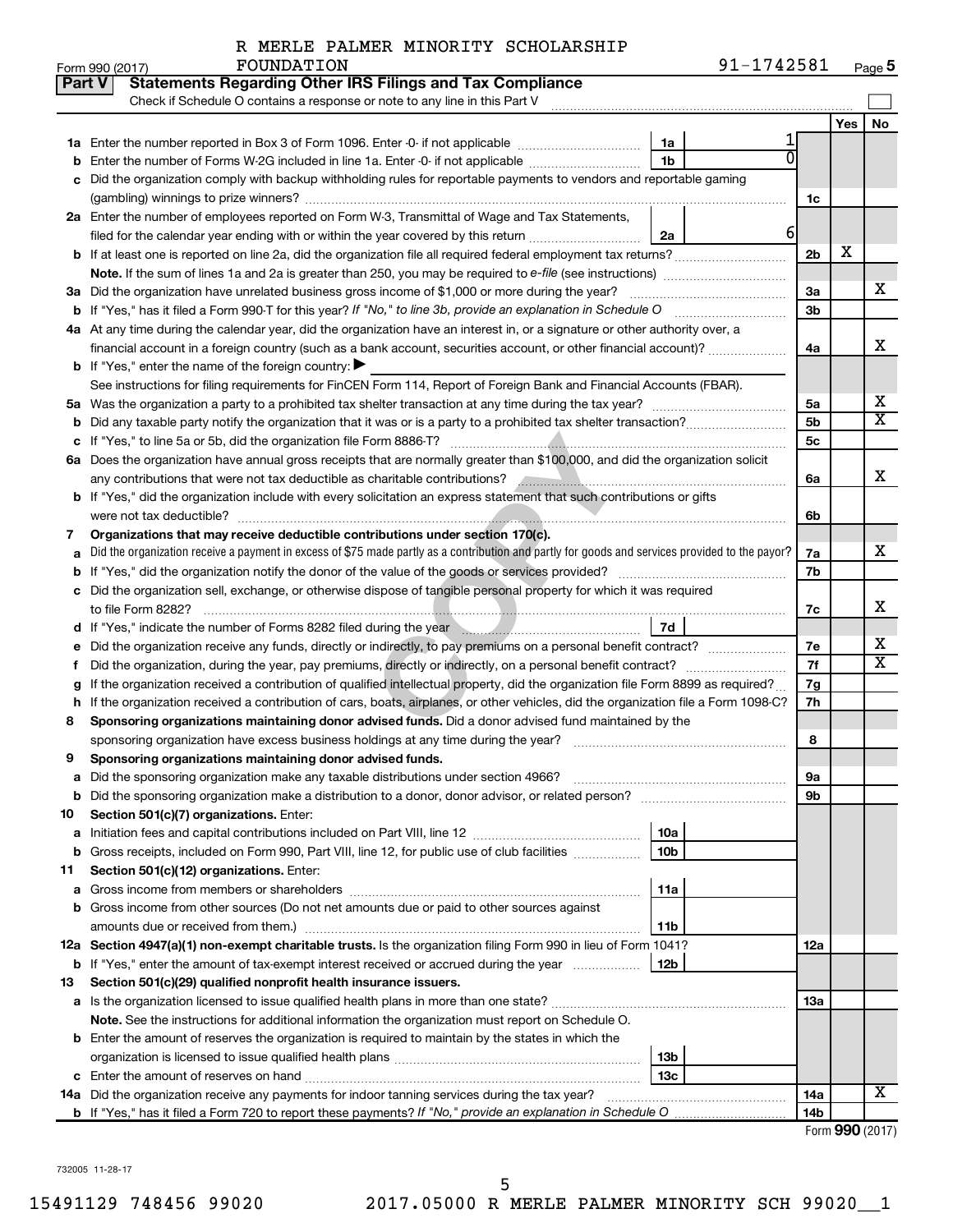R MERLE PALMER MINORITY SCHOLARSHIP FOUNDATION

Form 990 (2017) 91-1742581 Page 5

## Part V Statements Regarding Other IRS Filings and Tax Compliance

Check if Schedule O contains a response or note to any line in this Part V

| | | | | | Yes | No |
|---|---|---|---|---|---|---|
| 1a | Enter the number reported in Box 3 of Form 1096. Enter -0- if not applicable | 1a | 1 | | | |
| b | Enter the number of Forms W-2G included in line 1a. Enter -0- if not applicable | 1b | 0 | | | |
| c | Did the organization comply with backup withholding rules for reportable payments to vendors and reportable gaming (gambling) winnings to prize winners? | | | 1c | | |
| 2a | Enter the number of employees reported on Form W-3, Transmittal of Wage and Tax Statements, filed for the calendar year ending with or within the year covered by this return | 2a | 6 | | | |
| b | If at least one is reported on line 2a, did the organization file all required federal employment tax returns? | | | 2b | X | |
| | Note. If the sum of lines 1a and 2a is greater than 250, you may be required to e-file (see instructions) | | | | | |
| 3a | Did the organization have unrelated business gross income of $1,000 or more during the year? | | | 3a | | X |
| b | If "Yes," has it filed a Form 990-T for this year? If "No," to line 3b, provide an explanation in Schedule O | | | 3b | | |
| 4a | At any time during the calendar year, did the organization have an interest in, or a signature or other authority over, a financial account in a foreign country (such as a bank account, securities account, or other financial account)? | | | 4a | | X |
| b | If "Yes," enter the name of the foreign country: ▶ | | | | | |
| | See instructions for filing requirements for FinCEN Form 114, Report of Foreign Bank and Financial Accounts (FBAR). | | | | | |
| 5a | Was the organization a party to a prohibited tax shelter transaction at any time during the tax year? | | | 5a | | X |
| b | Did any taxable party notify the organization that it was or is a party to a prohibited tax shelter transaction? | | | 5b | | X |
| c | If "Yes," to line 5a or 5b, did the organization file Form 8886-T? | | | 5c | | |
| 6a | Does the organization have annual gross receipts that are normally greater than $100,000, and did the organization solicit any contributions that were not tax deductible as charitable contributions? | | | 6a | | X |
| b | If "Yes," did the organization include with every solicitation an express statement that such contributions or gifts were not tax deductible? | | | 6b | | |
| 7 | **Organizations that may receive deductible contributions under section 170(c).** | | | | | |
| a | Did the organization receive a payment in excess of $75 made partly as a contribution and partly for goods and services provided to the payor? | | | 7a | | X |
| b | If "Yes," did the organization notify the donor of the value of the goods or services provided? | | | 7b | | |
| c | Did the organization sell, exchange, or otherwise dispose of tangible personal property for which it was required to file Form 8282? | | | 7c | | X |
| d | If "Yes," indicate the number of Forms 8282 filed during the year | 7d | | | | |
| e | Did the organization receive any funds, directly or indirectly, to pay premiums on a personal benefit contract? | | | 7e | | X |
| f | Did the organization, during the year, pay premiums, directly or indirectly, on a personal benefit contract? | | | 7f | | X |
| g | If the organization received a contribution of qualified intellectual property, did the organization file Form 8899 as required? | | | 7g | | |
| h | If the organization received a contribution of cars, boats, airplanes, or other vehicles, did the organization file a Form 1098-C? | | | 7h | | |
| 8 | **Sponsoring organizations maintaining donor advised funds.** Did a donor advised fund maintained by the sponsoring organization have excess business holdings at any time during the year? | | | 8 | | |
| 9 | **Sponsoring organizations maintaining donor advised funds.** | | | | | |
| a | Did the sponsoring organization make any taxable distributions under section 4966? | | | 9a | | |
| b | Did the sponsoring organization make a distribution to a donor, donor advisor, or related person? | | | 9b | | |
| 10 | **Section 501(c)(7) organizations.** Enter: | | | | | |
| a | Initiation fees and capital contributions included on Part VIII, line 12 | 10a | | | | |
| b | Gross receipts, included on Form 990, Part VIII, line 12, for public use of club facilities | 10b | | | | |
| 11 | **Section 501(c)(12) organizations.** Enter: | | | | | |
| a | Gross income from members or shareholders | 11a | | | | |
| b | Gross income from other sources (Do not net amounts due or paid to other sources against amounts due or received from them.) | 11b | | | | |
| 12a | **Section 4947(a)(1) non-exempt charitable trusts.** Is the organization filing Form 990 in lieu of Form 1041? | | | 12a | | |
| b | If "Yes," enter the amount of tax-exempt interest received or accrued during the year | 12b | | | | |
| 13 | **Section 501(c)(29) qualified nonprofit health insurance issuers.** | | | | | |
| a | Is the organization licensed to issue qualified health plans in more than one state? | | | 13a | | |
| | **Note.** See the instructions for additional information the organization must report on Schedule O. | | | | | |
| b | Enter the amount of reserves the organization is required to maintain by the states in which the organization is licensed to issue qualified health plans | 13b | | | | |
| c | Enter the amount of reserves on hand | 13c | | | | |
| 14a | Did the organization receive any payments for indoor tanning services during the tax year? | | | 14a | | X |
| b | If "Yes," has it filed a Form 720 to report these payments? If "No," provide an explanation in Schedule O | | | 14b | | |

Form **990** (2017)

732005 11-28-17

15491129 748456 99020 2017.05000 R MERLE PALMER MINORITY SCH 99020__1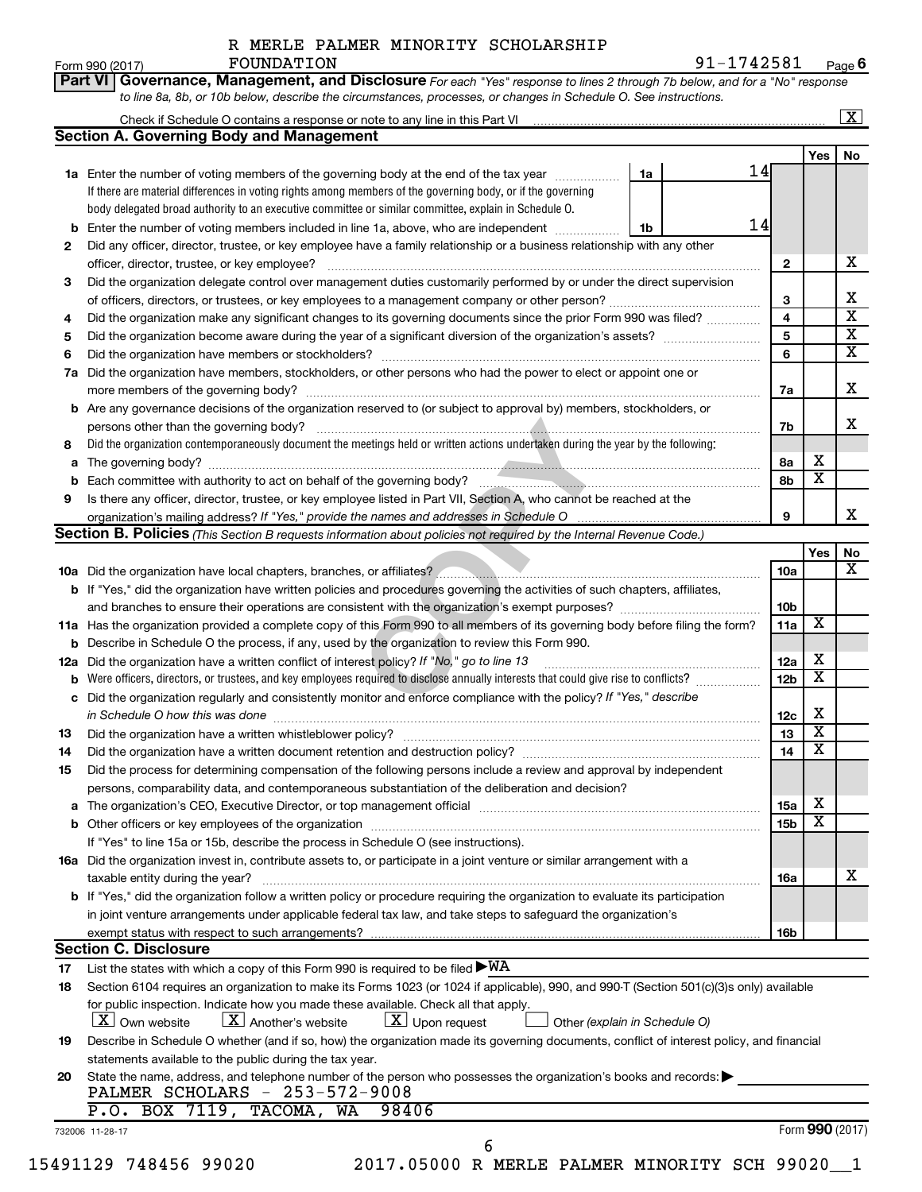R MERLE PALMER MINORITY SCHOLARSHIP FOUNDATION

Form 990 (2017) 91-1742581 Page 6

**Part VI | Governance, Management, and Disclosure** *For each "Yes" response to lines 2 through 7b below, and for a "No" response to line 8a, 8b, or 10b below, describe the circumstances, processes, or changes in Schedule O. See instructions.*

Check if Schedule O contains a response or note to any line in this Part VI ..... [X]

## Section A. Governing Body and Management

| | | | | Yes | No |
|---|---|---|---|---|---|
| **1a** | Enter the number of voting members of the governing body at the end of the tax year ..... **1a** 14. If there are material differences in voting rights among members of the governing body, or if the governing body delegated broad authority to an executive committee or similar committee, explain in Schedule O. | | | | |
| **b** | Enter the number of voting members included in line 1a, above, who are independent ..... **1b** 14 | | | | |
| **2** | Did any officer, director, trustee, or key employee have a family relationship or a business relationship with any other officer, director, trustee, or key employee? | **2** | | | X |
| **3** | Did the organization delegate control over management duties customarily performed by or under the direct supervision of officers, directors, or trustees, or key employees to a management company or other person? | **3** | | | X |
| **4** | Did the organization make any significant changes to its governing documents since the prior Form 990 was filed? | **4** | | | X |
| **5** | Did the organization become aware during the year of a significant diversion of the organization's assets? | **5** | | | X |
| **6** | Did the organization have members or stockholders? | **6** | | | X |
| **7a** | Did the organization have members, stockholders, or other persons who had the power to elect or appoint one or more members of the governing body? | **7a** | | | X |
| **b** | Are any governance decisions of the organization reserved to (or subject to approval by) members, stockholders, or persons other than the governing body? | **7b** | | | X |
| **8** | Did the organization contemporaneously document the meetings held or written actions undertaken during the year by the following: | | | | |
| **a** | The governing body? | **8a** | | X | |
| **b** | Each committee with authority to act on behalf of the governing body? | **8b** | | X | |
| **9** | Is there any officer, director, trustee, or key employee listed in Part VII, Section A, who cannot be reached at the organization's mailing address? *If "Yes," provide the names and addresses in Schedule O* | **9** | | | X |

## Section B. Policies *(This Section B requests information about policies not required by the Internal Revenue Code.)*

| | | | Yes | No |
|---|---|---|---|---|
| **10a** | Did the organization have local chapters, branches, or affiliates? | **10a** | | X |
| **b** | If "Yes," did the organization have written policies and procedures governing the activities of such chapters, affiliates, and branches to ensure their operations are consistent with the organization's exempt purposes? | **10b** | | |
| **11a** | Has the organization provided a complete copy of this Form 990 to all members of its governing body before filing the form? | **11a** | X | |
| **b** | Describe in Schedule O the process, if any, used by the organization to review this Form 990. | | | |
| **12a** | Did the organization have a written conflict of interest policy? *If "No," go to line 13* | **12a** | X | |
| **b** | Were officers, directors, or trustees, and key employees required to disclose annually interests that could give rise to conflicts? | **12b** | X | |
| **c** | Did the organization regularly and consistently monitor and enforce compliance with the policy? *If "Yes," describe in Schedule O how this was done* | **12c** | X | |
| **13** | Did the organization have a written whistleblower policy? | **13** | X | |
| **14** | Did the organization have a written document retention and destruction policy? | **14** | X | |
| **15** | Did the process for determining compensation of the following persons include a review and approval by independent persons, comparability data, and contemporaneous substantiation of the deliberation and decision? | | | |
| **a** | The organization's CEO, Executive Director, or top management official | **15a** | X | |
| **b** | Other officers or key employees of the organization | **15b** | X | |
| | If "Yes" to line 15a or 15b, describe the process in Schedule O (see instructions). | | | |
| **16a** | Did the organization invest in, contribute assets to, or participate in a joint venture or similar arrangement with a taxable entity during the year? | **16a** | | X |
| **b** | If "Yes," did the organization follow a written policy or procedure requiring the organization to evaluate its participation in joint venture arrangements under applicable federal tax law, and take steps to safeguard the organization's exempt status with respect to such arrangements? | **16b** | | |

## Section C. Disclosure

**17** List the states with which a copy of this Form 990 is required to be filed ▶ WA

**18** Section 6104 requires an organization to make its Forms 1023 (or 1024 if applicable), 990, and 990-T (Section 501(c)(3)s only) available for public inspection. Indicate how you made these available. Check all that apply.

[X] Own website [X] Another's website [X] Upon request [ ] Other *(explain in Schedule O)*

**19** Describe in Schedule O whether (and if so, how) the organization made its governing documents, conflict of interest policy, and financial statements available to the public during the tax year.

**20** State the name, address, and telephone number of the person who possesses the organization's books and records: ▶

PALMER SCHOLARS - 253-572-9008

P.O. BOX 7119, TACOMA, WA 98406

732006 11-28-17 Form **990** (2017)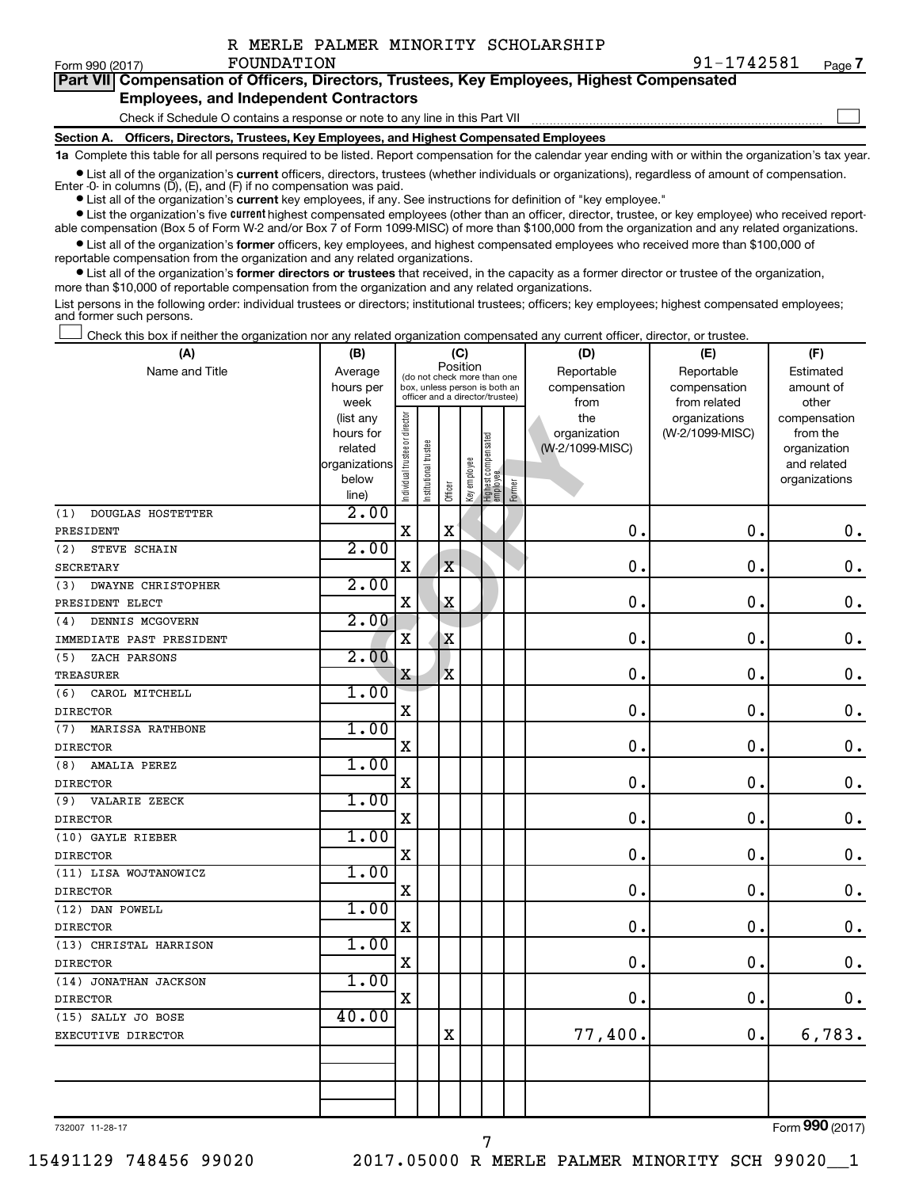R MERLE PALMER MINORITY SCHOLARSHIP FOUNDATION 91-1742581

Form 990 (2017) Page 7

## Part VII Compensation of Officers, Directors, Trustees, Key Employees, Highest Compensated Employees, and Independent Contractors

Check if Schedule O contains a response or note to any line in this Part VII ☐

### Section A. Officers, Directors, Trustees, Key Employees, and Highest Compensated Employees

**1a** Complete this table for all persons required to be listed. Report compensation for the calendar year ending with or within the organization's tax year.

- List all of the organization's **current** officers, directors, trustees (whether individuals or organizations), regardless of amount of compensation. Enter -0- in columns (D), (E), and (F) if no compensation was paid.
- List all of the organization's **current** key employees, if any. See instructions for definition of "key employee."
- List the organization's five **current** highest compensated employees (other than an officer, director, trustee, or key employee) who received reportable compensation (Box 5 of Form W-2 and/or Box 7 of Form 1099-MISC) of more than $100,000 from the organization and any related organizations.
- List all of the organization's **former** officers, key employees, and highest compensated employees who received more than $100,000 of reportable compensation from the organization and any related organizations.
- List all of the organization's **former directors or trustees** that received, in the capacity as a former director or trustee of the organization, more than $10,000 of reportable compensation from the organization and any related organizations.

List persons in the following order: individual trustees or directors; institutional trustees; officers; key employees; highest compensated employees; and former such persons.

☐ Check this box if neither the organization nor any related organization compensated any current officer, director, or trustee.

| (A) Name and Title | (B) Average hours per week (list any hours for related organizations below line) | (C) Position: Individual trustee or director | Institutional trustee | Officer | Key employee | Highest compensated employee | Former | (D) Reportable compensation from the organization (W-2/1099-MISC) | (E) Reportable compensation from related organizations (W-2/1099-MISC) | (F) Estimated amount of other compensation from the organization and related organizations |
|---|---|---|---|---|---|---|---|---|---|---|
| (1) DOUGLAS HOSTETTER<br>PRESIDENT | 2.00 | X | | X | | | | 0. | 0. | 0. |
| (2) STEVE SCHAIN<br>SECRETARY | 2.00 | X | | X | | | | 0. | 0. | 0. |
| (3) DWAYNE CHRISTOPHER<br>PRESIDENT ELECT | 2.00 | X | | X | | | | 0. | 0. | 0. |
| (4) DENNIS MCGOVERN<br>IMMEDIATE PAST PRESIDENT | 2.00 | X | | X | | | | 0. | 0. | 0. |
| (5) ZACH PARSONS<br>TREASURER | 2.00 | X | | X | | | | 0. | 0. | 0. |
| (6) CAROL MITCHELL<br>DIRECTOR | 1.00 | X | | | | | | 0. | 0. | 0. |
| (7) MARISSA RATHBONE<br>DIRECTOR | 1.00 | X | | | | | | 0. | 0. | 0. |
| (8) AMALIA PEREZ<br>DIRECTOR | 1.00 | X | | | | | | 0. | 0. | 0. |
| (9) VALARIE ZEECK<br>DIRECTOR | 1.00 | X | | | | | | 0. | 0. | 0. |
| (10) GAYLE RIEBER<br>DIRECTOR | 1.00 | X | | | | | | 0. | 0. | 0. |
| (11) LISA WOJTANOWICZ<br>DIRECTOR | 1.00 | X | | | | | | 0. | 0. | 0. |
| (12) DAN POWELL<br>DIRECTOR | 1.00 | X | | | | | | 0. | 0. | 0. |
| (13) CHRISTAL HARRISON<br>DIRECTOR | 1.00 | X | | | | | | 0. | 0. | 0. |
| (14) JONATHAN JACKSON<br>DIRECTOR | 1.00 | X | | | | | | 0. | 0. | 0. |
| (15) SALLY JO BOSE<br>EXECUTIVE DIRECTOR | 40.00 | | | X | | | | 77,400. | 0. | 6,783. |
| | | | | | | | | | | |

732007 11-28-17 Form 990 (2017)

15491129 748456 99020 2017.05000 R MERLE PALMER MINORITY SCH 99020__1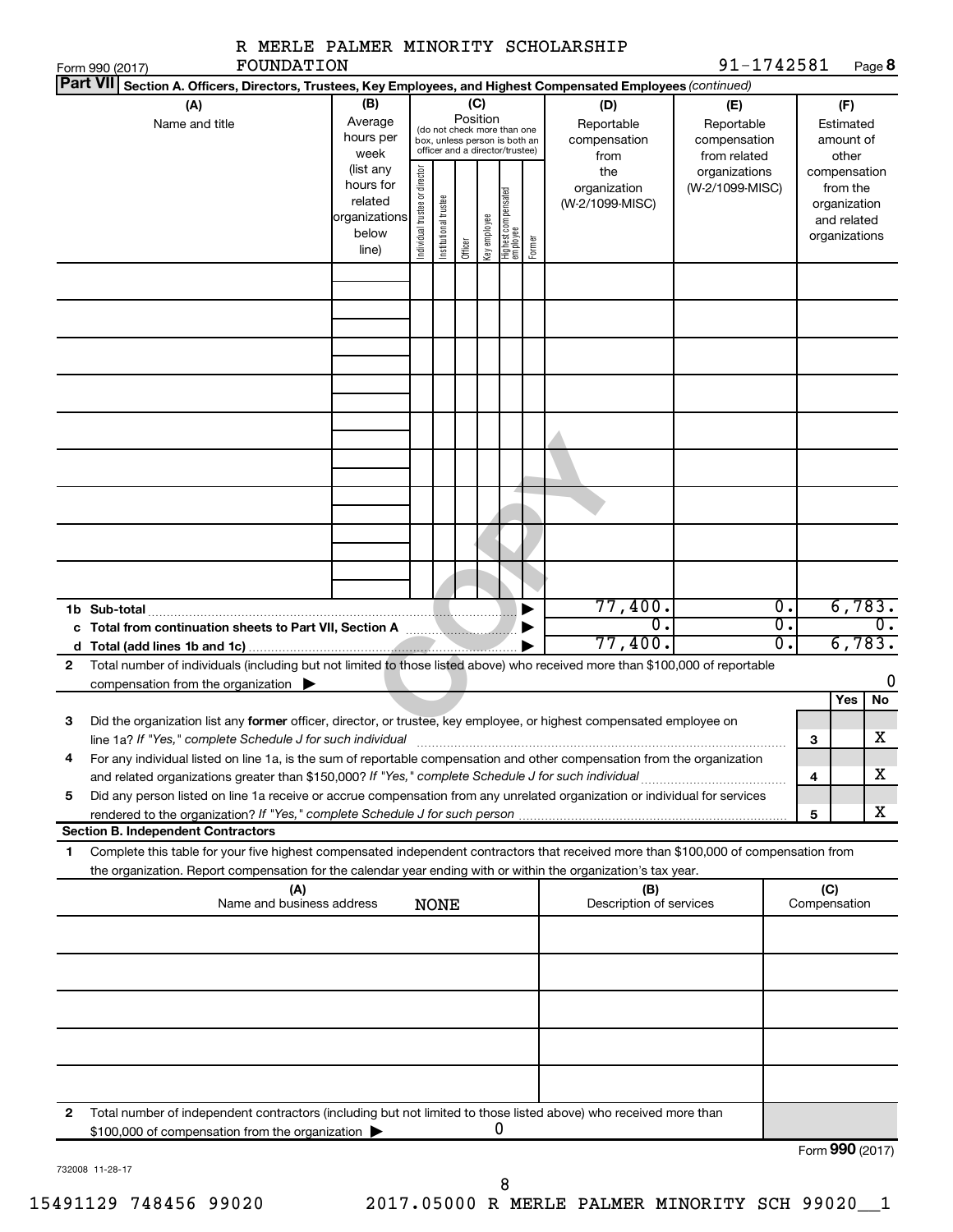R MERLE PALMER MINORITY SCHOLARSHIP FOUNDATION

91-1742581

Form 990 (2017) Page **8**

**Part VII** **Section A. Officers, Directors, Trustees, Key Employees, and Highest Compensated Employees** *(continued)*

| (A) Name and title | (B) Average hours per week (list any hours for related organizations below line) | (C) Position (do not check more than one box, unless person is both an officer and a director/trustee): Individual trustee or director | Institutional trustee | Officer | Key employee | Highest compensated employee | Former | (D) Reportable compensation from the organization (W-2/1099-MISC) | (E) Reportable compensation from related organizations (W-2/1099-MISC) | (F) Estimated amount of other compensation from the organization and related organizations |
|---|---|---|---|---|---|---|---|---|---|---|
| | | | | | | | | | | |
| | | | | | | | | | | |
| | | | | | | | | | | |
| | | | | | | | | | | |
| | | | | | | | | | | |
| | | | | | | | | | | |
| | | | | | | | | | | |
| | | | | | | | | | | |
| | | | | | | | | | | |
| **1b Sub-total** | | | | | | | ▶ | 77,400. | 0. | 6,783. |
| **c Total from continuation sheets to Part VII, Section A** | | | | | | | ▶ | 0. | 0. | 0. |
| **d Total (add lines 1b and 1c)** | | | | | | | ▶ | 77,400. | 0. | 6,783. |

**2** Total number of individuals (including but not limited to those listed above) who received more than $100,000 of reportable compensation from the organization ▶ 0

| | | | Yes | No |
|---|---|---|---|---|
| **3** | Did the organization list any **former** officer, director, or trustee, key employee, or highest compensated employee on line 1a? *If "Yes," complete Schedule J for such individual* | **3** | | X |
| **4** | For any individual listed on line 1a, is the sum of reportable compensation and other compensation from the organization and related organizations greater than $150,000? *If "Yes," complete Schedule J for such individual* | **4** | | X |
| **5** | Did any person listed on line 1a receive or accrue compensation from any unrelated organization or individual for services rendered to the organization? *If "Yes," complete Schedule J for such person* | **5** | | X |

**Section B. Independent Contractors**

**1** Complete this table for your five highest compensated independent contractors that received more than $100,000 of compensation from the organization. Report compensation for the calendar year ending with or within the organization's tax year.

| (A) Name and business address | (B) Description of services | (C) Compensation |
|---|---|---|
| NONE | | |
| | | |
| | | |
| | | |
| | | |

**2** Total number of independent contractors (including but not limited to those listed above) who received more than $100,000 of compensation from the organization ▶ 0

Form **990** (2017)

732008 11-28-17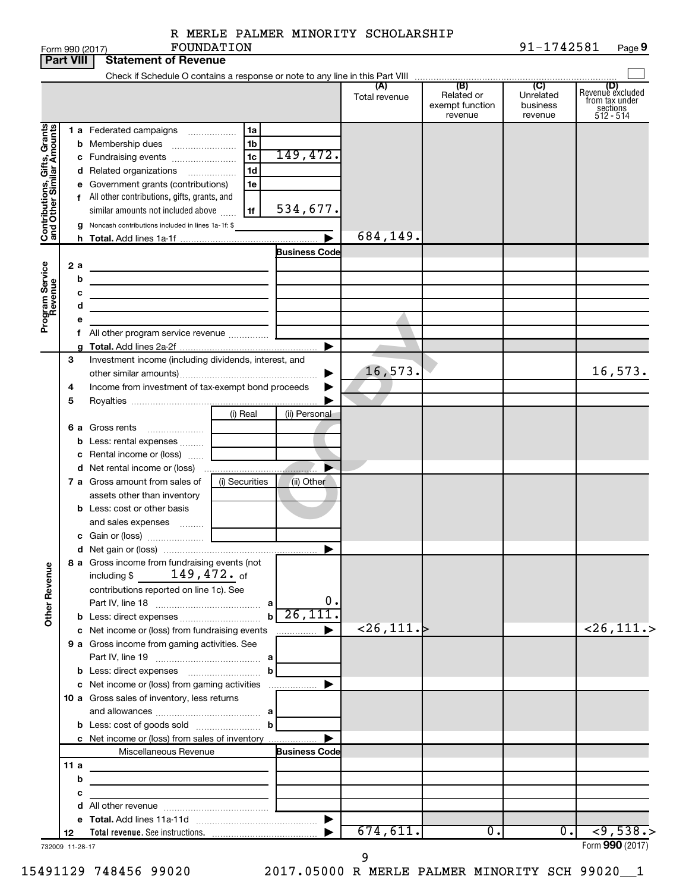R MERLE PALMER MINORITY SCHOLARSHIP FOUNDATION 91-1742581

Form 990 (2017)

## Part VIII Statement of Revenue

Check if Schedule O contains a response or note to any line in this Part VIII

| | | | (A) Total revenue | (B) Related or exempt function revenue | (C) Unrelated business revenue | (D) Revenue excluded from tax under sections 512 - 514 |
|---|---|---|---|---|---|---|
| **Contributions, Gifts, Grants and Other Similar Amounts** | | | | | | |
| 1 a Federated campaigns | 1a | | | | | |
| b Membership dues | 1b | | | | | |
| c Fundraising events | 1c | 149,472. | | | | |
| d Related organizations | 1d | | | | | |
| e Government grants (contributions) | 1e | | | | | |
| f All other contributions, gifts, grants, and similar amounts not included above | 1f | 534,677. | | | | |
| g Noncash contributions included in lines 1a-1f: $ | | | | | | |
| h Total. Add lines 1a-1f | | ▶ | 684,149. | | | |
| **Program Service Revenue** | | Business Code | | | | |
| 2 a | | | | | | |
| b | | | | | | |
| c | | | | | | |
| d | | | | | | |
| e | | | | | | |
| f All other program service revenue | | | | | | |
| g Total. Add lines 2a-2f | | ▶ | | | | |
| 3 Investment income (including dividends, interest, and other similar amounts) | | ▶ | 16,573. | | | 16,573. |
| 4 Income from investment of tax-exempt bond proceeds | | ▶ | | | | |
| 5 Royalties | | ▶ | | | | |
| | (i) Real | (ii) Personal | | | | |
| 6 a Gross rents | | | | | | |
| b Less: rental expenses | | | | | | |
| c Rental income or (loss) | | | | | | |
| d Net rental income or (loss) | | ▶ | | | | |
| 7 a Gross amount from sales of assets other than inventory | (i) Securities | (ii) Other | | | | |
| b Less: cost or other basis and sales expenses | | | | | | |
| c Gain or (loss) | | | | | | |
| d Net gain or (loss) | | ▶ | | | | |
| **Other Revenue** | | | | | | |
| 8 a Gross income from fundraising events (not including $ 149,472. of contributions reported on line 1c). See Part IV, line 18 | a | 0. | | | | |
| b Less: direct expenses | b | 26,111. | | | | |
| c Net income or (loss) from fundraising events | | ▶ | <26,111.> | | | <26,111.> |
| 9 a Gross income from gaming activities. See Part IV, line 19 | a | | | | | |
| b Less: direct expenses | b | | | | | |
| c Net income or (loss) from gaming activities | | ▶ | | | | |
| 10 a Gross sales of inventory, less returns and allowances | a | | | | | |
| b Less: cost of goods sold | b | | | | | |
| c Net income or (loss) from sales of inventory | | ▶ | | | | |
| Miscellaneous Revenue | | Business Code | | | | |
| 11 a | | | | | | |
| b | | | | | | |
| c | | | | | | |
| d All other revenue | | | | | | |
| e Total. Add lines 11a-11d | | ▶ | | | | |
| 12 Total revenue. See instructions. | | ▶ | 674,611. | 0. | 0. | <9,538.> |

732009 11-28-17

Form 990 (2017)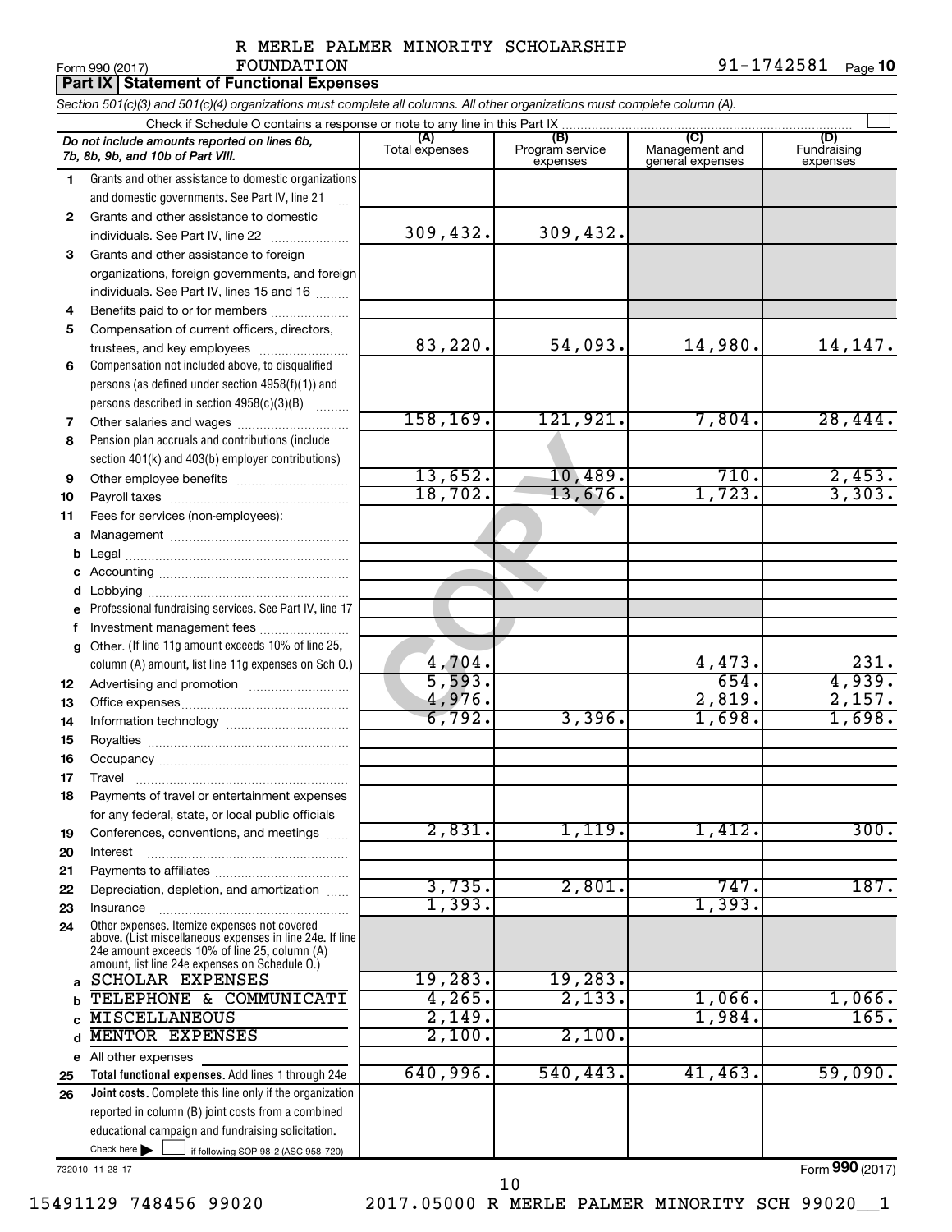R MERLE PALMER MINORITY SCHOLARSHIP FOUNDATION

Form 990 (2017) 91-1742581 Page **10**

**Part IX | Statement of Functional Expenses**

*Section 501(c)(3) and 501(c)(4) organizations must complete all columns. All other organizations must complete column (A).*

Check if Schedule O contains a response or note to any line in this Part IX

| *Do not include amounts reported on lines 6b, 7b, 8b, 9b, and 10b of Part VIII.* | (A) Total expenses | (B) Program service expenses | (C) Management and general expenses | (D) Fundraising expenses |
|---|---|---|---|---|
| **1** Grants and other assistance to domestic organizations and domestic governments. See Part IV, line 21 | | | | |
| **2** Grants and other assistance to domestic individuals. See Part IV, line 22 | 309,432. | 309,432. | | |
| **3** Grants and other assistance to foreign organizations, foreign governments, and foreign individuals. See Part IV, lines 15 and 16 | | | | |
| **4** Benefits paid to or for members | | | | |
| **5** Compensation of current officers, directors, trustees, and key employees | 83,220. | 54,093. | 14,980. | 14,147. |
| **6** Compensation not included above, to disqualified persons (as defined under section 4958(f)(1)) and persons described in section 4958(c)(3)(B) | | | | |
| **7** Other salaries and wages | 158,169. | 121,921. | 7,804. | 28,444. |
| **8** Pension plan accruals and contributions (include section 401(k) and 403(b) employer contributions) | | | | |
| **9** Other employee benefits | 13,652. | 10,489. | 710. | 2,453. |
| **10** Payroll taxes | 18,702. | 13,676. | 1,723. | 3,303. |
| **11** Fees for services (non-employees): | | | | |
| **a** Management | | | | |
| **b** Legal | | | | |
| **c** Accounting | | | | |
| **d** Lobbying | | | | |
| **e** Professional fundraising services. See Part IV, line 17 | | | | |
| **f** Investment management fees | | | | |
| **g** Other. (If line 11g amount exceeds 10% of line 25, column (A) amount, list line 11g expenses on Sch O.) | 4,704. | | 4,473. | 231. |
| **12** Advertising and promotion | 5,593. | | 654. | 4,939. |
| **13** Office expenses | 4,976. | | 2,819. | 2,157. |
| **14** Information technology | 6,792. | 3,396. | 1,698. | 1,698. |
| **15** Royalties | | | | |
| **16** Occupancy | | | | |
| **17** Travel | | | | |
| **18** Payments of travel or entertainment expenses for any federal, state, or local public officials | | | | |
| **19** Conferences, conventions, and meetings | 2,831. | 1,119. | 1,412. | 300. |
| **20** Interest | | | | |
| **21** Payments to affiliates | | | | |
| **22** Depreciation, depletion, and amortization | 3,735. | 2,801. | 747. | 187. |
| **23** Insurance | 1,393. | | 1,393. | |
| **24** Other expenses. Itemize expenses not covered above. (List miscellaneous expenses in line 24e. If line 24e amount exceeds 10% of line 25, column (A) amount, list line 24e expenses on Schedule O.) | | | | |
| **a** SCHOLAR EXPENSES | 19,283. | 19,283. | | |
| **b** TELEPHONE & COMMUNICATI | 4,265. | 2,133. | 1,066. | 1,066. |
| **c** MISCELLANEOUS | 2,149. | | 1,984. | 165. |
| **d** MENTOR EXPENSES | 2,100. | 2,100. | | |
| **e** All other expenses | | | | |
| **25** **Total functional expenses.** Add lines 1 through 24e | 640,996. | 540,443. | 41,463. | 59,090. |
| **26** **Joint costs.** Complete this line only if the organization reported in column (B) joint costs from a combined educational campaign and fundraising solicitation. Check here ☐ if following SOP 98-2 (ASC 958-720) | | | | |

732010 11-28-17 Form **990** (2017)

15491129 748456 99020 2017.05000 R MERLE PALMER MINORITY SCH 99020__1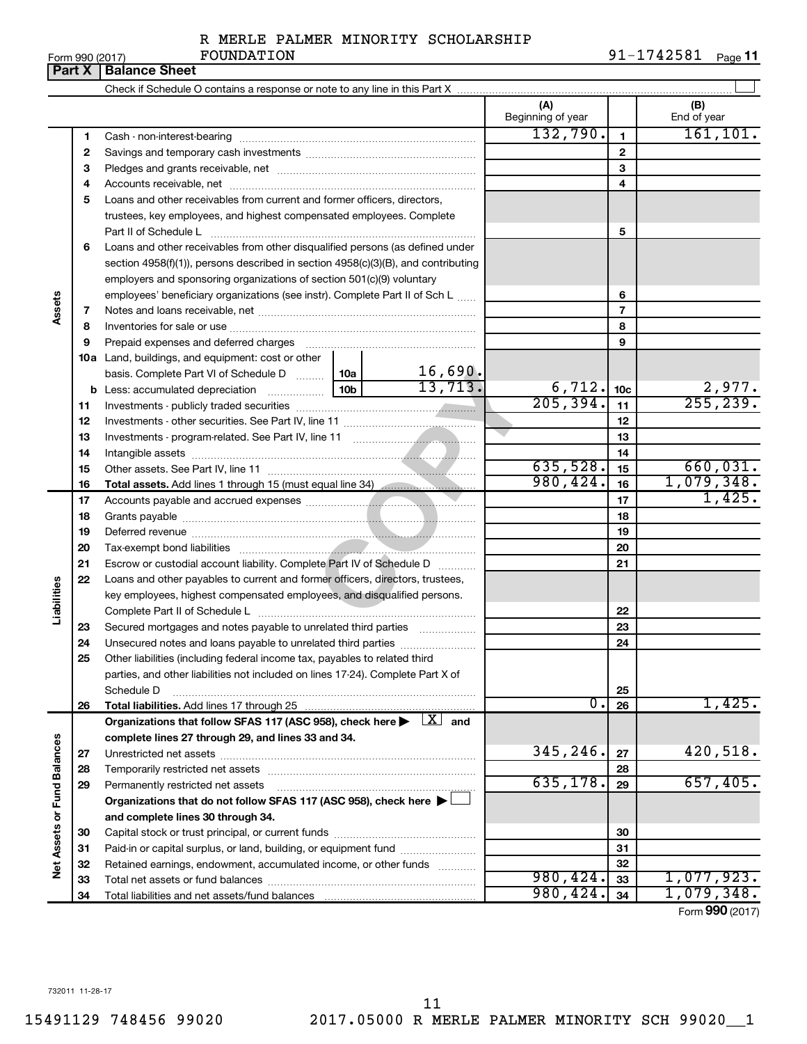R MERLE PALMER MINORITY SCHOLARSHIP FOUNDATION

Form 990 (2017) 91-1742581 Page 11

## Part X | Balance Sheet

Check if Schedule O contains a response or note to any line in this Part X ☐

| | | | (A) Beginning of year | | (B) End of year |
|---|---|---|---|---|---|
| **Assets** | 1 | Cash - non-interest-bearing | 132,790. | 1 | 161,101. |
| | 2 | Savings and temporary cash investments | | 2 | |
| | 3 | Pledges and grants receivable, net | | 3 | |
| | 4 | Accounts receivable, net | | 4 | |
| | 5 | Loans and other receivables from current and former officers, directors, trustees, key employees, and highest compensated employees. Complete Part II of Schedule L | | 5 | |
| | 6 | Loans and other receivables from other disqualified persons (as defined under section 4958(f)(1)), persons described in section 4958(c)(3)(B), and contributing employers and sponsoring organizations of section 501(c)(9) voluntary employees' beneficiary organizations (see instr). Complete Part II of Sch L | | 6 | |
| | 7 | Notes and loans receivable, net | | 7 | |
| | 8 | Inventories for sale or use | | 8 | |
| | 9 | Prepaid expenses and deferred charges | | 9 | |
| | 10a | Land, buildings, and equipment: cost or other basis. Complete Part VI of Schedule D ... 10a 16,690. | | | |
| | b | Less: accumulated depreciation ... 10b 13,713. | 6,712. | 10c | 2,977. |
| | 11 | Investments - publicly traded securities | 205,394. | 11 | 255,239. |
| | 12 | Investments - other securities. See Part IV, line 11 | | 12 | |
| | 13 | Investments - program-related. See Part IV, line 11 | | 13 | |
| | 14 | Intangible assets | | 14 | |
| | 15 | Other assets. See Part IV, line 11 | 635,528. | 15 | 660,031. |
| | 16 | **Total assets.** Add lines 1 through 15 (must equal line 34) | 980,424. | 16 | 1,079,348. |
| **Liabilities** | 17 | Accounts payable and accrued expenses | | 17 | 1,425. |
| | 18 | Grants payable | | 18 | |
| | 19 | Deferred revenue | | 19 | |
| | 20 | Tax-exempt bond liabilities | | 20 | |
| | 21 | Escrow or custodial account liability. Complete Part IV of Schedule D | | 21 | |
| | 22 | Loans and other payables to current and former officers, directors, trustees, key employees, highest compensated employees, and disqualified persons. Complete Part II of Schedule L | | 22 | |
| | 23 | Secured mortgages and notes payable to unrelated third parties | | 23 | |
| | 24 | Unsecured notes and loans payable to unrelated third parties | | 24 | |
| | 25 | Other liabilities (including federal income tax, payables to related third parties, and other liabilities not included on lines 17-24). Complete Part X of Schedule D | | 25 | |
| | 26 | **Total liabilities.** Add lines 17 through 25 | 0. | 26 | 1,425. |
| **Net Assets or Fund Balances** | | **Organizations that follow SFAS 117 (ASC 958), check here ▶ [X] and complete lines 27 through 29, and lines 33 and 34.** | | | |
| | 27 | Unrestricted net assets | 345,246. | 27 | 420,518. |
| | 28 | Temporarily restricted net assets | | 28 | |
| | 29 | Permanently restricted net assets | 635,178. | 29 | 657,405. |
| | | **Organizations that do not follow SFAS 117 (ASC 958), check here ▶ ☐ and complete lines 30 through 34.** | | | |
| | 30 | Capital stock or trust principal, or current funds | | 30 | |
| | 31 | Paid-in or capital surplus, or land, building, or equipment fund | | 31 | |
| | 32 | Retained earnings, endowment, accumulated income, or other funds | | 32 | |
| | 33 | Total net assets or fund balances | 980,424. | 33 | 1,077,923. |
| | 34 | Total liabilities and net assets/fund balances | 980,424. | 34 | 1,079,348. |

Form **990** (2017)

732011 11-28-17

15491129 748456 99020 2017.05000 R MERLE PALMER MINORITY SCH 99020__1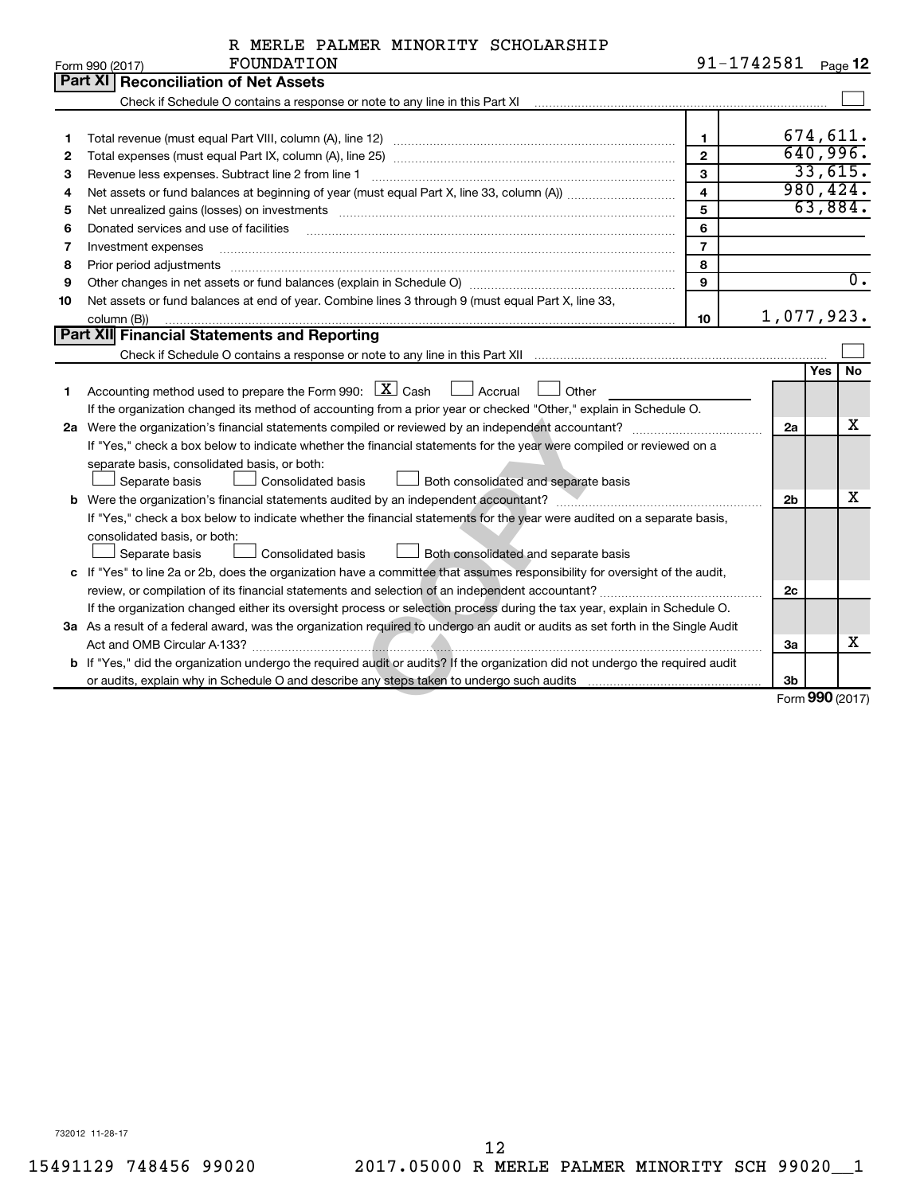R MERLE PALMER MINORITY SCHOLARSHIP FOUNDATION

Form 990 (2017) 91-1742581 Page 12

## Part XI Reconciliation of Net Assets

Check if Schedule O contains a response or note to any line in this Part XI ☐

| | | | |
|---|---|---|---|
| 1 | Total revenue (must equal Part VIII, column (A), line 12) | 1 | 674,611. |
| 2 | Total expenses (must equal Part IX, column (A), line 25) | 2 | 640,996. |
| 3 | Revenue less expenses. Subtract line 2 from line 1 | 3 | 33,615. |
| 4 | Net assets or fund balances at beginning of year (must equal Part X, line 33, column (A)) | 4 | 980,424. |
| 5 | Net unrealized gains (losses) on investments | 5 | 63,884. |
| 6 | Donated services and use of facilities | 6 | |
| 7 | Investment expenses | 7 | |
| 8 | Prior period adjustments | 8 | |
| 9 | Other changes in net assets or fund balances (explain in Schedule O) | 9 | 0. |
| 10 | Net assets or fund balances at end of year. Combine lines 3 through 9 (must equal Part X, line 33, column (B)) | 10 | 1,077,923. |

## Part XII Financial Statements and Reporting

Check if Schedule O contains a response or note to any line in this Part XII ☐

| | | | Yes | No |
|---|---|---|---|---|
| 1 | Accounting method used to prepare the Form 990: ☒ Cash ☐ Accrual ☐ Other<br>If the organization changed its method of accounting from a prior year or checked "Other," explain in Schedule O. | | | |
| 2a | Were the organization's financial statements compiled or reviewed by an independent accountant?<br>If "Yes," check a box below to indicate whether the financial statements for the year were compiled or reviewed on a separate basis, consolidated basis, or both:<br>☐ Separate basis ☐ Consolidated basis ☐ Both consolidated and separate basis | 2a | | X |
| b | Were the organization's financial statements audited by an independent accountant?<br>If "Yes," check a box below to indicate whether the financial statements for the year were audited on a separate basis, consolidated basis, or both:<br>☐ Separate basis ☐ Consolidated basis ☐ Both consolidated and separate basis | 2b | | X |
| c | If "Yes" to line 2a or 2b, does the organization have a committee that assumes responsibility for oversight of the audit, review, or compilation of its financial statements and selection of an independent accountant?<br>If the organization changed either its oversight process or selection process during the tax year, explain in Schedule O. | 2c | | |
| 3a | As a result of a federal award, was the organization required to undergo an audit or audits as set forth in the Single Audit Act and OMB Circular A-133? | 3a | | X |
| b | If "Yes," did the organization undergo the required audit or audits? If the organization did not undergo the required audit or audits, explain why in Schedule O and describe any steps taken to undergo such audits | 3b | | |

Form 990 (2017)

732012 11-28-17

15491129 748456 99020 2017.05000 R MERLE PALMER MINORITY SCH 99020__1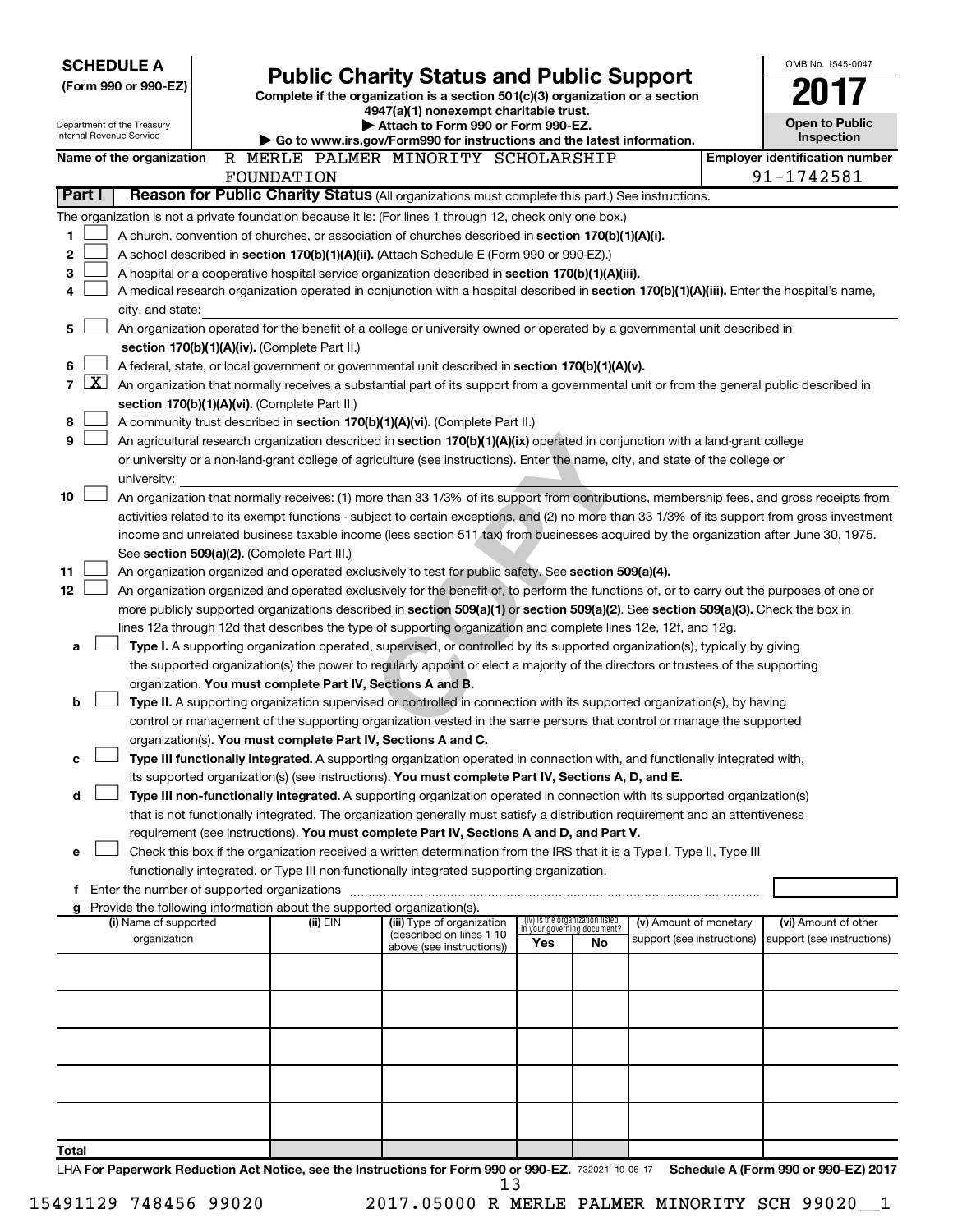**SCHEDULE A**
**(Form 990 or 990-EZ)**

Department of the Treasury
Internal Revenue Service

# Public Charity Status and Public Support

**Complete if the organization is a section 501(c)(3) organization or a section 4947(a)(1) nonexempt charitable trust.**
**▶ Attach to Form 990 or Form 990-EZ.**
**▶ Go to www.irs.gov/Form990 for instructions and the latest information.**

OMB No. 1545-0047

**2017**

**Open to Public Inspection**

**Name of the organization** R MERLE PALMER MINORITY SCHOLARSHIP FOUNDATION

**Employer identification number** 91-1742581

**Part I** **Reason for Public Charity Status** (All organizations must complete this part.) See instructions.

The organization is not a private foundation because it is: (For lines 1 through 12, check only one box.)

1. ☐ A church, convention of churches, or association of churches described in **section 170(b)(1)(A)(i).**
2. ☐ A school described in **section 170(b)(1)(A)(ii).** (Attach Schedule E (Form 990 or 990-EZ).)
3. ☐ A hospital or a cooperative hospital service organization described in **section 170(b)(1)(A)(iii).**
4. ☐ A medical research organization operated in conjunction with a hospital described in **section 170(b)(1)(A)(iii).** Enter the hospital's name, city, and state: \_\_\_\_\_\_\_\_\_\_
5. ☐ An organization operated for the benefit of a college or university owned or operated by a governmental unit described in **section 170(b)(1)(A)(iv).** (Complete Part II.)
6. ☐ A federal, state, or local government or governmental unit described in **section 170(b)(1)(A)(v).**
7. ☒ An organization that normally receives a substantial part of its support from a governmental unit or from the general public described in **section 170(b)(1)(A)(vi).** (Complete Part II.)
8. ☐ A community trust described in **section 170(b)(1)(A)(vi).** (Complete Part II.)
9. ☐ An agricultural research organization described in **section 170(b)(1)(A)(ix)** operated in conjunction with a land-grant college or university or a non-land-grant college of agriculture (see instructions). Enter the name, city, and state of the college or university: \_\_\_\_\_\_\_\_\_\_
10. ☐ An organization that normally receives: (1) more than 33 1/3% of its support from contributions, membership fees, and gross receipts from activities related to its exempt functions - subject to certain exceptions, and (2) no more than 33 1/3% of its support from gross investment income and unrelated business taxable income (less section 511 tax) from businesses acquired by the organization after June 30, 1975. See **section 509(a)(2).** (Complete Part III.)
11. ☐ An organization organized and operated exclusively to test for public safety. See **section 509(a)(4).**
12. ☐ An organization organized and operated exclusively for the benefit of, to perform the functions of, or to carry out the purposes of one or more publicly supported organizations described in **section 509(a)(1)** or **section 509(a)(2).** See **section 509(a)(3).** Check the box in lines 12a through 12d that describes the type of supporting organization and complete lines 12e, 12f, and 12g.
   - **a** ☐ **Type I.** A supporting organization operated, supervised, or controlled by its supported organization(s), typically by giving the supported organization(s) the power to regularly appoint or elect a majority of the directors or trustees of the supporting organization. **You must complete Part IV, Sections A and B.**
   - **b** ☐ **Type II.** A supporting organization supervised or controlled in connection with its supported organization(s), by having control or management of the supporting organization vested in the same persons that control or manage the supported organization(s). **You must complete Part IV, Sections A and C.**
   - **c** ☐ **Type III functionally integrated.** A supporting organization operated in connection with, and functionally integrated with, its supported organization(s) (see instructions). **You must complete Part IV, Sections A, D, and E.**
   - **d** ☐ **Type III non-functionally integrated.** A supporting organization operated in connection with its supported organization(s) that is not functionally integrated. The organization generally must satisfy a distribution requirement and an attentiveness requirement (see instructions). **You must complete Part IV, Sections A and D, and Part V.**
   - **e** ☐ Check this box if the organization received a written determination from the IRS that it is a Type I, Type II, Type III functionally integrated, or Type III non-functionally integrated supporting organization.
   - **f** Enter the number of supported organizations
   - **g** Provide the following information about the supported organization(s).

| (i) Name of supported organization | (ii) EIN | (iii) Type of organization (described on lines 1-10 above (see instructions)) | (iv) Is the organization listed in your governing document? Yes | No | (v) Amount of monetary support (see instructions) | (vi) Amount of other support (see instructions) |
|---|---|---|---|---|---|---|
| | | | | | | |
| | | | | | | |
| | | | | | | |
| | | | | | | |
| | | | | | | |
| **Total** | | | | | | |

LHA **For Paperwork Reduction Act Notice, see the Instructions for Form 990 or 990-EZ.** 732021 10-06-17 **Schedule A (Form 990 or 990-EZ) 2017**

15491129 748456 99020 2017.05000 R MERLE PALMER MINORITY SCH 99020\_\_1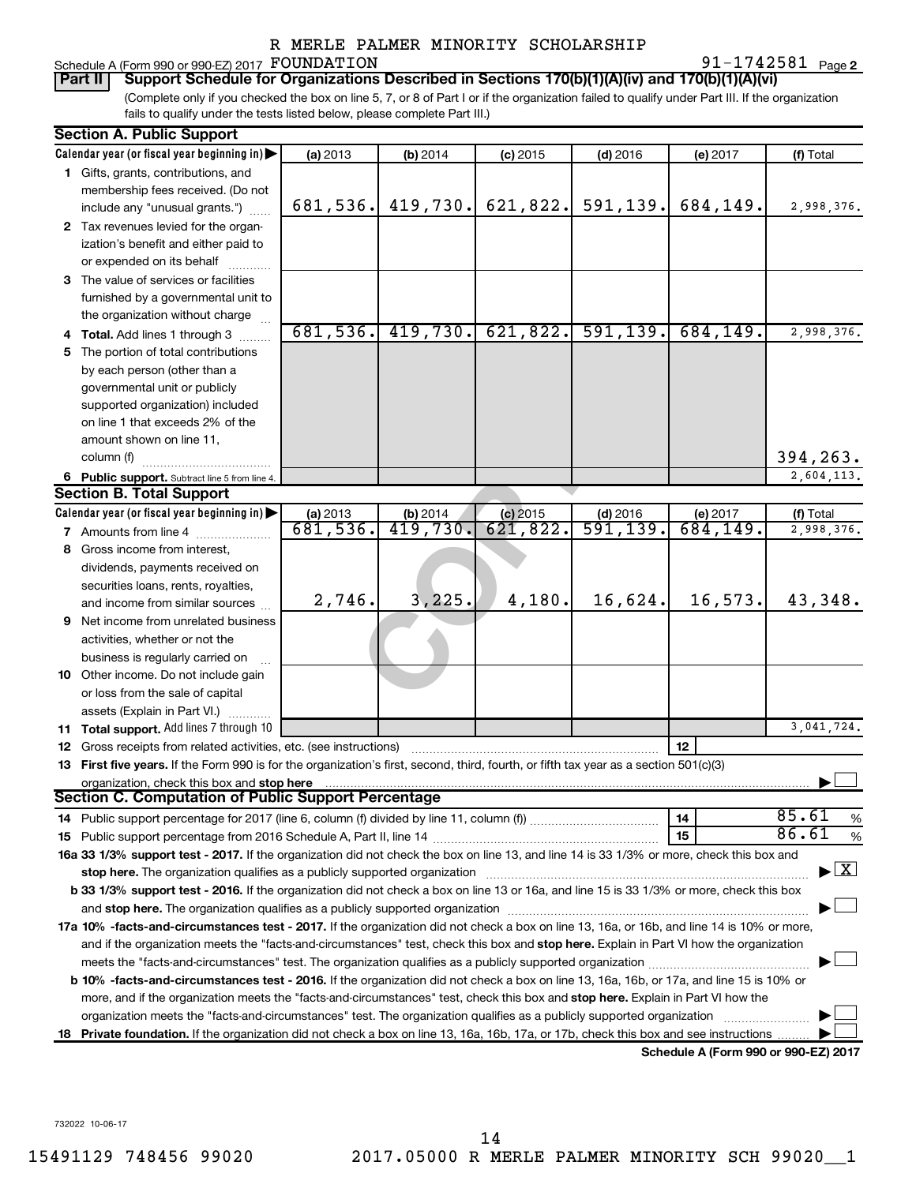R MERLE PALMER MINORITY SCHOLARSHIP

Schedule A (Form 990 or 990-EZ) 2017 FOUNDATION 91-1742581 Page **2**

**Part II** **Support Schedule for Organizations Described in Sections 170(b)(1)(A)(iv) and 170(b)(1)(A)(vi)**

(Complete only if you checked the box on line 5, 7, or 8 of Part I or if the organization failed to qualify under Part III. If the organization fails to qualify under the tests listed below, please complete Part III.)

**Section A. Public Support**

| Calendar year (or fiscal year beginning in) ▶ | (a) 2013 | (b) 2014 | (c) 2015 | (d) 2016 | (e) 2017 | (f) Total |
|---|---|---|---|---|---|---|
| **1** Gifts, grants, contributions, and membership fees received. (Do not include any "unusual grants.") | 681,536. | 419,730. | 621,822. | 591,139. | 684,149. | 2,998,376. |
| **2** Tax revenues levied for the organization's benefit and either paid to or expended on its behalf | | | | | | |
| **3** The value of services or facilities furnished by a governmental unit to the organization without charge | | | | | | |
| **4 Total.** Add lines 1 through 3 | 681,536. | 419,730. | 621,822. | 591,139. | 684,149. | 2,998,376. |
| **5** The portion of total contributions by each person (other than a governmental unit or publicly supported organization) included on line 1 that exceeds 2% of the amount shown on line 11, column (f) | | | | | | 394,263. |
| **6 Public support.** Subtract line 5 from line 4. | | | | | | 2,604,113. |

**Section B. Total Support**

| Calendar year (or fiscal year beginning in) ▶ | (a) 2013 | (b) 2014 | (c) 2015 | (d) 2016 | (e) 2017 | (f) Total |
|---|---|---|---|---|---|---|
| **7** Amounts from line 4 | 681,536. | 419,730. | 621,822. | 591,139. | 684,149. | 2,998,376. |
| **8** Gross income from interest, dividends, payments received on securities loans, rents, royalties, and income from similar sources | 2,746. | 3,225. | 4,180. | 16,624. | 16,573. | 43,348. |
| **9** Net income from unrelated business activities, whether or not the business is regularly carried on | | | | | | |
| **10** Other income. Do not include gain or loss from the sale of capital assets (Explain in Part VI.) | | | | | | |
| **11 Total support.** Add lines 7 through 10 | | | | | | 3,041,724. |

**12** Gross receipts from related activities, etc. (see instructions) **12**

**13 First five years.** If the Form 990 is for the organization's first, second, third, fourth, or fifth tax year as a section 501(c)(3) organization, check this box and **stop here** ▶ ☐

**Section C. Computation of Public Support Percentage**

**14** Public support percentage for 2017 (line 6, column (f) divided by line 11, column (f)) **14** 85.61 %

**15** Public support percentage from 2016 Schedule A, Part II, line 14 **15** 86.61 %

**16a 33 1/3% support test - 2017.** If the organization did not check the box on line 13, and line 14 is 33 1/3% or more, check this box and **stop here.** The organization qualifies as a publicly supported organization ▶ ☒

**b 33 1/3% support test - 2016.** If the organization did not check a box on line 13 or 16a, and line 15 is 33 1/3% or more, check this box and **stop here.** The organization qualifies as a publicly supported organization ▶ ☐

**17a 10% -facts-and-circumstances test - 2017.** If the organization did not check a box on line 13, 16a, or 16b, and line 14 is 10% or more, and if the organization meets the "facts-and-circumstances" test, check this box and **stop here.** Explain in Part VI how the organization meets the "facts-and-circumstances" test. The organization qualifies as a publicly supported organization ▶ ☐

**b 10% -facts-and-circumstances test - 2016.** If the organization did not check a box on line 13, 16a, 16b, or 17a, and line 15 is 10% or more, and if the organization meets the "facts-and-circumstances" test, check this box and **stop here.** Explain in Part VI how the organization meets the "facts-and-circumstances" test. The organization qualifies as a publicly supported organization ▶ ☐

**18 Private foundation.** If the organization did not check a box on line 13, 16a, 16b, 17a, or 17b, check this box and see instructions ▶ ☐

**Schedule A (Form 990 or 990-EZ) 2017**

732022 10-06-17

15491129 748456 99020 2017.05000 R MERLE PALMER MINORITY SCH 99020__1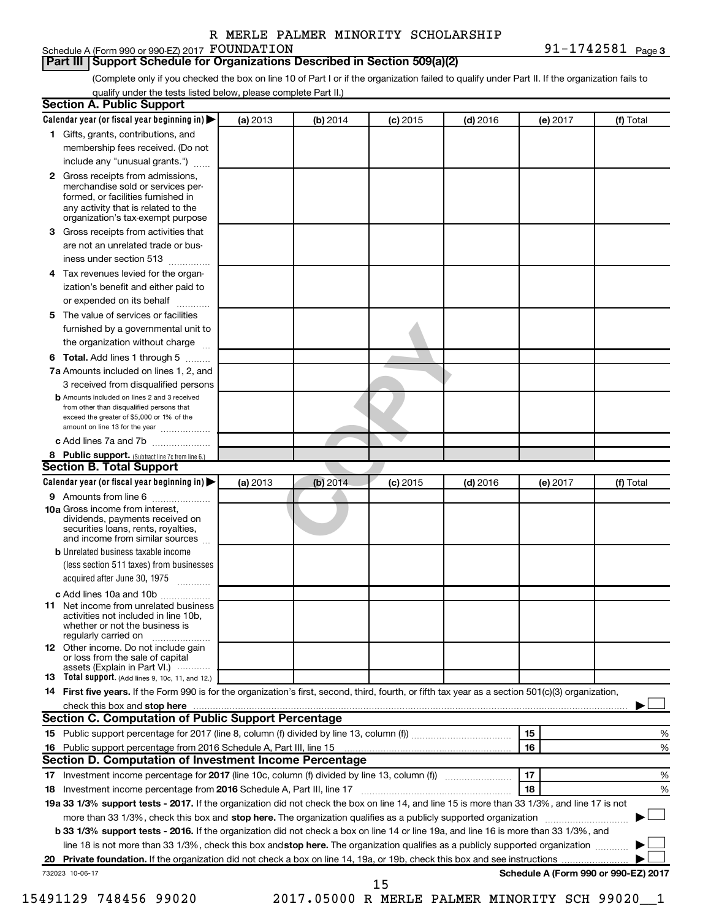R MERLE PALMER MINORITY SCHOLARSHIP
Schedule A (Form 990 or 990-EZ) 2017 FOUNDATION 91-1742581 Page 3

## Part III Support Schedule for Organizations Described in Section 509(a)(2)

(Complete only if you checked the box on line 10 of Part I or if the organization failed to qualify under Part II. If the organization fails to qualify under the tests listed below, please complete Part II.)

### Section A. Public Support

| Calendar year (or fiscal year beginning in) ▶ | (a) 2013 | (b) 2014 | (c) 2015 | (d) 2016 | (e) 2017 | (f) Total |
|---|---|---|---|---|---|---|
| 1 Gifts, grants, contributions, and membership fees received. (Do not include any "unusual grants.") | | | | | | |
| 2 Gross receipts from admissions, merchandise sold or services performed, or facilities furnished in any activity that is related to the organization's tax-exempt purpose | | | | | | |
| 3 Gross receipts from activities that are not an unrelated trade or business under section 513 | | | | | | |
| 4 Tax revenues levied for the organization's benefit and either paid to or expended on its behalf | | | | | | |
| 5 The value of services or facilities furnished by a governmental unit to the organization without charge | | | | | | |
| 6 Total. Add lines 1 through 5 | | | | | | |
| 7a Amounts included on lines 1, 2, and 3 received from disqualified persons | | | | | | |
| b Amounts included on lines 2 and 3 received from other than disqualified persons that exceed the greater of $5,000 or 1% of the amount on line 13 for the year | | | | | | |
| c Add lines 7a and 7b | | | | | | |
| 8 Public support. (Subtract line 7c from line 6.) | | | | | | |

### Section B. Total Support

| Calendar year (or fiscal year beginning in) ▶ | (a) 2013 | (b) 2014 | (c) 2015 | (d) 2016 | (e) 2017 | (f) Total |
|---|---|---|---|---|---|---|
| 9 Amounts from line 6 | | | | | | |
| 10a Gross income from interest, dividends, payments received on securities loans, rents, royalties, and income from similar sources | | | | | | |
| b Unrelated business taxable income (less section 511 taxes) from businesses acquired after June 30, 1975 | | | | | | |
| c Add lines 10a and 10b | | | | | | |
| 11 Net income from unrelated business activities not included in line 10b, whether or not the business is regularly carried on | | | | | | |
| 12 Other income. Do not include gain or loss from the sale of capital assets (Explain in Part VI.) | | | | | | |
| 13 Total support. (Add lines 9, 10c, 11, and 12.) | | | | | | |

14 **First five years.** If the Form 990 is for the organization's first, second, third, fourth, or fifth tax year as a section 501(c)(3) organization, check this box and **stop here** ▶ ☐

### Section C. Computation of Public Support Percentage

| | | | |
|---|---|---|---|
| 15 | Public support percentage for 2017 (line 8, column (f) divided by line 13, column (f)) | 15 | % |
| 16 | Public support percentage from 2016 Schedule A, Part III, line 15 | 16 | % |

### Section D. Computation of Investment Income Percentage

| | | | |
|---|---|---|---|
| 17 | Investment income percentage for **2017** (line 10c, column (f) divided by line 13, column (f)) | 17 | % |
| 18 | Investment income percentage from **2016** Schedule A, Part III, line 17 | 18 | % |

**19a 33 1/3% support tests - 2017.** If the organization did not check the box on line 14, and line 15 is more than 33 1/3%, and line 17 is not more than 33 1/3%, check this box and **stop here.** The organization qualifies as a publicly supported organization ▶ ☐

**b 33 1/3% support tests - 2016.** If the organization did not check a box on line 14 or line 19a, and line 16 is more than 33 1/3%, and line 18 is not more than 33 1/3%, check this box and **stop here.** The organization qualifies as a publicly supported organization ▶ ☐

**20 Private foundation.** If the organization did not check a box on line 14, 19a, or 19b, check this box and see instructions ▶ ☐

732023 10-06-17 **Schedule A (Form 990 or 990-EZ) 2017**

15491129 748456 99020 2017.05000 R MERLE PALMER MINORITY SCH 99020__1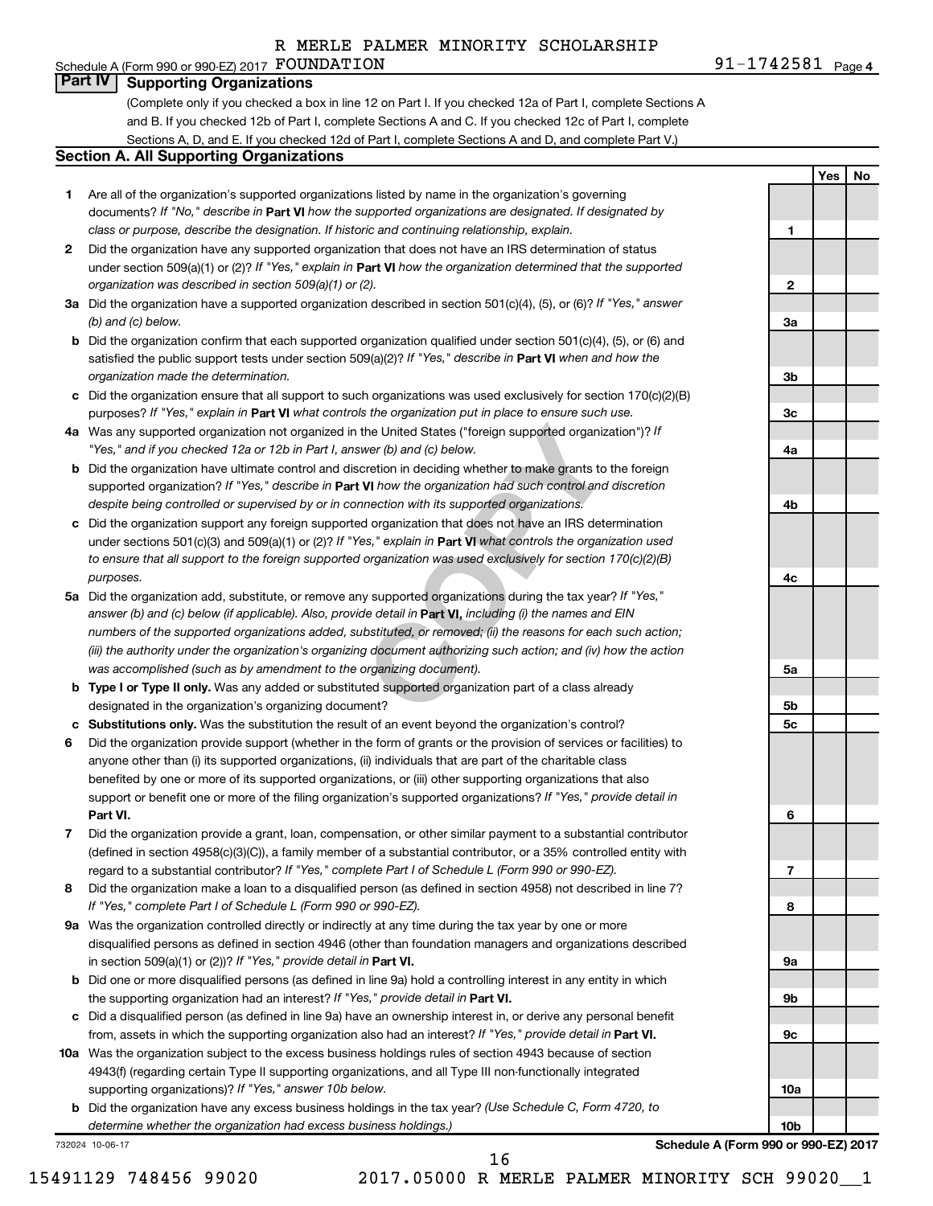R MERLE PALMER MINORITY SCHOLARSHIP

Schedule A (Form 990 or 990-EZ) 2017 FOUNDATION 91-1742581 Page 4

## Part IV Supporting Organizations

(Complete only if you checked a box in line 12 on Part I. If you checked 12a of Part I, complete Sections A and B. If you checked 12b of Part I, complete Sections A and C. If you checked 12c of Part I, complete Sections A, D, and E. If you checked 12d of Part I, complete Sections A and D, and complete Part V.)

### Section A. All Supporting Organizations

| | | | Yes | No |
|---|---|---|---|---|
| **1** | Are all of the organization's supported organizations listed by name in the organization's governing documents? *If "No," describe in* **Part VI** *how the supported organizations are designated. If designated by class or purpose, describe the designation. If historic and continuing relationship, explain.* | 1 | | |
| **2** | Did the organization have any supported organization that does not have an IRS determination of status under section 509(a)(1) or (2)? *If "Yes," explain in* **Part VI** *how the organization determined that the supported organization was described in section 509(a)(1) or (2).* | 2 | | |
| **3a** | Did the organization have a supported organization described in section 501(c)(4), (5), or (6)? *If "Yes," answer (b) and (c) below.* | 3a | | |
| **b** | Did the organization confirm that each supported organization qualified under section 501(c)(4), (5), or (6) and satisfied the public support tests under section 509(a)(2)? *If "Yes," describe in* **Part VI** *when and how the organization made the determination.* | 3b | | |
| **c** | Did the organization ensure that all support to such organizations was used exclusively for section 170(c)(2)(B) purposes? *If "Yes," explain in* **Part VI** *what controls the organization put in place to ensure such use.* | 3c | | |
| **4a** | Was any supported organization not organized in the United States ("foreign supported organization")? *If "Yes," and if you checked 12a or 12b in Part I, answer (b) and (c) below.* | 4a | | |
| **b** | Did the organization have ultimate control and discretion in deciding whether to make grants to the foreign supported organization? *If "Yes," describe in* **Part VI** *how the organization had such control and discretion despite being controlled or supervised by or in connection with its supported organizations.* | 4b | | |
| **c** | Did the organization support any foreign supported organization that does not have an IRS determination under sections 501(c)(3) and 509(a)(1) or (2)? *If "Yes," explain in* **Part VI** *what controls the organization used to ensure that all support to the foreign supported organization was used exclusively for section 170(c)(2)(B) purposes.* | 4c | | |
| **5a** | Did the organization add, substitute, or remove any supported organizations during the tax year? *If "Yes," answer (b) and (c) below (if applicable). Also, provide detail in* **Part VI,** *including (i) the names and EIN numbers of the supported organizations added, substituted, or removed; (ii) the reasons for each such action; (iii) the authority under the organization's organizing document authorizing such action; and (iv) how the action was accomplished (such as by amendment to the organizing document).* | 5a | | |
| **b** | **Type I or Type II only.** Was any added or substituted supported organization part of a class already designated in the organization's organizing document? | 5b | | |
| **c** | **Substitutions only.** Was the substitution the result of an event beyond the organization's control? | 5c | | |
| **6** | Did the organization provide support (whether in the form of grants or the provision of services or facilities) to anyone other than (i) its supported organizations, (ii) individuals that are part of the charitable class benefited by one or more of its supported organizations, or (iii) other supporting organizations that also support or benefit one or more of the filing organization's supported organizations? *If "Yes," provide detail in* **Part VI.** | 6 | | |
| **7** | Did the organization provide a grant, loan, compensation, or other similar payment to a substantial contributor (defined in section 4958(c)(3)(C)), a family member of a substantial contributor, or a 35% controlled entity with regard to a substantial contributor? *If "Yes," complete Part I of Schedule L (Form 990 or 990-EZ).* | 7 | | |
| **8** | Did the organization make a loan to a disqualified person (as defined in section 4958) not described in line 7? *If "Yes," complete Part I of Schedule L (Form 990 or 990-EZ).* | 8 | | |
| **9a** | Was the organization controlled directly or indirectly at any time during the tax year by one or more disqualified persons as defined in section 4946 (other than foundation managers and organizations described in section 509(a)(1) or (2))? *If "Yes," provide detail in* **Part VI.** | 9a | | |
| **b** | Did one or more disqualified persons (as defined in line 9a) hold a controlling interest in any entity in which the supporting organization had an interest? *If "Yes," provide detail in* **Part VI.** | 9b | | |
| **c** | Did a disqualified person (as defined in line 9a) have an ownership interest in, or derive any personal benefit from, assets in which the supporting organization also had an interest? *If "Yes," provide detail in* **Part VI.** | 9c | | |
| **10a** | Was the organization subject to the excess business holdings rules of section 4943 because of section 4943(f) (regarding certain Type II supporting organizations, and all Type III non-functionally integrated supporting organizations)? *If "Yes," answer 10b below.* | 10a | | |
| **b** | Did the organization have any excess business holdings in the tax year? *(Use Schedule C, Form 4720, to determine whether the organization had excess business holdings.)* | 10b | | |

732024 10-06-17 **Schedule A (Form 990 or 990-EZ) 2017**

15491129 748456 99020 2017.05000 R MERLE PALMER MINORITY SCH 99020__1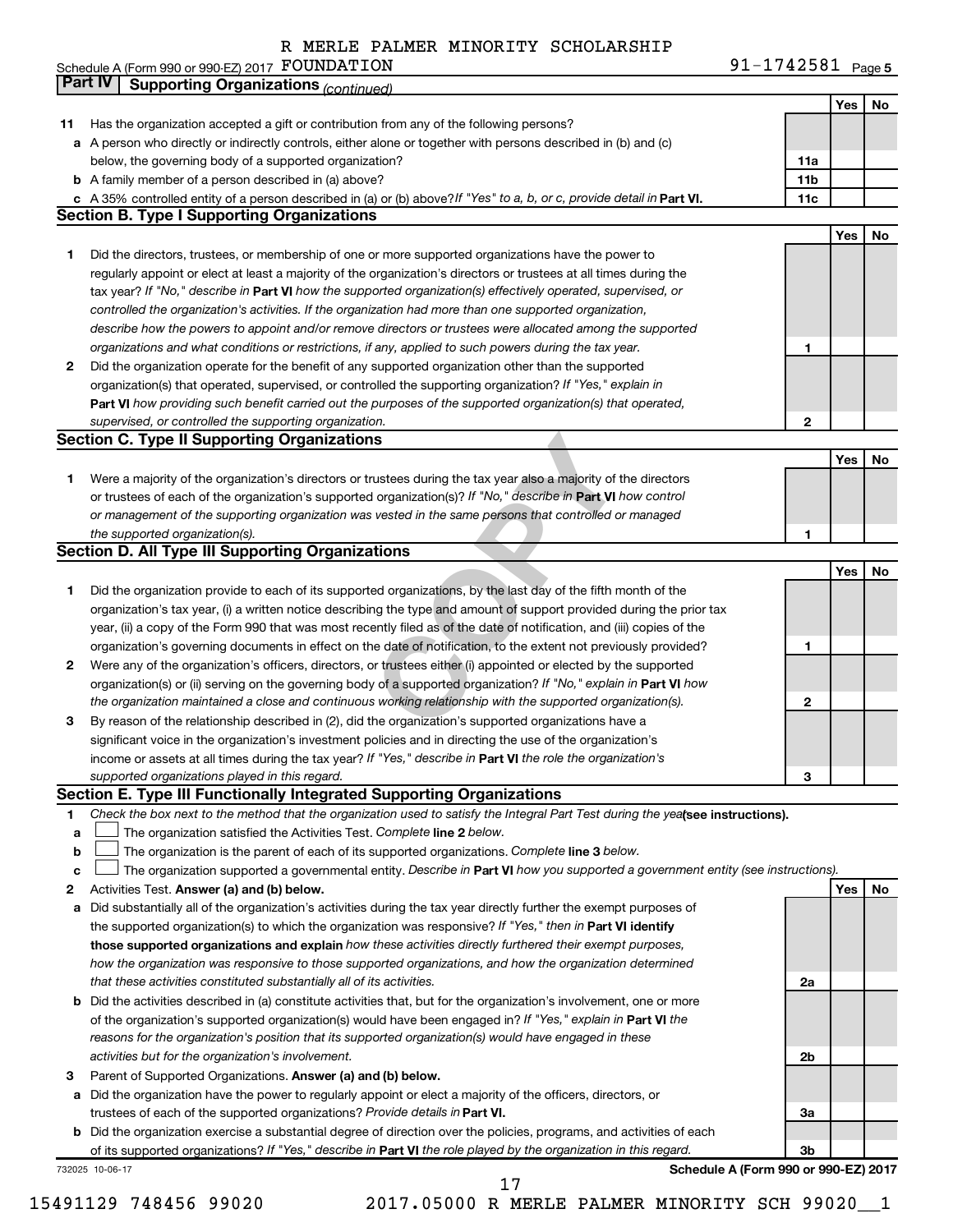R MERLE PALMER MINORITY SCHOLARSHIP

Schedule A (Form 990 or 990-EZ) 2017 FOUNDATION 91-1742581 Page 5

## Part IV Supporting Organizations *(continued)*

| | | | Yes | No |
|---|---|---|---|---|
| **11** | Has the organization accepted a gift or contribution from any of the following persons? | | | |
| **a** | A person who directly or indirectly controls, either alone or together with persons described in (b) and (c) below, the governing body of a supported organization? | **11a** | | |
| **b** | A family member of a person described in (a) above? | **11b** | | |
| **c** | A 35% controlled entity of a person described in (a) or (b) above? *If "Yes" to a, b, or c, provide detail in* **Part VI.** | **11c** | | |

### Section B. Type I Supporting Organizations

| | | | Yes | No |
|---|---|---|---|---|
| **1** | Did the directors, trustees, or membership of one or more supported organizations have the power to regularly appoint or elect at least a majority of the organization's directors or trustees at all times during the tax year? *If "No," describe in* **Part VI** *how the supported organization(s) effectively operated, supervised, or controlled the organization's activities. If the organization had more than one supported organization, describe how the powers to appoint and/or remove directors or trustees were allocated among the supported organizations and what conditions or restrictions, if any, applied to such powers during the tax year.* | **1** | | |
| **2** | Did the organization operate for the benefit of any supported organization other than the supported organization(s) that operated, supervised, or controlled the supporting organization? *If "Yes," explain in* **Part VI** *how providing such benefit carried out the purposes of the supported organization(s) that operated, supervised, or controlled the supporting organization.* | **2** | | |

### Section C. Type II Supporting Organizations

| | | | Yes | No |
|---|---|---|---|---|
| **1** | Were a majority of the organization's directors or trustees during the tax year also a majority of the directors or trustees of each of the organization's supported organization(s)? *If "No," describe in* **Part VI** *how control or management of the supporting organization was vested in the same persons that controlled or managed the supported organization(s).* | **1** | | |

### Section D. All Type III Supporting Organizations

| | | | Yes | No |
|---|---|---|---|---|
| **1** | Did the organization provide to each of its supported organizations, by the last day of the fifth month of the organization's tax year, (i) a written notice describing the type and amount of support provided during the prior tax year, (ii) a copy of the Form 990 that was most recently filed as of the date of notification, and (iii) copies of the organization's governing documents in effect on the date of notification, to the extent not previously provided? | **1** | | |
| **2** | Were any of the organization's officers, directors, or trustees either (i) appointed or elected by the supported organization(s) or (ii) serving on the governing body of a supported organization? *If "No," explain in* **Part VI** *how the organization maintained a close and continuous working relationship with the supported organization(s).* | **2** | | |
| **3** | By reason of the relationship described in (2), did the organization's supported organizations have a significant voice in the organization's investment policies and in directing the use of the organization's income or assets at all times during the tax year? *If "Yes," describe in* **Part VI** *the role the organization's supported organizations played in this regard.* | **3** | | |

### Section E. Type III Functionally Integrated Supporting Organizations

**1** *Check the box next to the method that the organization used to satisfy the Integral Part Test during the year* **(see instructions).**

- **a** ☐ The organization satisfied the Activities Test. *Complete* **line 2** *below.*
- **b** ☐ The organization is the parent of each of its supported organizations. *Complete* **line 3** *below.*
- **c** ☐ The organization supported a governmental entity. *Describe in* **Part VI** *how you supported a government entity (see instructions).*

| | | | Yes | No |
|---|---|---|---|---|
| **2** | Activities Test. **Answer (a) and (b) below.** | | | |
| **a** | Did substantially all of the organization's activities during the tax year directly further the exempt purposes of the supported organization(s) to which the organization was responsive? *If "Yes," then in* **Part VI identify those supported organizations and explain** *how these activities directly furthered their exempt purposes, how the organization was responsive to those supported organizations, and how the organization determined that these activities constituted substantially all of its activities.* | **2a** | | |
| **b** | Did the activities described in (a) constitute activities that, but for the organization's involvement, one or more of the organization's supported organization(s) would have been engaged in? *If "Yes," explain in* **Part VI** *the reasons for the organization's position that its supported organization(s) would have engaged in these activities but for the organization's involvement.* | **2b** | | |
| **3** | Parent of Supported Organizations. **Answer (a) and (b) below.** | | | |
| **a** | Did the organization have the power to regularly appoint or elect a majority of the officers, directors, or trustees of each of the supported organizations? *Provide details in* **Part VI.** | **3a** | | |
| **b** | Did the organization exercise a substantial degree of direction over the policies, programs, and activities of each of its supported organizations? *If "Yes," describe in* **Part VI** *the role played by the organization in this regard.* | **3b** | | |

732025 10-06-17 **Schedule A (Form 990 or 990-EZ) 2017**

15491129 748456 99020 2017.05000 R MERLE PALMER MINORITY SCH 99020__1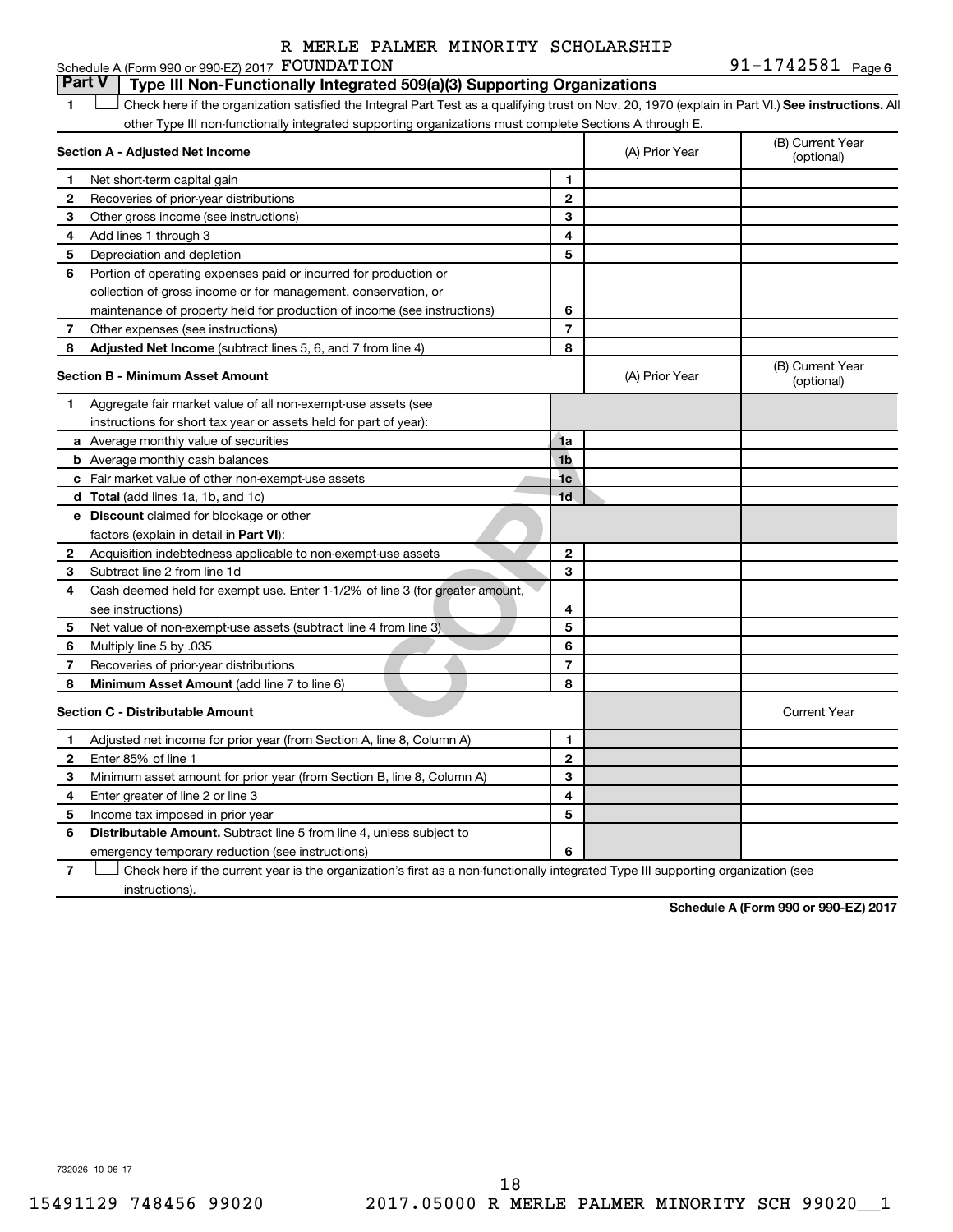R MERLE PALMER MINORITY SCHOLARSHIP

Schedule A (Form 990 or 990-EZ) 2017 FOUNDATION 91-1742581 Page 6

## Part V | Type III Non-Functionally Integrated 509(a)(3) Supporting Organizations

1 ☐ Check here if the organization satisfied the Integral Part Test as a qualifying trust on Nov. 20, 1970 (explain in Part VI.) **See instructions.** All other Type III non-functionally integrated supporting organizations must complete Sections A through E.

| **Section A - Adjusted Net Income** | | (A) Prior Year | (B) Current Year (optional) |
|---|---|---|---|
| **1** Net short-term capital gain | 1 | | |
| **2** Recoveries of prior-year distributions | 2 | | |
| **3** Other gross income (see instructions) | 3 | | |
| **4** Add lines 1 through 3 | 4 | | |
| **5** Depreciation and depletion | 5 | | |
| **6** Portion of operating expenses paid or incurred for production or collection of gross income or for management, conservation, or maintenance of property held for production of income (see instructions) | 6 | | |
| **7** Other expenses (see instructions) | 7 | | |
| **8** **Adjusted Net Income** (subtract lines 5, 6, and 7 from line 4) | 8 | | |

| **Section B - Minimum Asset Amount** | | (A) Prior Year | (B) Current Year (optional) |
|---|---|---|---|
| **1** Aggregate fair market value of all non-exempt-use assets (see instructions for short tax year or assets held for part of year): | | | |
| **a** Average monthly value of securities | 1a | | |
| **b** Average monthly cash balances | 1b | | |
| **c** Fair market value of other non-exempt-use assets | 1c | | |
| **d** **Total** (add lines 1a, 1b, and 1c) | 1d | | |
| **e** **Discount** claimed for blockage or other factors (explain in detail in **Part VI**): | | | |
| **2** Acquisition indebtedness applicable to non-exempt-use assets | 2 | | |
| **3** Subtract line 2 from line 1d | 3 | | |
| **4** Cash deemed held for exempt use. Enter 1-1/2% of line 3 (for greater amount, see instructions) | 4 | | |
| **5** Net value of non-exempt-use assets (subtract line 4 from line 3) | 5 | | |
| **6** Multiply line 5 by .035 | 6 | | |
| **7** Recoveries of prior-year distributions | 7 | | |
| **8** **Minimum Asset Amount** (add line 7 to line 6) | 8 | | |

| **Section C - Distributable Amount** | | | Current Year |
|---|---|---|---|
| **1** Adjusted net income for prior year (from Section A, line 8, Column A) | 1 | | |
| **2** Enter 85% of line 1 | 2 | | |
| **3** Minimum asset amount for prior year (from Section B, line 8, Column A) | 3 | | |
| **4** Enter greater of line 2 or line 3 | 4 | | |
| **5** Income tax imposed in prior year | 5 | | |
| **6** **Distributable Amount.** Subtract line 5 from line 4, unless subject to emergency temporary reduction (see instructions) | 6 | | |

7 ☐ Check here if the current year is the organization's first as a non-functionally integrated Type III supporting organization (see instructions).

**Schedule A (Form 990 or 990-EZ) 2017**

732026 10-06-17

15491129 748456 99020 2017.05000 R MERLE PALMER MINORITY SCH 99020__1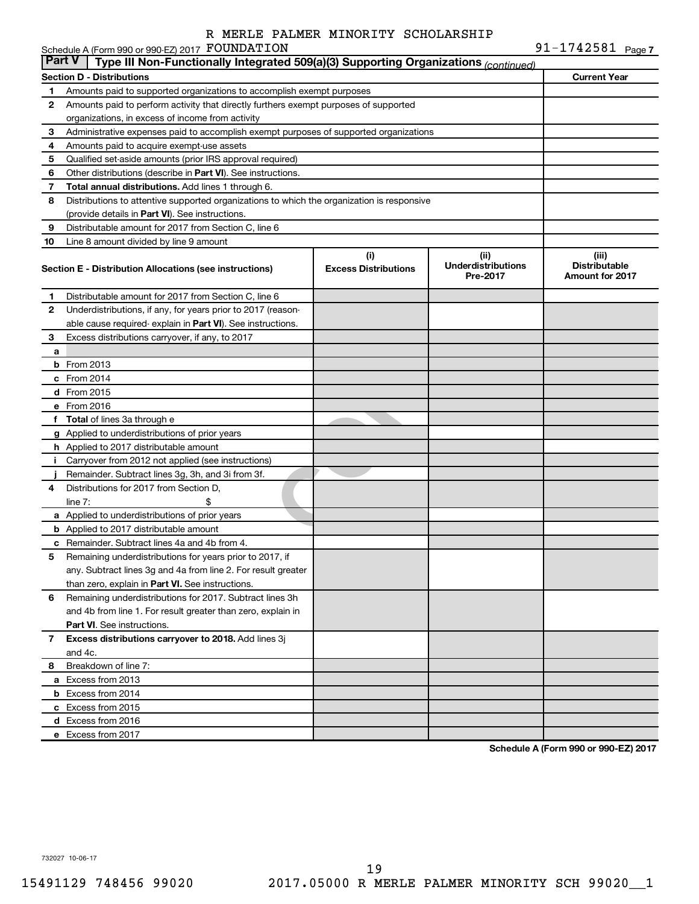R MERLE PALMER MINORITY SCHOLARSHIP

Schedule A (Form 990 or 990-EZ) 2017 FOUNDATION 91-1742581 Page 7

**Part V** | **Type III Non-Functionally Integrated 509(a)(3) Supporting Organizations** *(continued)*

| **Section D - Distributions** | | **Current Year** |
|---|---|---|
| 1 | Amounts paid to supported organizations to accomplish exempt purposes | |
| 2 | Amounts paid to perform activity that directly furthers exempt purposes of supported organizations, in excess of income from activity | |
| 3 | Administrative expenses paid to accomplish exempt purposes of supported organizations | |
| 4 | Amounts paid to acquire exempt-use assets | |
| 5 | Qualified set-aside amounts (prior IRS approval required) | |
| 6 | Other distributions (describe in **Part VI**). See instructions. | |
| 7 | **Total annual distributions.** Add lines 1 through 6. | |
| 8 | Distributions to attentive supported organizations to which the organization is responsive (provide details in **Part VI**). See instructions. | |
| 9 | Distributable amount for 2017 from Section C, line 6 | |
| 10 | Line 8 amount divided by line 9 amount | |

| | **Section E - Distribution Allocations (see instructions)** | **(i) Excess Distributions** | **(ii) Underdistributions Pre-2017** | **(iii) Distributable Amount for 2017** |
|---|---|---|---|---|
| 1 | Distributable amount for 2017 from Section C, line 6 | | | |
| 2 | Underdistributions, if any, for years prior to 2017 (reasonable cause required- explain in **Part VI**). See instructions. | | | |
| 3 | Excess distributions carryover, if any, to 2017 | | | |
| a | | | | |
| b | From 2013 | | | |
| c | From 2014 | | | |
| d | From 2015 | | | |
| e | From 2016 | | | |
| f | **Total** of lines 3a through e | | | |
| g | Applied to underdistributions of prior years | | | |
| h | Applied to 2017 distributable amount | | | |
| i | Carryover from 2012 not applied (see instructions) | | | |
| j | Remainder. Subtract lines 3g, 3h, and 3i from 3f. | | | |
| 4 | Distributions for 2017 from Section D, line 7: $ | | | |
| a | Applied to underdistributions of prior years | | | |
| b | Applied to 2017 distributable amount | | | |
| c | Remainder. Subtract lines 4a and 4b from 4. | | | |
| 5 | Remaining underdistributions for years prior to 2017, if any. Subtract lines 3g and 4a from line 2. For result greater than zero, explain in **Part VI.** See instructions. | | | |
| 6 | Remaining underdistributions for 2017. Subtract lines 3h and 4b from line 1. For result greater than zero, explain in **Part VI**. See instructions. | | | |
| 7 | **Excess distributions carryover to 2018.** Add lines 3j and 4c. | | | |
| 8 | Breakdown of line 7: | | | |
| a | Excess from 2013 | | | |
| b | Excess from 2014 | | | |
| c | Excess from 2015 | | | |
| d | Excess from 2016 | | | |
| e | Excess from 2017 | | | |

**Schedule A (Form 990 or 990-EZ) 2017**

732027 10-06-17

15491129 748456 99020 2017.05000 R MERLE PALMER MINORITY SCH 99020__1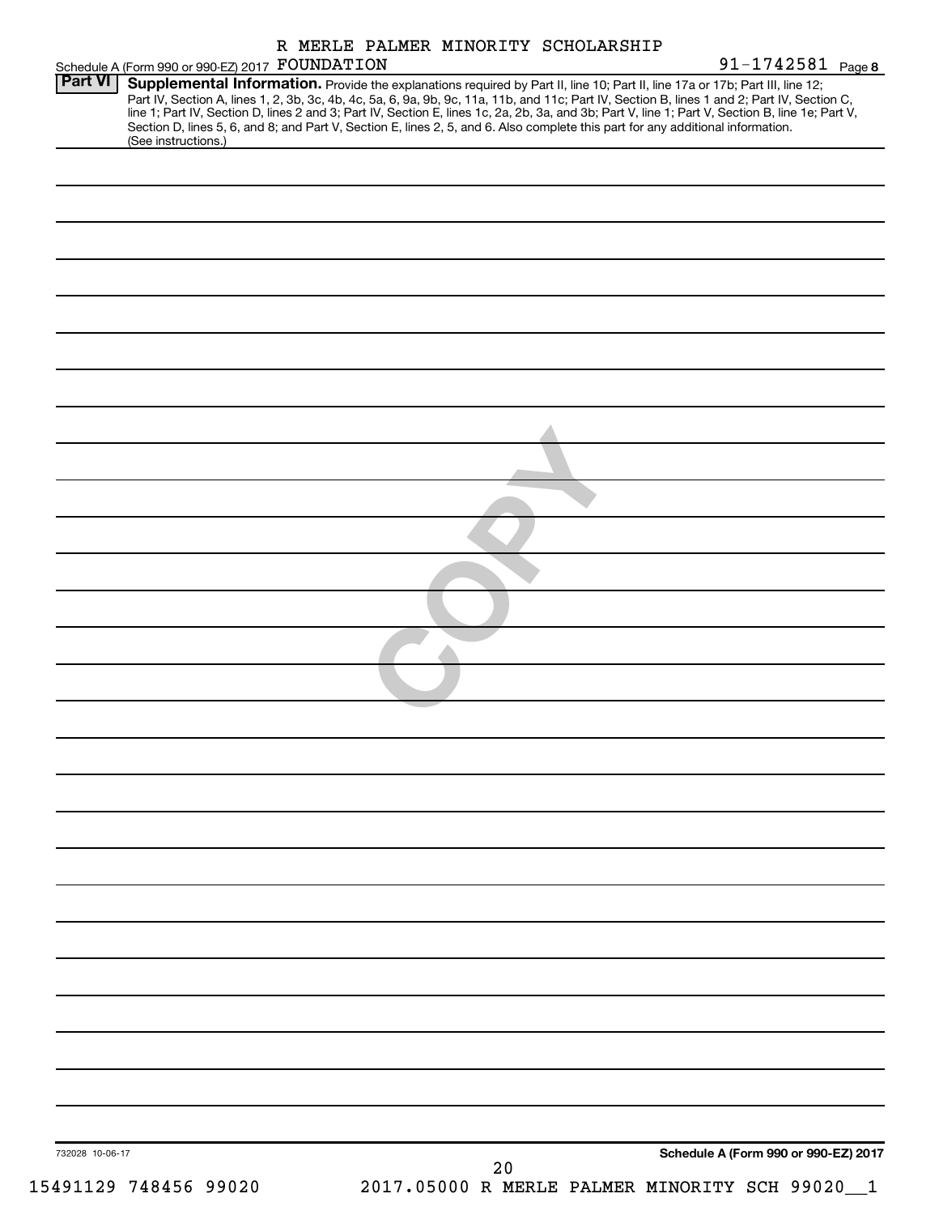R MERLE PALMER MINORITY SCHOLARSHIP

Schedule A (Form 990 or 990-EZ) 2017 FOUNDATION 91-1742581 Page **8**

**Part VI** **Supplemental Information.** Provide the explanations required by Part II, line 10; Part II, line 17a or 17b; Part III, line 12; Part IV, Section A, lines 1, 2, 3b, 3c, 4b, 4c, 5a, 6, 9a, 9b, 9c, 11a, 11b, and 11c; Part IV, Section B, lines 1 and 2; Part IV, Section C, line 1; Part IV, Section D, lines 2 and 3; Part IV, Section E, lines 1c, 2a, 2b, 3a, and 3b; Part V, line 1; Part V, Section B, line 1e; Part V, Section D, lines 5, 6, and 8; and Part V, Section E, lines 2, 5, and 6. Also complete this part for any additional information. (See instructions.)

732028 10-06-17

**Schedule A (Form 990 or 990-EZ) 2017**

15491129 748456 99020 2017.05000 R MERLE PALMER MINORITY SCH 99020__1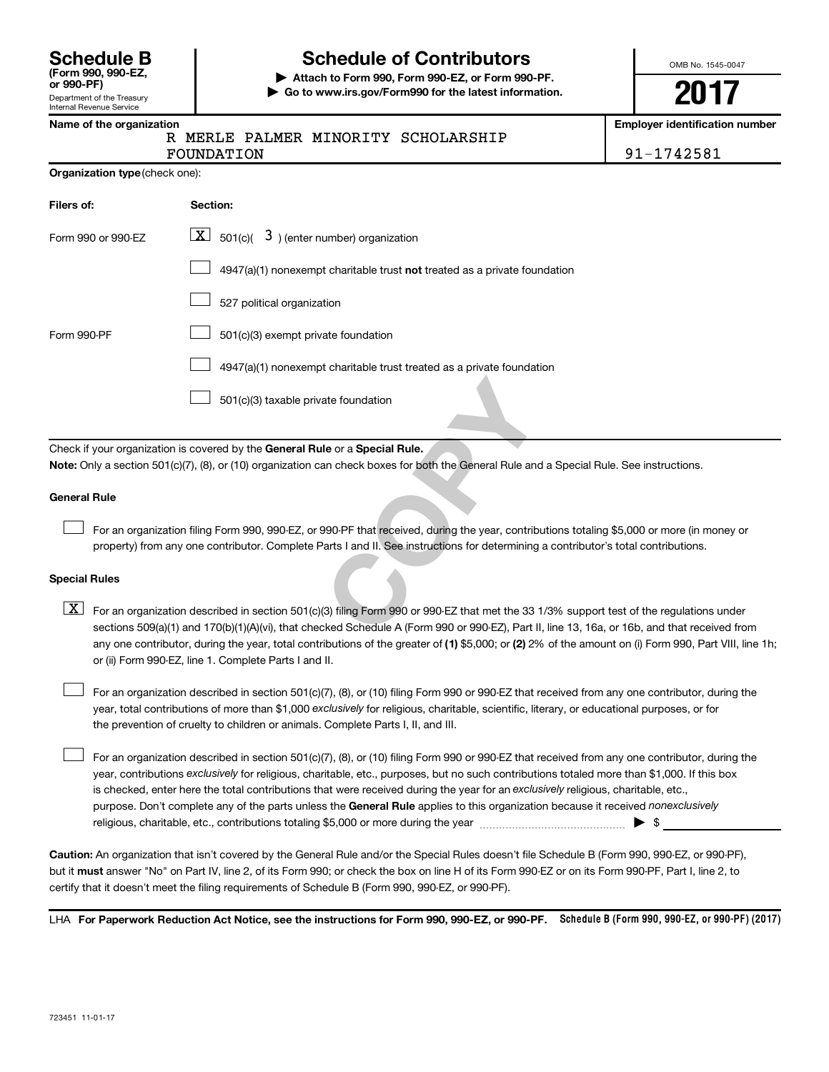# Schedule B

**(Form 990, 990-EZ, or 990-PF)**

Department of the Treasury
Internal Revenue Service

## Schedule of Contributors

▶ **Attach to Form 990, Form 990-EZ, or Form 990-PF.**
▶ **Go to www.irs.gov/Form990 for the latest information.**

OMB No. 1545-0047

**2017**

**Name of the organization**
R MERLE PALMER MINORITY SCHOLARSHIP FOUNDATION

**Employer identification number**
91-1742581

**Organization type** (check one):

| Filers of: | Section: |
|---|---|
| Form 990 or 990-EZ | [X] 501(c)( 3 ) (enter number) organization |
| | [ ] 4947(a)(1) nonexempt charitable trust **not** treated as a private foundation |
| | [ ] 527 political organization |
| Form 990-PF | [ ] 501(c)(3) exempt private foundation |
| | [ ] 4947(a)(1) nonexempt charitable trust treated as a private foundation |
| | [ ] 501(c)(3) taxable private foundation |

Check if your organization is covered by the **General Rule** or a **Special Rule.**

**Note:** Only a section 501(c)(7), (8), or (10) organization can check boxes for both the General Rule and a Special Rule. See instructions.

**General Rule**

[ ] For an organization filing Form 990, 990-EZ, or 990-PF that received, during the year, contributions totaling $5,000 or more (in money or property) from any one contributor. Complete Parts I and II. See instructions for determining a contributor's total contributions.

**Special Rules**

[X] For an organization described in section 501(c)(3) filing Form 990 or 990-EZ that met the 33 1/3% support test of the regulations under sections 509(a)(1) and 170(b)(1)(A)(vi), that checked Schedule A (Form 990 or 990-EZ), Part II, line 13, 16a, or 16b, and that received from any one contributor, during the year, total contributions of the greater of **(1)** $5,000; or **(2)** 2% of the amount on (i) Form 990, Part VIII, line 1h; or (ii) Form 990-EZ, line 1. Complete Parts I and II.

[ ] For an organization described in section 501(c)(7), (8), or (10) filing Form 990 or 990-EZ that received from any one contributor, during the year, total contributions of more than $1,000 *exclusively* for religious, charitable, scientific, literary, or educational purposes, or for the prevention of cruelty to children or animals. Complete Parts I, II, and III.

[ ] For an organization described in section 501(c)(7), (8), or (10) filing Form 990 or 990-EZ that received from any one contributor, during the year, contributions *exclusively* for religious, charitable, etc., purposes, but no such contributions totaled more than $1,000. If this box is checked, enter here the total contributions that were received during the year for an *exclusively* religious, charitable, etc., purpose. Don't complete any of the parts unless the **General Rule** applies to this organization because it received *nonexclusively* religious, charitable, etc., contributions totaling $5,000 or more during the year ▶ $

**Caution:** An organization that isn't covered by the General Rule and/or the Special Rules doesn't file Schedule B (Form 990, 990-EZ, or 990-PF), but it **must** answer "No" on Part IV, line 2, of its Form 990; or check the box on line H of its Form 990-EZ or on its Form 990-PF, Part I, line 2, to certify that it doesn't meet the filing requirements of Schedule B (Form 990, 990-EZ, or 990-PF).

LHA **For Paperwork Reduction Act Notice, see the instructions for Form 990, 990-EZ, or 990-PF.** **Schedule B (Form 990, 990-EZ, or 990-PF) (2017)**

723451 11-01-17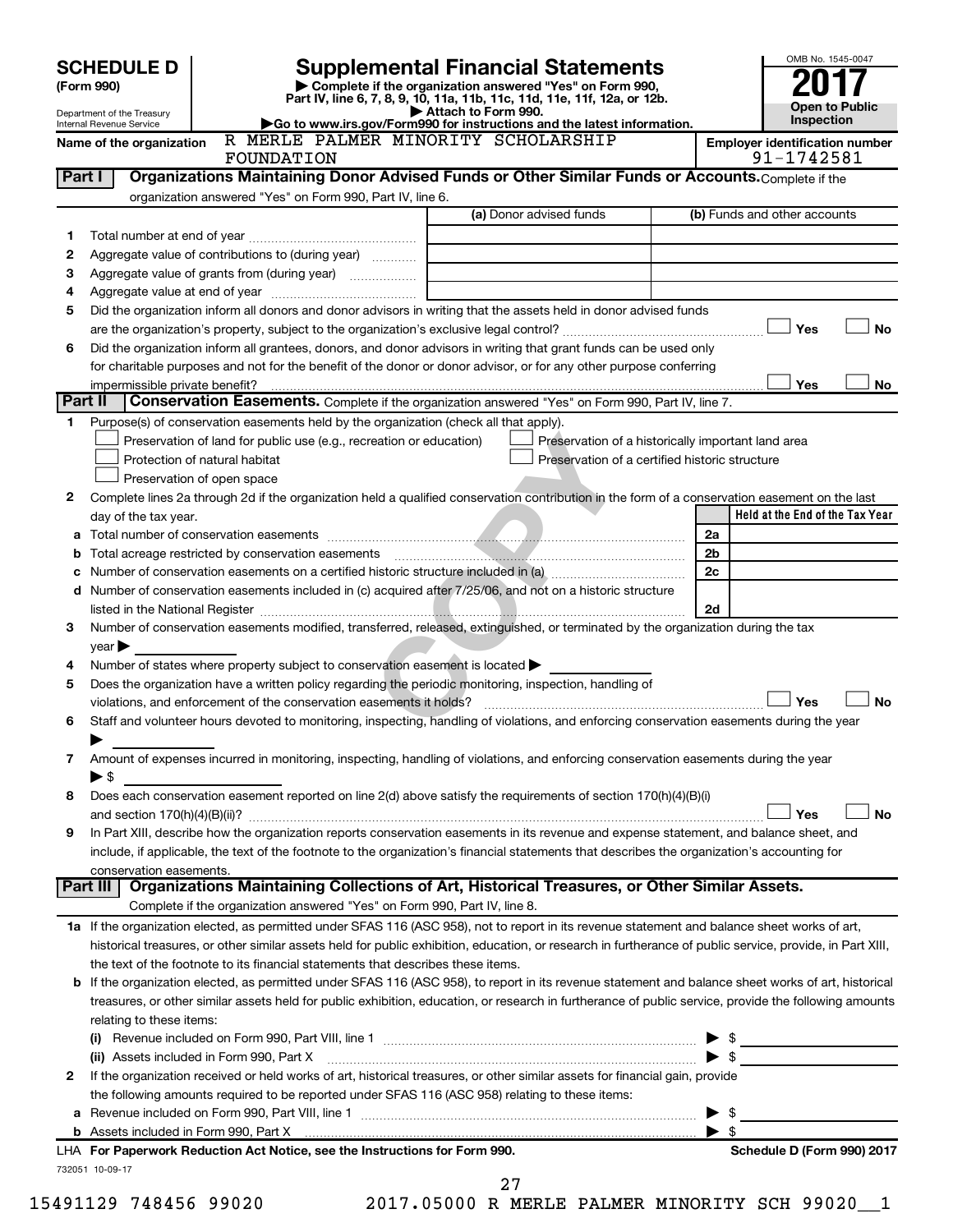**SCHEDULE D (Form 990)**

Department of the Treasury
Internal Revenue Service

# Supplemental Financial Statements

▶ Complete if the organization answered "Yes" on Form 990, Part IV, line 6, 7, 8, 9, 10, 11a, 11b, 11c, 11d, 11e, 11f, 12a, or 12b.
▶ Attach to Form 990.
▶Go to www.irs.gov/Form990 for instructions and the latest information.

OMB No. 1545-0047
**2017**
**Open to Public Inspection**

Name of the organization: R MERLE PALMER MINORITY SCHOLARSHIP FOUNDATION

Employer identification number: 91-1742581

## Part I Organizations Maintaining Donor Advised Funds or Other Similar Funds or Accounts.

Complete if the organization answered "Yes" on Form 990, Part IV, line 6.

| | | (a) Donor advised funds | (b) Funds and other accounts |
|---|---|---|---|
| 1 | Total number at end of year | | |
| 2 | Aggregate value of contributions to (during year) | | |
| 3 | Aggregate value of grants from (during year) | | |
| 4 | Aggregate value at end of year | | |

5 Did the organization inform all donors and donor advisors in writing that the assets held in donor advised funds are the organization's property, subject to the organization's exclusive legal control? ☐ Yes ☐ No

6 Did the organization inform all grantees, donors, and donor advisors in writing that grant funds can be used only for charitable purposes and not for the benefit of the donor or donor advisor, or for any other purpose conferring impermissible private benefit? ☐ Yes ☐ No

## Part II Conservation Easements.

Complete if the organization answered "Yes" on Form 990, Part IV, line 7.

1 Purpose(s) of conservation easements held by the organization (check all that apply).

- ☐ Preservation of land for public use (e.g., recreation or education)
- ☐ Protection of natural habitat
- ☐ Preservation of open space
- ☐ Preservation of a historically important land area
- ☐ Preservation of a certified historic structure

2 Complete lines 2a through 2d if the organization held a qualified conservation contribution in the form of a conservation easement on the last day of the tax year.

| | | | Held at the End of the Tax Year |
|---|---|---|---|
| a | Total number of conservation easements | 2a | |
| b | Total acreage restricted by conservation easements | 2b | |
| c | Number of conservation easements on a certified historic structure included in (a) | 2c | |
| d | Number of conservation easements included in (c) acquired after 7/25/06, and not on a historic structure listed in the National Register | 2d | |

3 Number of conservation easements modified, transferred, released, extinguished, or terminated by the organization during the tax year ▶

4 Number of states where property subject to conservation easement is located ▶

5 Does the organization have a written policy regarding the periodic monitoring, inspection, handling of violations, and enforcement of the conservation easements it holds? ☐ Yes ☐ No

6 Staff and volunteer hours devoted to monitoring, inspecting, handling of violations, and enforcing conservation easements during the year ▶

7 Amount of expenses incurred in monitoring, inspecting, handling of violations, and enforcing conservation easements during the year ▶ $

8 Does each conservation easement reported on line 2(d) above satisfy the requirements of section 170(h)(4)(B)(i) and section 170(h)(4)(B)(ii)? ☐ Yes ☐ No

9 In Part XIII, describe how the organization reports conservation easements in its revenue and expense statement, and balance sheet, and include, if applicable, the text of the footnote to the organization's financial statements that describes the organization's accounting for conservation easements.

## Part III Organizations Maintaining Collections of Art, Historical Treasures, or Other Similar Assets.

Complete if the organization answered "Yes" on Form 990, Part IV, line 8.

1a If the organization elected, as permitted under SFAS 116 (ASC 958), not to report in its revenue statement and balance sheet works of art, historical treasures, or other similar assets held for public exhibition, education, or research in furtherance of public service, provide, in Part XIII, the text of the footnote to its financial statements that describes these items.

b If the organization elected, as permitted under SFAS 116 (ASC 958), to report in its revenue statement and balance sheet works of art, historical treasures, or other similar assets held for public exhibition, education, or research in furtherance of public service, provide the following amounts relating to these items:

(i) Revenue included on Form 990, Part VIII, line 1 ▶ $

(ii) Assets included in Form 990, Part X ▶ $

2 If the organization received or held works of art, historical treasures, or other similar assets for financial gain, provide the following amounts required to be reported under SFAS 116 (ASC 958) relating to these items:

a Revenue included on Form 990, Part VIII, line 1 ▶ $

b Assets included in Form 990, Part X ▶ $

LHA For Paperwork Reduction Act Notice, see the Instructions for Form 990. Schedule D (Form 990) 2017

732051 10-09-17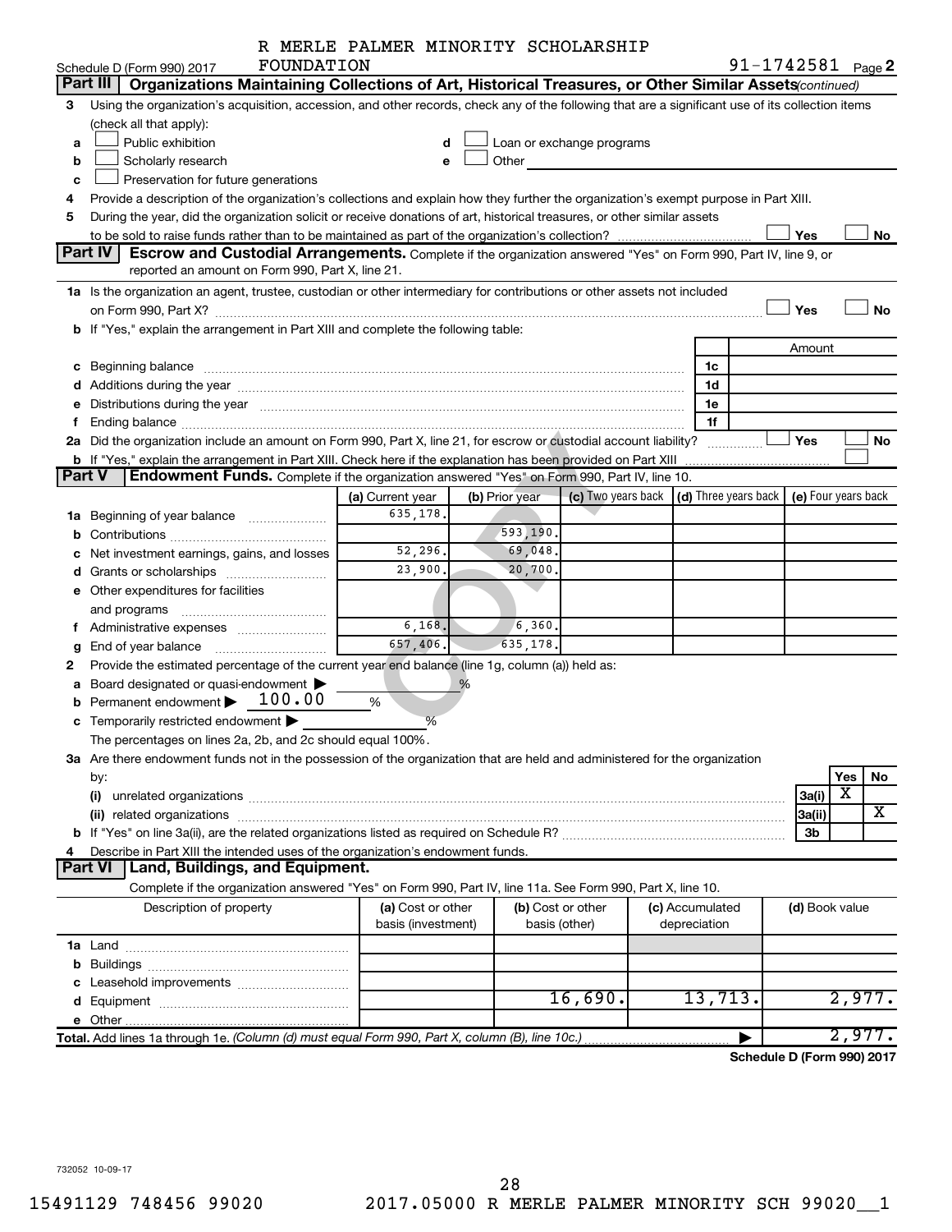R MERLE PALMER MINORITY SCHOLARSHIP FOUNDATION

Schedule D (Form 990) 2017 — 91-1742581 Page 2

## Part III Organizations Maintaining Collections of Art, Historical Treasures, or Other Similar Assets *(continued)*

3 Using the organization's acquisition, accession, and other records, check any of the following that are a significant use of its collection items (check all that apply):

- a ☐ Public exhibition
- b ☐ Scholarly research
- c ☐ Preservation for future generations
- d ☐ Loan or exchange programs
- e ☐ Other

4 Provide a description of the organization's collections and explain how they further the organization's exempt purpose in Part XIII.

5 During the year, did the organization solicit or receive donations of art, historical treasures, or other similar assets to be sold to raise funds rather than to be maintained as part of the organization's collection? ☐ Yes ☐ No

## Part IV Escrow and Custodial Arrangements.

Complete if the organization answered "Yes" on Form 990, Part IV, line 9, or reported an amount on Form 990, Part X, line 21.

1a Is the organization an agent, trustee, custodian or other intermediary for contributions or other assets not included on Form 990, Part X? ☐ Yes ☐ No

b If "Yes," explain the arrangement in Part XIII and complete the following table:

| | | Amount |
|---|---|---|
| c Beginning balance | 1c | |
| d Additions during the year | 1d | |
| e Distributions during the year | 1e | |
| f Ending balance | 1f | |

2a Did the organization include an amount on Form 990, Part X, line 21, for escrow or custodial account liability? ☐ Yes ☐ No

b If "Yes," explain the arrangement in Part XIII. Check here if the explanation has been provided on Part XIII ☐

## Part V Endowment Funds.

Complete if the organization answered "Yes" on Form 990, Part IV, line 10.

| | (a) Current year | (b) Prior year | (c) Two years back | (d) Three years back | (e) Four years back |
|---|---|---|---|---|---|
| 1a Beginning of year balance | 635,178. | | | | |
| b Contributions | | 593,190. | | | |
| c Net investment earnings, gains, and losses | 52,296. | 69,048. | | | |
| d Grants or scholarships | 23,900. | 20,700. | | | |
| e Other expenditures for facilities and programs | | | | | |
| f Administrative expenses | 6,168. | 6,360. | | | |
| g End of year balance | 657,406. | 635,178. | | | |

2 Provide the estimated percentage of the current year end balance (line 1g, column (a)) held as:

- a Board designated or quasi-endowment ▶ ____ %
- b Permanent endowment ▶ 100.00 %
- c Temporarily restricted endowment ▶ ____ %

The percentages on lines 2a, 2b, and 2c should equal 100%.

3a Are there endowment funds not in the possession of the organization that are held and administered for the organization by:

| | | Yes | No |
|---|---|---|---|
| (i) unrelated organizations | 3a(i) | X | |
| (ii) related organizations | 3a(ii) | | X |
| b If "Yes" on line 3a(ii), are the related organizations listed as required on Schedule R? | 3b | | |

4 Describe in Part XIII the intended uses of the organization's endowment funds.

## Part VI Land, Buildings, and Equipment.

Complete if the organization answered "Yes" on Form 990, Part IV, line 11a. See Form 990, Part X, line 10.

| Description of property | (a) Cost or other basis (investment) | (b) Cost or other basis (other) | (c) Accumulated depreciation | (d) Book value |
|---|---|---|---|---|
| 1a Land | | | | |
| b Buildings | | | | |
| c Leasehold improvements | | | | |
| d Equipment | | 16,690. | 13,713. | 2,977. |
| e Other | | | | |
| **Total.** Add lines 1a through 1e. *(Column (d) must equal Form 990, Part X, column (B), line 10c.)* | | | ▶ | 2,977. |

**Schedule D (Form 990) 2017**

732052 10-09-17

15491129 748456 99020 2017.05000 R MERLE PALMER MINORITY SCH 99020__1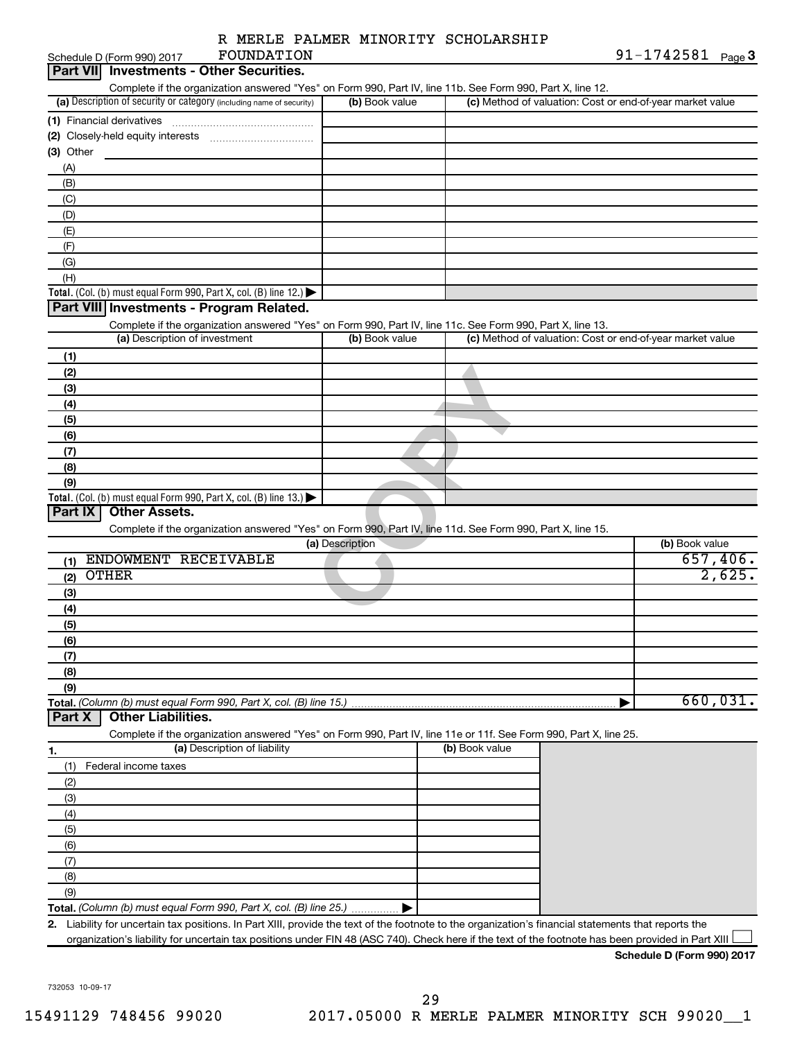Schedule D (Form 990) 2017 R MERLE PALMER MINORITY SCHOLARSHIP FOUNDATION 91-1742581 Page 3

## Part VII Investments - Other Securities.

Complete if the organization answered "Yes" on Form 990, Part IV, line 11b. See Form 990, Part X, line 12.

| (a) Description of security or category (including name of security) | (b) Book value | (c) Method of valuation: Cost or end-of-year market value |
|---|---|---|
| (1) Financial derivatives | | |
| (2) Closely-held equity interests | | |
| (3) Other | | |
| (A) | | |
| (B) | | |
| (C) | | |
| (D) | | |
| (E) | | |
| (F) | | |
| (G) | | |
| (H) | | |
| **Total.** (Col. (b) must equal Form 990, Part X, col. (B) line 12.) | | |

## Part VIII Investments - Program Related.

Complete if the organization answered "Yes" on Form 990, Part IV, line 11c. See Form 990, Part X, line 13.

| (a) Description of investment | (b) Book value | (c) Method of valuation: Cost or end-of-year market value |
|---|---|---|
| (1) | | |
| (2) | | |
| (3) | | |
| (4) | | |
| (5) | | |
| (6) | | |
| (7) | | |
| (8) | | |
| (9) | | |
| **Total.** (Col. (b) must equal Form 990, Part X, col. (B) line 13.) | | |

## Part IX Other Assets.

Complete if the organization answered "Yes" on Form 990, Part IV, line 11d. See Form 990, Part X, line 15.

| (a) Description | (b) Book value |
|---|---|
| (1) ENDOWMENT RECEIVABLE | 657,406. |
| (2) OTHER | 2,625. |
| (3) | |
| (4) | |
| (5) | |
| (6) | |
| (7) | |
| (8) | |
| (9) | |
| **Total.** *(Column (b) must equal Form 990, Part X, col. (B) line 15.)* | 660,031. |

## Part X Other Liabilities.

Complete if the organization answered "Yes" on Form 990, Part IV, line 11e or 11f. See Form 990, Part X, line 25.

| 1. (a) Description of liability | (b) Book value |
|---|---|
| (1) Federal income taxes | |
| (2) | |
| (3) | |
| (4) | |
| (5) | |
| (6) | |
| (7) | |
| (8) | |
| (9) | |
| **Total.** *(Column (b) must equal Form 990, Part X, col. (B) line 25.)* | |

2. Liability for uncertain tax positions. In Part XIII, provide the text of the footnote to the organization's financial statements that reports the organization's liability for uncertain tax positions under FIN 48 (ASC 740). Check here if the text of the footnote has been provided in Part XIII ☐

**Schedule D (Form 990) 2017**

732053 10-09-17

15491129 748456 99020 2017.05000 R MERLE PALMER MINORITY SCH 99020__1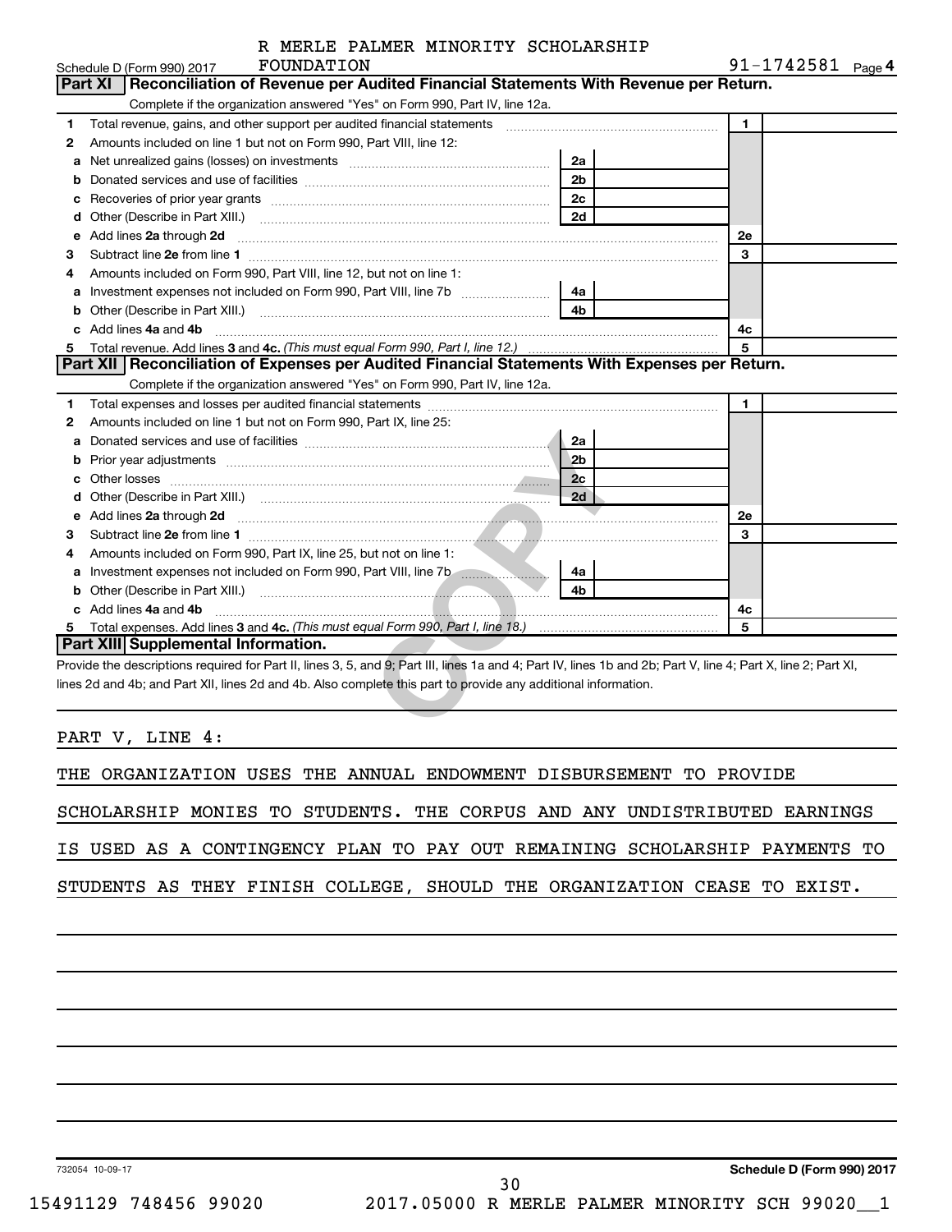R MERLE PALMER MINORITY SCHOLARSHIP FOUNDATION

Schedule D (Form 990) 2017 — 91-1742581 Page **4**

## Part XI Reconciliation of Revenue per Audited Financial Statements With Revenue per Return.

Complete if the organization answered "Yes" on Form 990, Part IV, line 12a.

| | | | | | |
|---|---|---|---|---|---|
| 1 | Total revenue, gains, and other support per audited financial statements | | | 1 | |
| 2 | Amounts included on line 1 but not on Form 990, Part VIII, line 12: | | | | |
| a | Net unrealized gains (losses) on investments | 2a | | | |
| b | Donated services and use of facilities | 2b | | | |
| c | Recoveries of prior year grants | 2c | | | |
| d | Other (Describe in Part XIII.) | 2d | | | |
| e | Add lines **2a** through **2d** | | | 2e | |
| 3 | Subtract line **2e** from line **1** | | | 3 | |
| 4 | Amounts included on Form 990, Part VIII, line 12, but not on line 1: | | | | |
| a | Investment expenses not included on Form 990, Part VIII, line 7b | 4a | | | |
| b | Other (Describe in Part XIII.) | 4b | | | |
| c | Add lines **4a** and **4b** | | | 4c | |
| 5 | Total revenue. Add lines **3** and **4c.** *(This must equal Form 990, Part I, line 12.)* | | | 5 | |

## Part XII Reconciliation of Expenses per Audited Financial Statements With Expenses per Return.

Complete if the organization answered "Yes" on Form 990, Part IV, line 12a.

| | | | | | |
|---|---|---|---|---|---|
| 1 | Total expenses and losses per audited financial statements | | | 1 | |
| 2 | Amounts included on line 1 but not on Form 990, Part IX, line 25: | | | | |
| a | Donated services and use of facilities | 2a | | | |
| b | Prior year adjustments | 2b | | | |
| c | Other losses | 2c | | | |
| d | Other (Describe in Part XIII.) | 2d | | | |
| e | Add lines **2a** through **2d** | | | 2e | |
| 3 | Subtract line **2e** from line **1** | | | 3 | |
| 4 | Amounts included on Form 990, Part IX, line 25, but not on line 1: | | | | |
| a | Investment expenses not included on Form 990, Part VIII, line 7b | 4a | | | |
| b | Other (Describe in Part XIII.) | 4b | | | |
| c | Add lines **4a** and **4b** | | | 4c | |
| 5 | Total expenses. Add lines **3** and **4c.** *(This must equal Form 990, Part I, line 18.)* | | | 5 | |

## Part XIII Supplemental Information.

Provide the descriptions required for Part II, lines 3, 5, and 9; Part III, lines 1a and 4; Part IV, lines 1b and 2b; Part V, line 4; Part X, line 2; Part XI, lines 2d and 4b; and Part XII, lines 2d and 4b. Also complete this part to provide any additional information.

PART V, LINE 4:

THE ORGANIZATION USES THE ANNUAL ENDOWMENT DISBURSEMENT TO PROVIDE SCHOLARSHIP MONIES TO STUDENTS. THE CORPUS AND ANY UNDISTRIBUTED EARNINGS IS USED AS A CONTINGENCY PLAN TO PAY OUT REMAINING SCHOLARSHIP PAYMENTS TO STUDENTS AS THEY FINISH COLLEGE, SHOULD THE ORGANIZATION CEASE TO EXIST.

732054 10-09-17 — **Schedule D (Form 990) 2017**

15491129 748456 99020 — 2017.05000 R MERLE PALMER MINORITY SCH 99020__1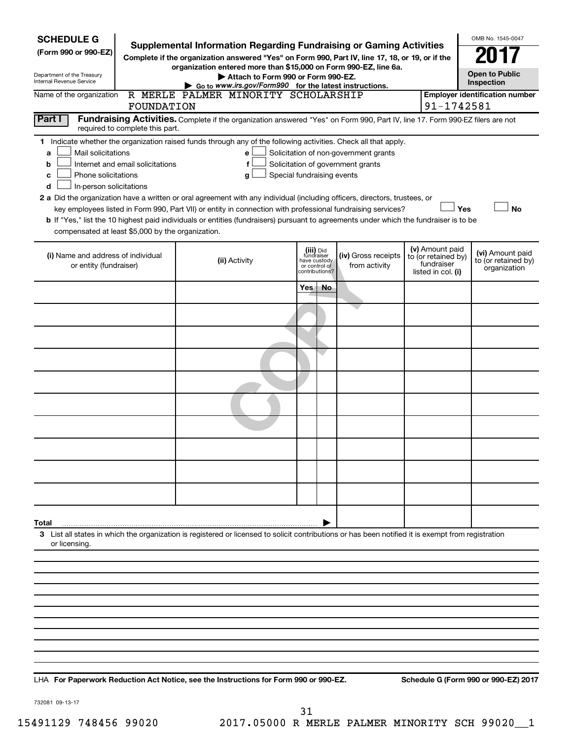**SCHEDULE G**
**(Form 990 or 990-EZ)**

Department of the Treasury
Internal Revenue Service

# Supplemental Information Regarding Fundraising or Gaming Activities

**Complete if the organization answered "Yes" on Form 990, Part IV, line 17, 18, or 19, or if the organization entered more than $15,000 on Form 990-EZ, line 6a.**

**▶ Attach to Form 990 or Form 990-EZ.**

**▶ Go to *www.irs.gov/Form990* for the latest instructions.**

OMB No. 1545-0047

**2017**

**Open to Public Inspection**

Name of the organization: R MERLE PALMER MINORITY SCHOLARSHIP FOUNDATION

**Employer identification number** 91-1742581

**Part I** **Fundraising Activities.** Complete if the organization answered "Yes" on Form 990, Part IV, line 17. Form 990-EZ filers are not required to complete this part.

**1** Indicate whether the organization raised funds through any of the following activities. Check all that apply.

- **a** ☐ Mail solicitations
- **b** ☐ Internet and email solicitations
- **c** ☐ Phone solicitations
- **d** ☐ In-person solicitations
- **e** ☐ Solicitation of non-government grants
- **f** ☐ Solicitation of government grants
- **g** ☐ Special fundraising events

**2 a** Did the organization have a written or oral agreement with any individual (including officers, directors, trustees, or key employees listed in Form 990, Part VII) or entity in connection with professional fundraising services? ☐ **Yes** ☐ **No**

**b** If "Yes," list the 10 highest paid individuals or entities (fundraisers) pursuant to agreements under which the fundraiser is to be compensated at least $5,000 by the organization.

| (i) Name and address of individual or entity (fundraiser) | (ii) Activity | (iii) Did fundraiser have custody or control of contributions? | | (iv) Gross receipts from activity | (v) Amount paid to (or retained by) fundraiser listed in col. (i) | (vi) Amount paid to (or retained by) organization |
|---|---|---|---|---|---|---|
| | | Yes | No | | | |
| | | | | | | |
| | | | | | | |
| | | | | | | |
| | | | | | | |
| | | | | | | |
| | | | | | | |
| | | | | | | |
| | | | | | | |
| | | | | | | |
| | | | | | | |
| **Total** ▶ | | | | | | |

**3** List all states in which the organization is registered or licensed to solicit contributions or has been notified it is exempt from registration or licensing.

LHA **For Paperwork Reduction Act Notice, see the Instructions for Form 990 or 990-EZ.** **Schedule G (Form 990 or 990-EZ) 2017**

732081 09-13-17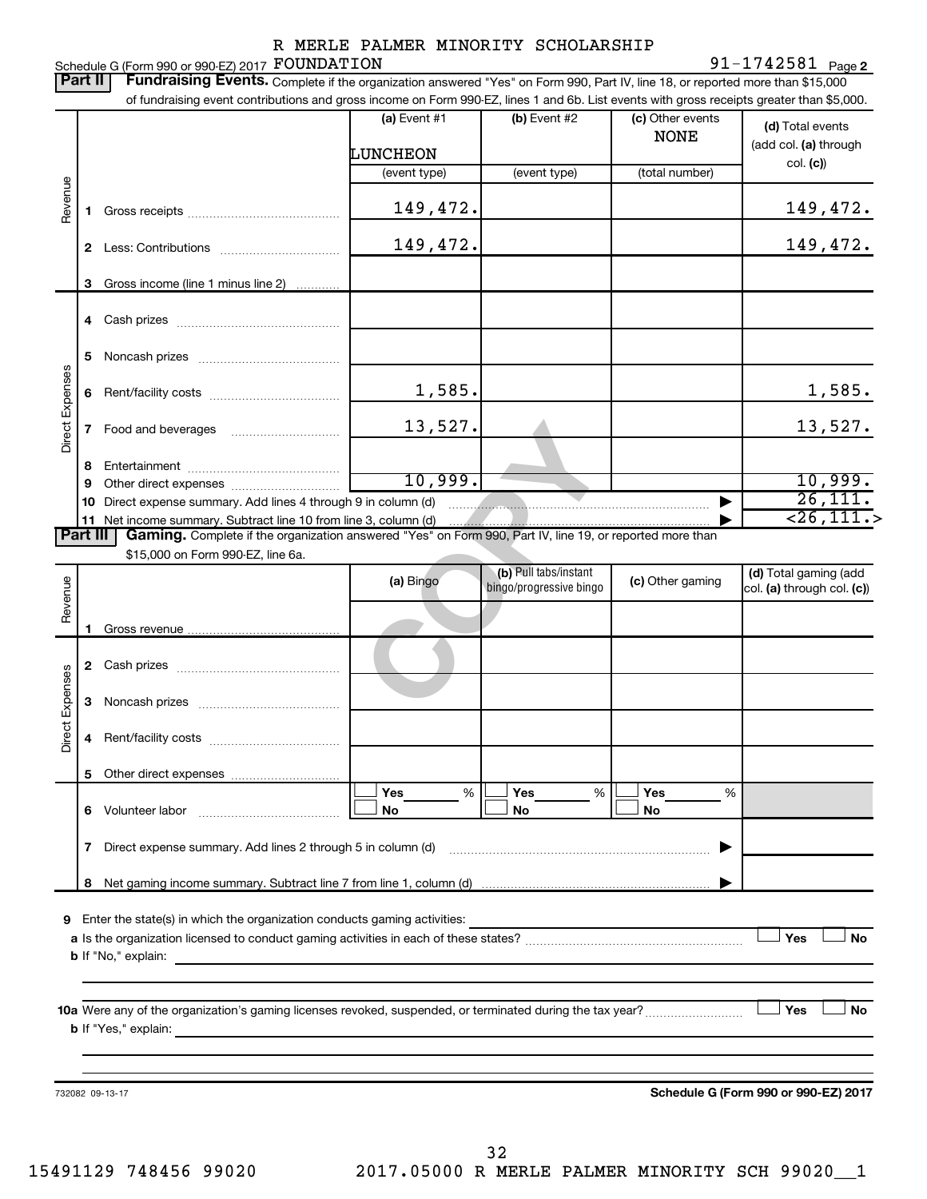Schedule G (Form 990 or 990-EZ) 2017 R MERLE PALMER MINORITY SCHOLARSHIP FOUNDATION 91-1742581 Page **2**

**Part II** **Fundraising Events.** Complete if the organization answered "Yes" on Form 990, Part IV, line 18, or reported more than $15,000 of fundraising event contributions and gross income on Form 990-EZ, lines 1 and 6b. List events with gross receipts greater than $5,000.

| | | (a) Event #1 | (b) Event #2 | (c) Other events | (d) Total events (add col. (a) through col. (c)) |
|---|---|---|---|---|---|
| | | LUNCHEON | | NONE | |
| | | (event type) | (event type) | (total number) | |
| Revenue | 1 Gross receipts | 149,472. | | | 149,472. |
| | 2 Less: Contributions | 149,472. | | | 149,472. |
| | 3 Gross income (line 1 minus line 2) | | | | |
| Direct Expenses | 4 Cash prizes | | | | |
| | 5 Noncash prizes | | | | |
| | 6 Rent/facility costs | 1,585. | | | 1,585. |
| | 7 Food and beverages | 13,527. | | | 13,527. |
| | 8 Entertainment | | | | |
| | 9 Other direct expenses | 10,999. | | | 10,999. |
| | 10 Direct expense summary. Add lines 4 through 9 in column (d) | | | ▶ | 26,111. |
| | 11 Net income summary. Subtract line 10 from line 3, column (d) | | | ▶ | <26,111.> |

**Part III** **Gaming.** Complete if the organization answered "Yes" on Form 990, Part IV, line 19, or reported more than $15,000 on Form 990-EZ, line 6a.

| | | (a) Bingo | (b) Pull tabs/instant bingo/progressive bingo | (c) Other gaming | (d) Total gaming (add col. (a) through col. (c)) |
|---|---|---|---|---|---|
| Revenue | 1 Gross revenue | | | | |
| Direct Expenses | 2 Cash prizes | | | | |
| | 3 Noncash prizes | | | | |
| | 4 Rent/facility costs | | | | |
| | 5 Other direct expenses | | | | |
| | 6 Volunteer labor | ☐ Yes ___ % ☐ No | ☐ Yes ___ % ☐ No | ☐ Yes ___ % ☐ No | |
| | 7 Direct expense summary. Add lines 2 through 5 in column (d) | | | ▶ | |
| | 8 Net gaming income summary. Subtract line 7 from line 1, column (d) | | | ▶ | |

**9** Enter the state(s) in which the organization conducts gaming activities: ____________

**a** Is the organization licensed to conduct gaming activities in each of these states? ☐ Yes ☐ No

**b** If "No," explain: ____________

**10a** Were any of the organization's gaming licenses revoked, suspended, or terminated during the tax year? ☐ Yes ☐ No

**b** If "Yes," explain: ____________

732082 09-13-17 **Schedule G (Form 990 or 990-EZ) 2017**

15491129 748456 99020 2017.05000 R MERLE PALMER MINORITY SCH 99020__1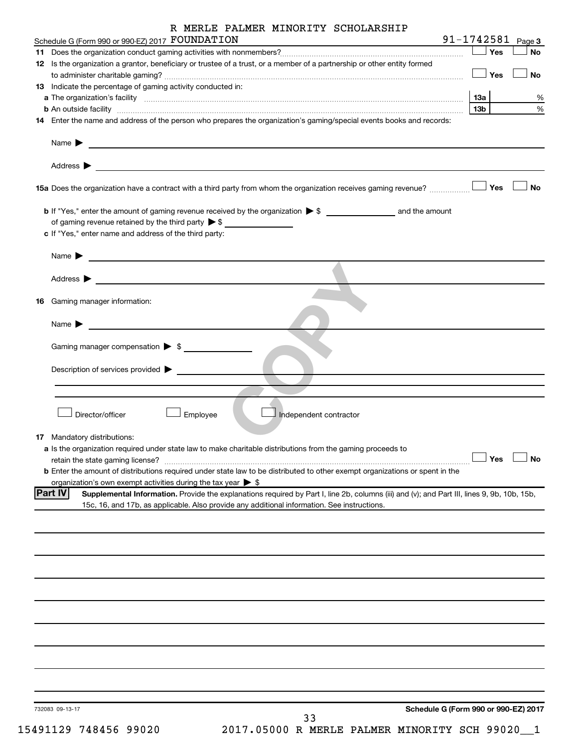R MERLE PALMER MINORITY SCHOLARSHIP

Schedule G (Form 990 or 990-EZ) 2017 FOUNDATION 91-1742581 Page 3

**11** Does the organization conduct gaming activities with nonmembers? ☐ Yes ☐ No

**12** Is the organization a grantor, beneficiary or trustee of a trust, or a member of a partnership or other entity formed to administer charitable gaming? ☐ Yes ☐ No

**13** Indicate the percentage of gaming activity conducted in:

**a** The organization's facility **13a** %

**b** An outside facility **13b** %

**14** Enter the name and address of the person who prepares the organization's gaming/special events books and records:

Name ▶

Address ▶

**15a** Does the organization have a contract with a third party from whom the organization receives gaming revenue? ☐ Yes ☐ No

**b** If "Yes," enter the amount of gaming revenue received by the organization ▶ $ ______ and the amount of gaming revenue retained by the third party ▶ $ ______

**c** If "Yes," enter name and address of the third party:

Name ▶

Address ▶

**16** Gaming manager information:

Name ▶

Gaming manager compensation ▶ $

Description of services provided ▶

☐ Director/officer ☐ Employee ☐ Independent contractor

**17** Mandatory distributions:

**a** Is the organization required under state law to make charitable distributions from the gaming proceeds to retain the state gaming license? ☐ Yes ☐ No

**b** Enter the amount of distributions required under state law to be distributed to other exempt organizations or spent in the organization's own exempt activities during the tax year ▶ $

**Part IV** **Supplemental Information.** Provide the explanations required by Part I, line 2b, columns (iii) and (v); and Part III, lines 9, 9b, 10b, 15b, 15c, 16, and 17b, as applicable. Also provide any additional information. See instructions.

732083 09-13-17

**Schedule G (Form 990 or 990-EZ) 2017**

15491129 748456 99020 2017.05000 R MERLE PALMER MINORITY SCH 99020__1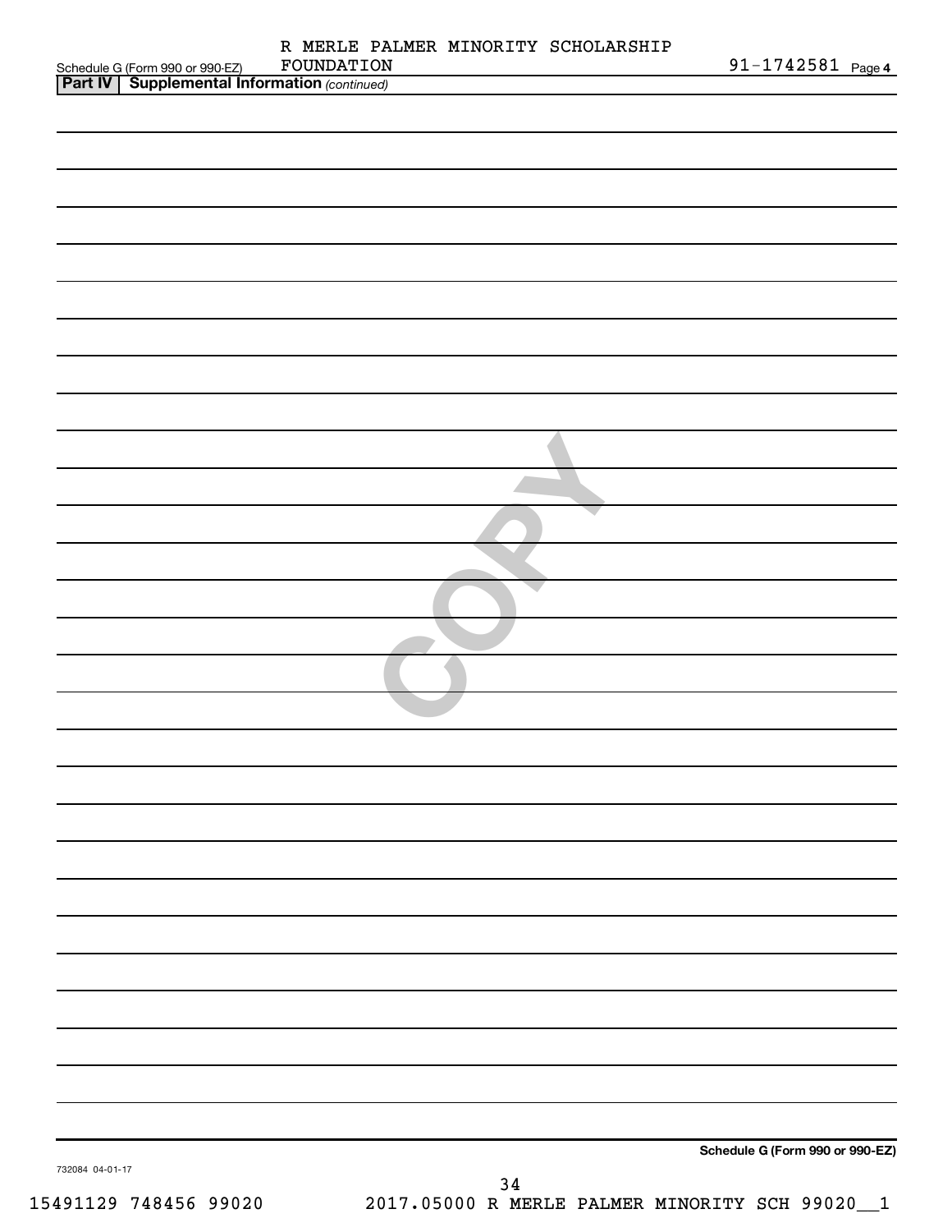Schedule G (Form 990 or 990-EZ) R MERLE PALMER MINORITY SCHOLARSHIP FOUNDATION 91-1742581 Page 4

**Part IV | Supplemental Information** *(continued)*

**Schedule G (Form 990 or 990-EZ)**

732084 04-01-17

15491129 748456 99020 2017.05000 R MERLE PALMER MINORITY SCH 99020__1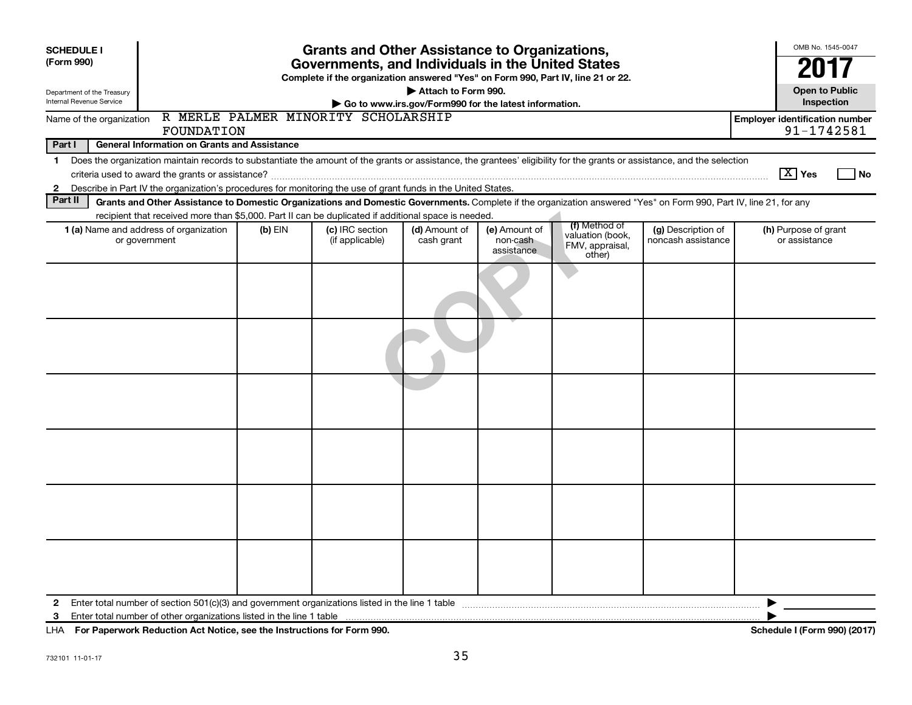**SCHEDULE I (Form 990)**

Department of the Treasury
Internal Revenue Service

# Grants and Other Assistance to Organizations, Governments, and Individuals in the United States

**Complete if the organization answered "Yes" on Form 990, Part IV, line 21 or 22.**

**▶ Attach to Form 990.**

**▶ Go to www.irs.gov/Form990 for the latest information.**

OMB No. 1545-0047

**2017**

**Open to Public Inspection**

Name of the organization: R MERLE PALMER MINORITY SCHOLARSHIP FOUNDATION

**Employer identification number:** 91-1742581

COPY

## Part I General Information on Grants and Assistance

1 Does the organization maintain records to substantiate the amount of the grants or assistance, the grantees' eligibility for the grants or assistance, and the selection criteria used to award the grants or assistance? [X] Yes [ ] No

2 Describe in Part IV the organization's procedures for monitoring the use of grant funds in the United States.

## Part II Grants and Other Assistance to Domestic Organizations and Domestic Governments.

Complete if the organization answered "Yes" on Form 990, Part IV, line 21, for any recipient that received more than $5,000. Part II can be duplicated if additional space is needed.

| 1 (a) Name and address of organization or government | (b) EIN | (c) IRC section (if applicable) | (d) Amount of cash grant | (e) Amount of non-cash assistance | (f) Method of valuation (book, FMV, appraisal, other) | (g) Description of noncash assistance | (h) Purpose of grant or assistance |
|---|---|---|---|---|---|---|---|
| | | | | | | | |
| | | | | | | | |
| | | | | | | | |
| | | | | | | | |
| | | | | | | | |
| | | | | | | | |

2 Enter total number of section 501(c)(3) and government organizations listed in the line 1 table ▶

3 Enter total number of other organizations listed in the line 1 table ▶

LHA **For Paperwork Reduction Act Notice, see the Instructions for Form 990.** **Schedule I (Form 990) (2017)**

732101 11-01-17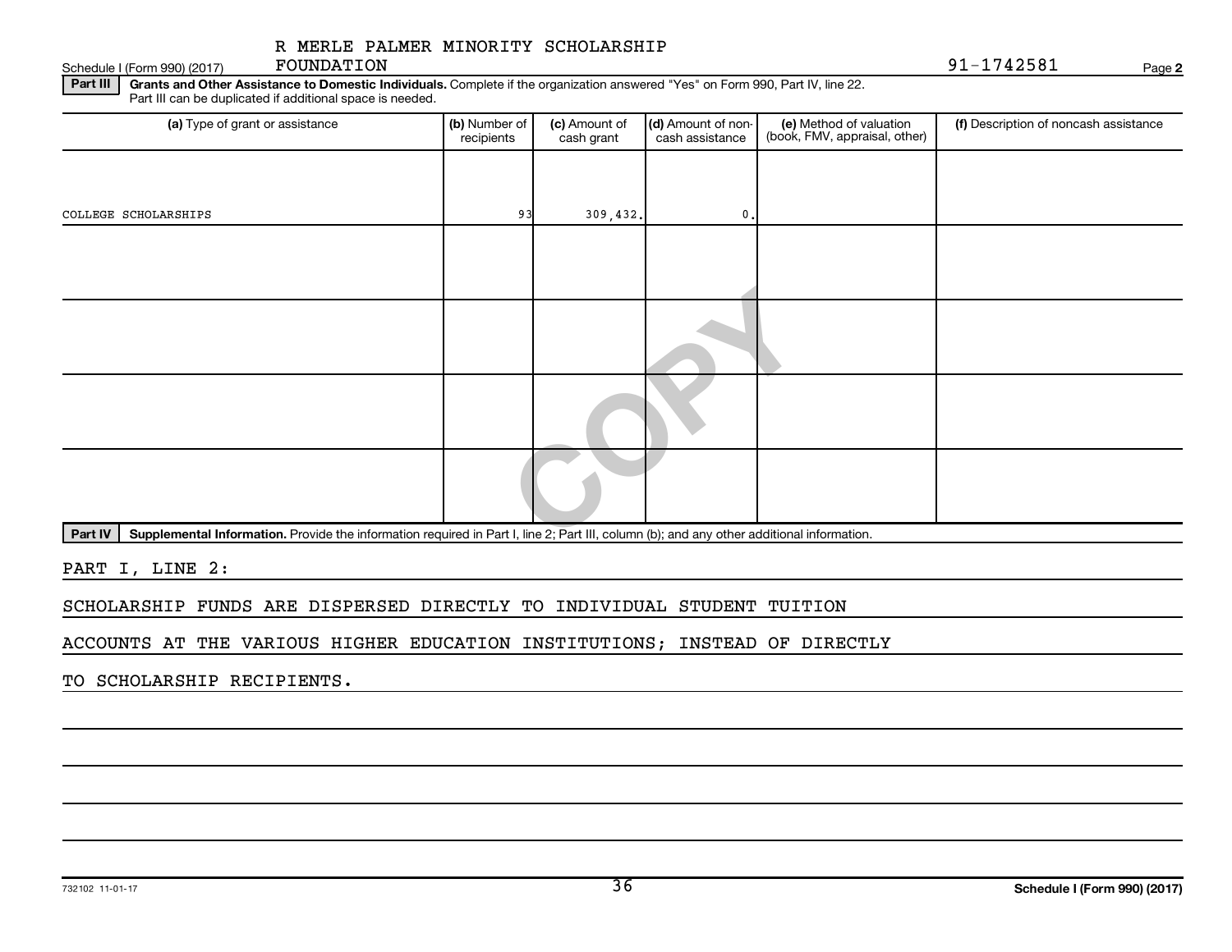R MERLE PALMER MINORITY SCHOLARSHIP FOUNDATION

Schedule I (Form 990) (2017) 91-1742581 Page 2

**Part III** **Grants and Other Assistance to Domestic Individuals.** Complete if the organization answered "Yes" on Form 990, Part IV, line 22. Part III can be duplicated if additional space is needed.

| (a) Type of grant or assistance | (b) Number of recipients | (c) Amount of cash grant | (d) Amount of non-cash assistance | (e) Method of valuation (book, FMV, appraisal, other) | (f) Description of noncash assistance |
|---|---|---|---|---|---|
| COLLEGE SCHOLARSHIPS | 93 | 309,432. | 0. | | |
| | | | | | |
| | | | | | |
| | | | | | |
| | | | | | |

**Part IV** **Supplemental Information.** Provide the information required in Part I, line 2; Part III, column (b); and any other additional information.

PART I, LINE 2:

SCHOLARSHIP FUNDS ARE DISPERSED DIRECTLY TO INDIVIDUAL STUDENT TUITION ACCOUNTS AT THE VARIOUS HIGHER EDUCATION INSTITUTIONS; INSTEAD OF DIRECTLY TO SCHOLARSHIP RECIPIENTS.

732102 11-01-17

Schedule I (Form 990) (2017)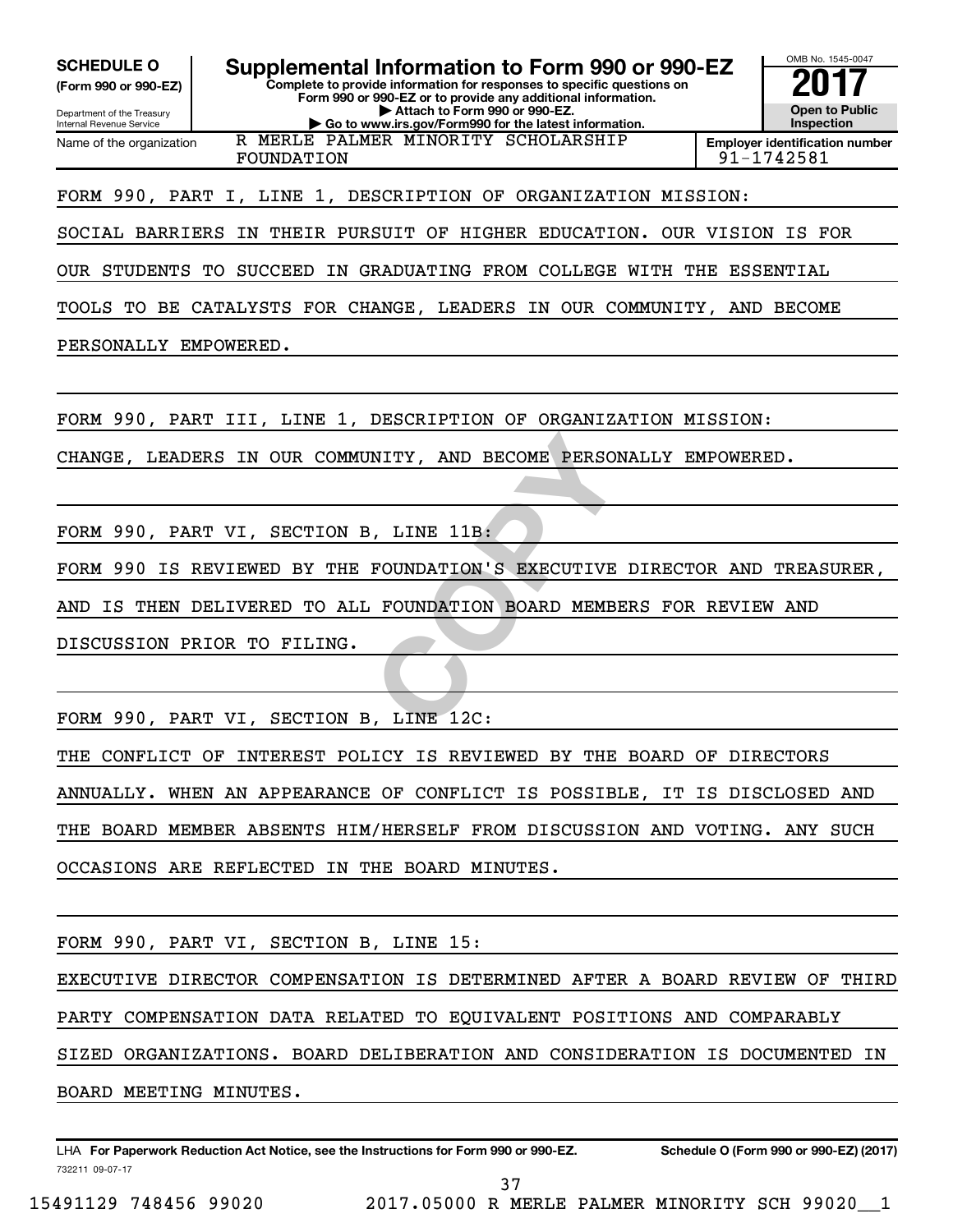**SCHEDULE O**
**(Form 990 or 990-EZ)**

Department of the Treasury
Internal Revenue Service

# Supplemental Information to Form 990 or 990-EZ

**Complete to provide information for responses to specific questions on Form 990 or 990-EZ or to provide any additional information.**
**▶ Attach to Form 990 or 990-EZ.**
**▶ Go to www.irs.gov/Form990 for the latest information.**

OMB No. 1545-0047
**2017**
**Open to Public Inspection**

| Name of the organization | Employer identification number |
|---|---|
| R MERLE PALMER MINORITY SCHOLARSHIP FOUNDATION | 91-1742581 |

FORM 990, PART I, LINE 1, DESCRIPTION OF ORGANIZATION MISSION:

SOCIAL BARRIERS IN THEIR PURSUIT OF HIGHER EDUCATION. OUR VISION IS FOR OUR STUDENTS TO SUCCEED IN GRADUATING FROM COLLEGE WITH THE ESSENTIAL TOOLS TO BE CATALYSTS FOR CHANGE, LEADERS IN OUR COMMUNITY, AND BECOME PERSONALLY EMPOWERED.

FORM 990, PART III, LINE 1, DESCRIPTION OF ORGANIZATION MISSION:

CHANGE, LEADERS IN OUR COMMUNITY, AND BECOME PERSONALLY EMPOWERED.

FORM 990, PART VI, SECTION B, LINE 11B:

FORM 990 IS REVIEWED BY THE FOUNDATION'S EXECUTIVE DIRECTOR AND TREASURER, AND IS THEN DELIVERED TO ALL FOUNDATION BOARD MEMBERS FOR REVIEW AND DISCUSSION PRIOR TO FILING.

FORM 990, PART VI, SECTION B, LINE 12C:

THE CONFLICT OF INTEREST POLICY IS REVIEWED BY THE BOARD OF DIRECTORS ANNUALLY. WHEN AN APPEARANCE OF CONFLICT IS POSSIBLE, IT IS DISCLOSED AND THE BOARD MEMBER ABSENTS HIM/HERSELF FROM DISCUSSION AND VOTING. ANY SUCH OCCASIONS ARE REFLECTED IN THE BOARD MINUTES.

FORM 990, PART VI, SECTION B, LINE 15:

EXECUTIVE DIRECTOR COMPENSATION IS DETERMINED AFTER A BOARD REVIEW OF THIRD PARTY COMPENSATION DATA RELATED TO EQUIVALENT POSITIONS AND COMPARABLY SIZED ORGANIZATIONS. BOARD DELIBERATION AND CONSIDERATION IS DOCUMENTED IN BOARD MEETING MINUTES.

LHA **For Paperwork Reduction Act Notice, see the Instructions for Form 990 or 990-EZ.** **Schedule O (Form 990 or 990-EZ) (2017)**
732211 09-07-17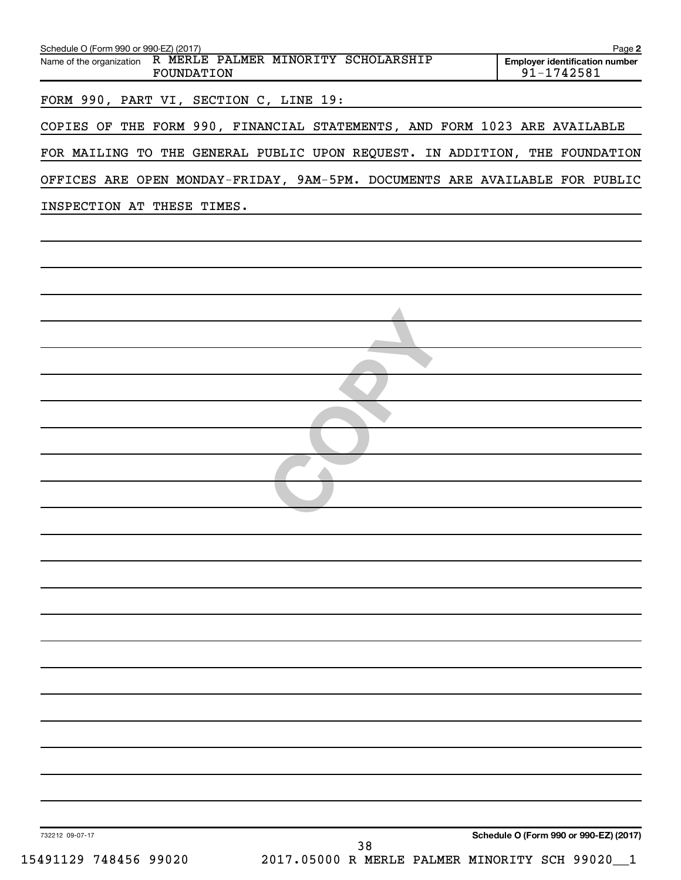Schedule O (Form 990 or 990-EZ) (2017)

Name of the organization: R MERLE PALMER MINORITY SCHOLARSHIP FOUNDATION

Employer identification number: 91-1742581

FORM 990, PART VI, SECTION C, LINE 19:

COPIES OF THE FORM 990, FINANCIAL STATEMENTS, AND FORM 1023 ARE AVAILABLE FOR MAILING TO THE GENERAL PUBLIC UPON REQUEST. IN ADDITION, THE FOUNDATION OFFICES ARE OPEN MONDAY-FRIDAY, 9AM-5PM. DOCUMENTS ARE AVAILABLE FOR PUBLIC INSPECTION AT THESE TIMES.

732212 09-07-17

Schedule O (Form 990 or 990-EZ) (2017)

15491129 748456 99020 2017.05000 R MERLE PALMER MINORITY SCH 99020__1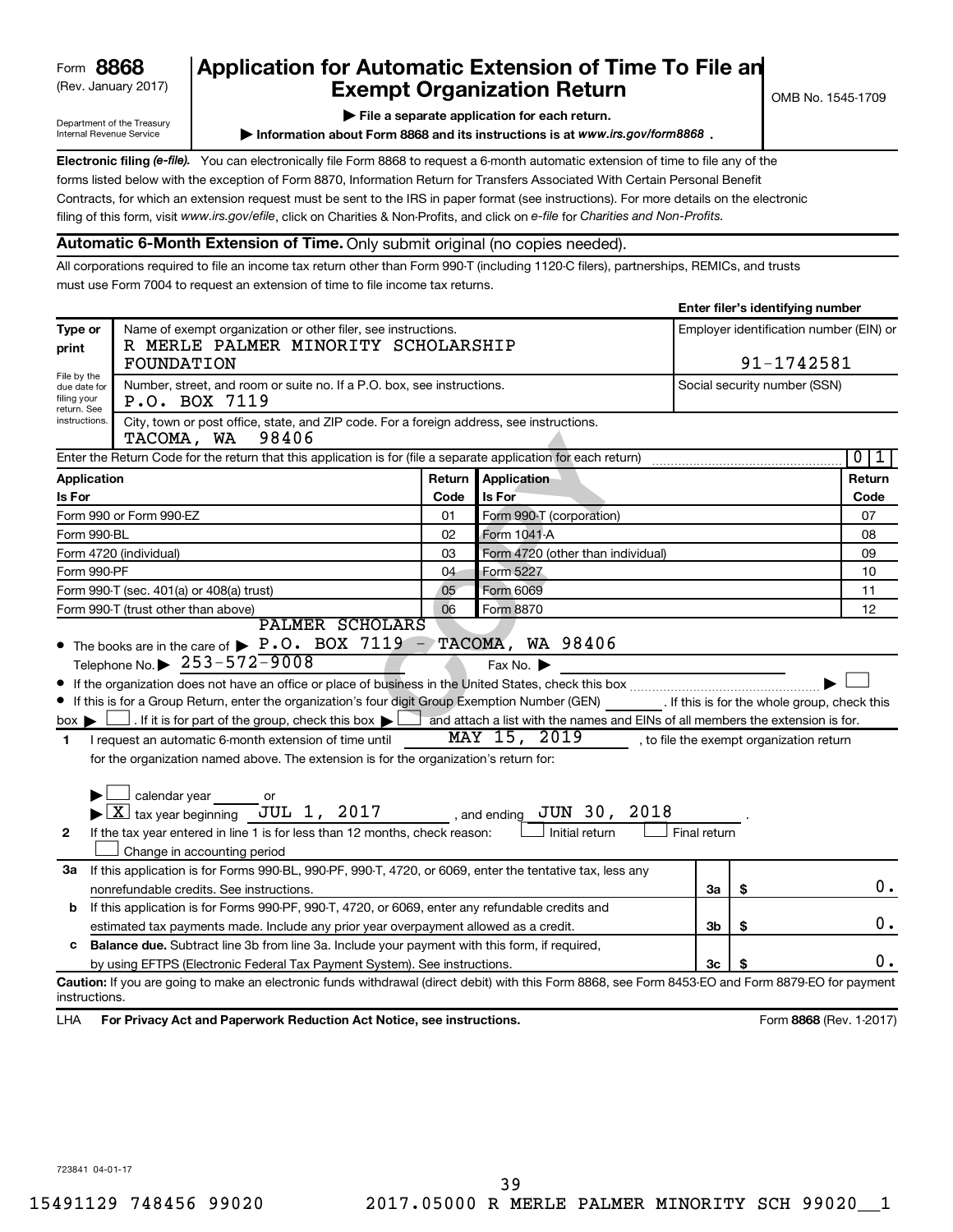Form **8868**
(Rev. January 2017)

Department of the Treasury
Internal Revenue Service

# Application for Automatic Extension of Time To File an Exempt Organization Return

OMB No. 1545-1709

▶ **File a separate application for each return.**

▶ **Information about Form 8868 and its instructions is at** ***www.irs.gov/form8868*** **.**

**Electronic filing** ***(e-file).*** You can electronically file Form 8868 to request a 6-month automatic extension of time to file any of the forms listed below with the exception of Form 8870, Information Return for Transfers Associated With Certain Personal Benefit Contracts, for which an extension request must be sent to the IRS in paper format (see instructions). For more details on the electronic filing of this form, visit *www.irs.gov/efile*, click on Charities & Non-Profits, and click on *e-file* for *Charities and Non-Profits.*

**Automatic 6-Month Extension of Time.** Only submit original (no copies needed).

All corporations required to file an income tax return other than Form 990-T (including 1120-C filers), partnerships, REMICs, and trusts must use Form 7004 to request an extension of time to file income tax returns.

**Enter filer's identifying number**

| | | |
|---|---|---|
| **Type or print** | Name of exempt organization or other filer, see instructions.<br>R MERLE PALMER MINORITY SCHOLARSHIP FOUNDATION | Employer identification number (EIN) or<br>91-1742581 |
| File by the due date for filing your return. See instructions. | Number, street, and room or suite no. If a P.O. box, see instructions.<br>P.O. BOX 7119 | Social security number (SSN) |
| | City, town or post office, state, and ZIP code. For a foreign address, see instructions.<br>TACOMA, WA 98406 | |

Enter the Return Code for the return that this application is for (file a separate application for each return) .......... 0 1

| Application Is For | Return Code | Application Is For | Return Code |
|---|---|---|---|
| Form 990 or Form 990-EZ | 01 | Form 990-T (corporation) | 07 |
| Form 990-BL | 02 | Form 1041-A | 08 |
| Form 4720 (individual) | 03 | Form 4720 (other than individual) | 09 |
| Form 990-PF | 04 | Form 5227 | 10 |
| Form 990-T (sec. 401(a) or 408(a) trust) | 05 | Form 6069 | 11 |
| Form 990-T (trust other than above) | 06 | Form 8870 | 12 |

- The books are in the care of ▶ PALMER SCHOLARS P.O. BOX 7119 - TACOMA, WA 98406
  Telephone No. ▶ 253-572-9008 Fax No. ▶
- If the organization does not have an office or place of business in the United States, check this box .......... ▶ ☐
- If this is for a Group Return, enter the organization's four digit Group Exemption Number (GEN) ______ . If this is for the whole group, check this box ▶ ☐ . If it is for part of the group, check this box ▶ ☐ and attach a list with the names and EINs of all members the extension is for.

**1** I request an automatic 6-month extension of time until MAY 15, 2019 , to file the exempt organization return for the organization named above. The extension is for the organization's return for:

▶ ☐ calendar year ______ or

▶ ☒ tax year beginning JUL 1, 2017 , and ending JUN 30, 2018 .

**2** If the tax year entered in line 1 is for less than 12 months, check reason: ☐ Initial return ☐ Final return
☐ Change in accounting period

| | | | |
|---|---|---|---|
| **3a** If this application is for Forms 990-BL, 990-PF, 990-T, 4720, or 6069, enter the tentative tax, less any nonrefundable credits. See instructions. | **3a** | $ | 0. |
| **b** If this application is for Forms 990-PF, 990-T, 4720, or 6069, enter any refundable credits and estimated tax payments made. Include any prior year overpayment allowed as a credit. | **3b** | $ | 0. |
| **c** **Balance due.** Subtract line 3b from line 3a. Include your payment with this form, if required, by using EFTPS (Electronic Federal Tax Payment System). See instructions. | **3c** | $ | 0. |

**Caution:** If you are going to make an electronic funds withdrawal (direct debit) with this Form 8868, see Form 8453-EO and Form 8879-EO for payment instructions.

LHA **For Privacy Act and Paperwork Reduction Act Notice, see instructions.** Form **8868** (Rev. 1-2017)

723841 04-01-17